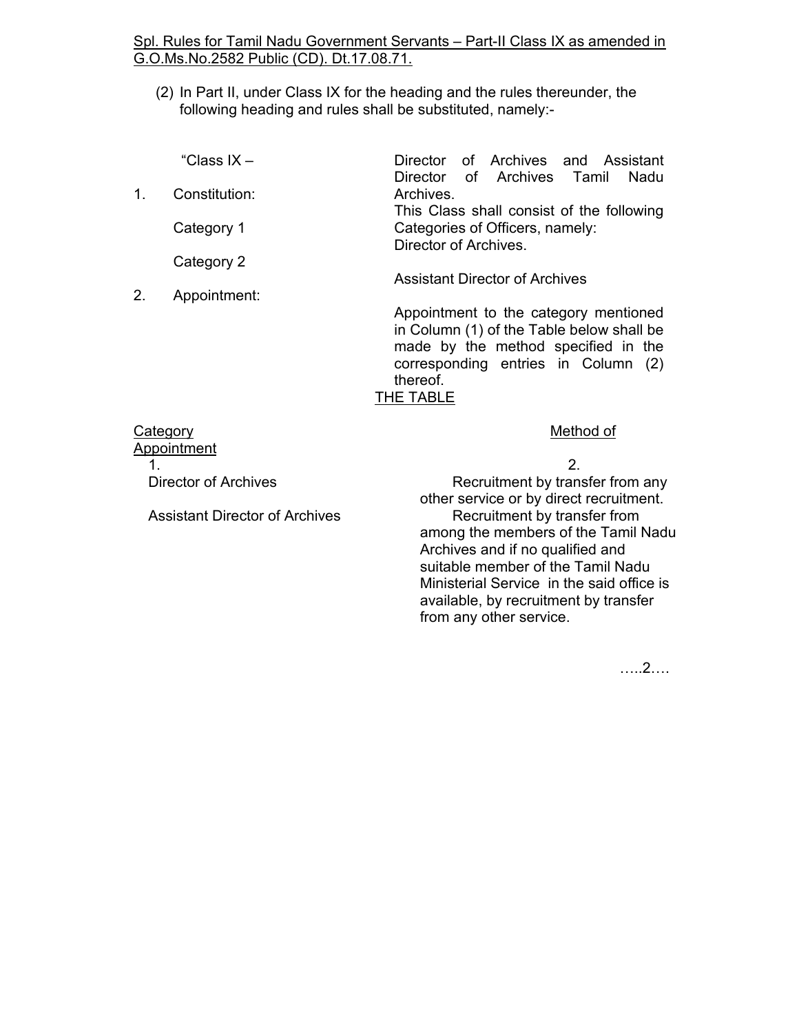Spl. Rules for Tamil Nadu Government Servants – Part-II Class IX as amended in G.O.Ms.No.2582 Public (CD). Dt.17.08.71.

(2) In Part II, under Class IX for the heading and the rules thereunder, the following heading and rules shall be substituted, namely:-

"Class IX – Director of Archives and Assistant Director of Archives Tamil Nadu Archives.

1. Constitution: This Class shall consist of the following Categories of Officers, namely:

   Category 1 Director of Archives.

   Category 2 Assistant Director of Archives

2. Appointment: Appointment to the category mentioned in Column (1) of the Table below shall be made by the method specified in the corresponding entries in Column (2) thereof.

THE TABLE

| Category | Method of Appointment |
|---|---|
| 1. | 2. |
| Director of Archives | Recruitment by transfer from any other service or by direct recruitment. |
| Assistant Director of Archives | Recruitment by transfer from among the members of the Tamil Nadu Archives and if no qualified and suitable member of the Tamil Nadu Ministerial Service in the said office is available, by recruitment by transfer from any other service. |

…..2….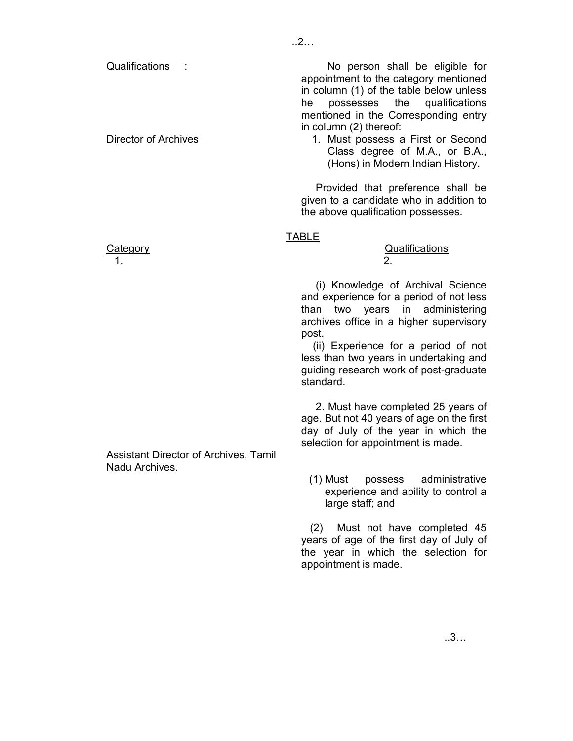Qualifications : No person shall be eligible for appointment to the category mentioned in column (1) of the table below unless he possesses the qualifications mentioned in the Corresponding entry in column (2) thereof:

**TABLE**

| Category<br>1. | Qualifications<br>2. |
|---|---|
| Director of Archives | 1. Must possess a First or Second Class degree of M.A., or B.A., (Hons) in Modern Indian History.<br><br>Provided that preference shall be given to a candidate who in addition to the above qualification possesses.<br><br>(i) Knowledge of Archival Science and experience for a period of not less than two years in administering archives office in a higher supervisory post.<br>(ii) Experience for a period of not less than two years in undertaking and guiding research work of post-graduate standard.<br><br>2. Must have completed 25 years of age. But not 40 years of age on the first day of July of the year in which the selection for appointment is made. |
| Assistant Director of Archives, Tamil Nadu Archives. | (1) Must possess administrative experience and ability to control a large staff; and<br><br>(2) Must not have completed 45 years of age of the first day of July of the year in which the selection for appointment is made. |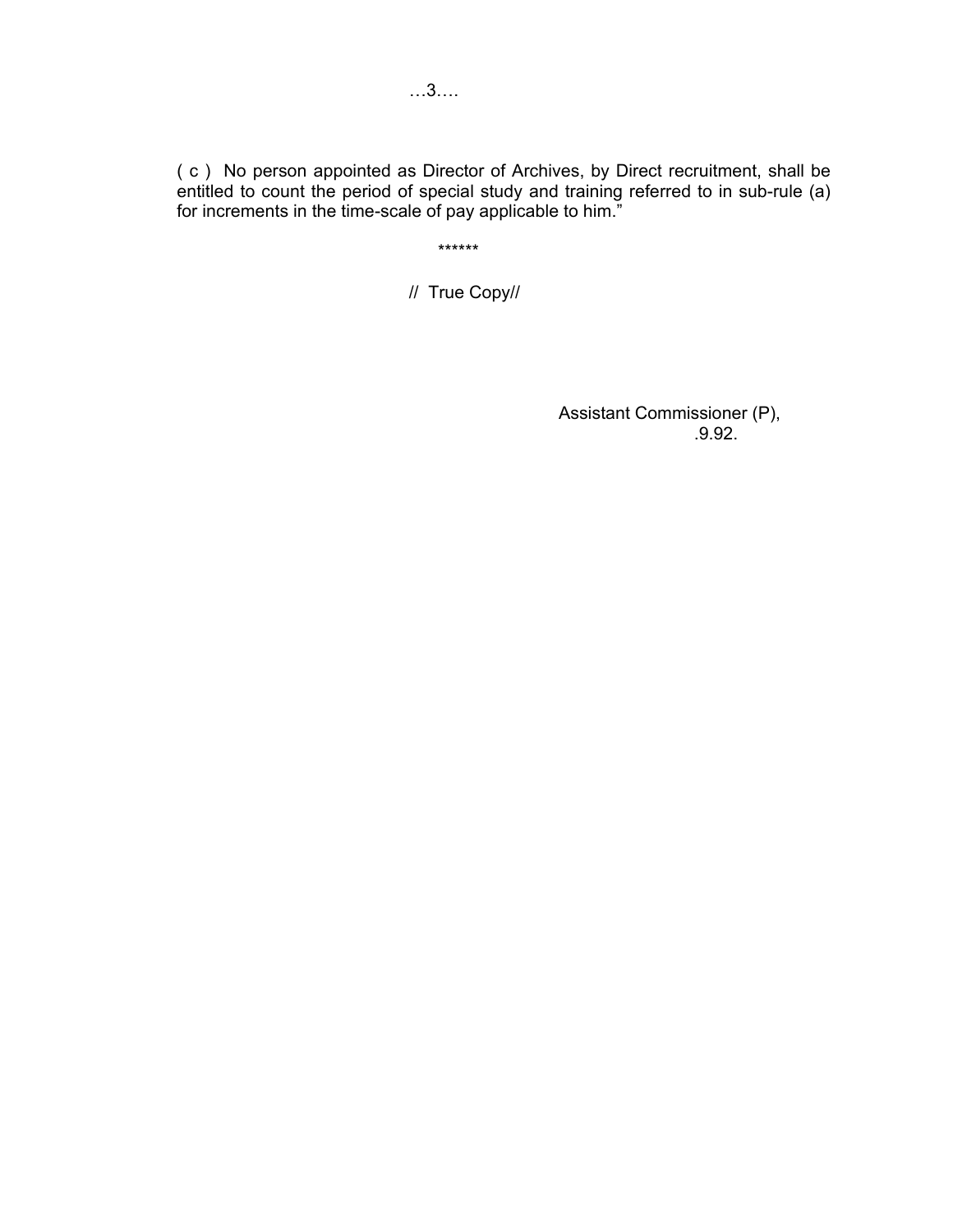( c ) No person appointed as Director of Archives, by Direct recruitment, shall be entitled to count the period of special study and training referred to in sub-rule (a) for increments in the time-scale of pay applicable to him."

******

// True Copy//

Assistant Commissioner (P),
.9.92.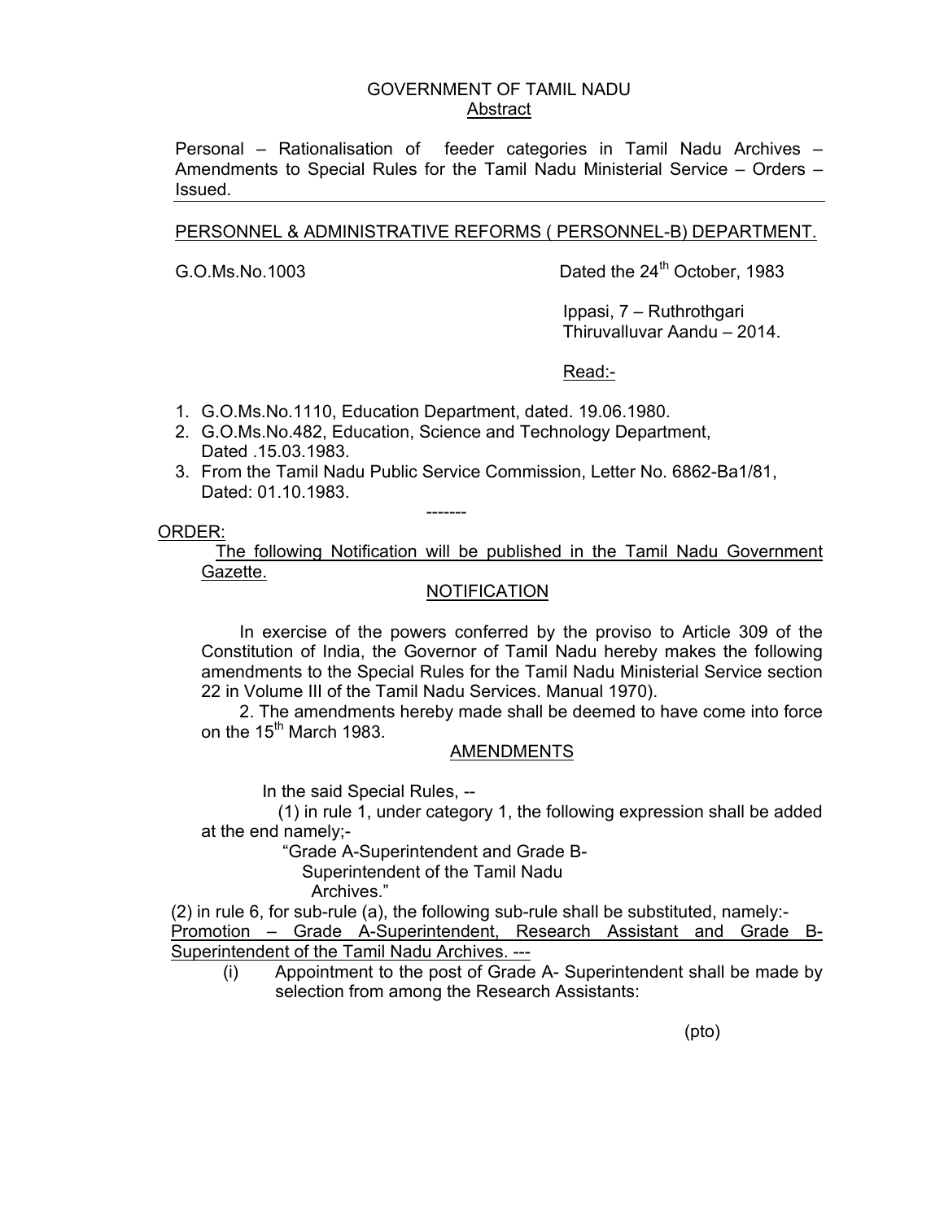GOVERNMENT OF TAMIL NADU

Abstract

Personal – Rationalisation of feeder categories in Tamil Nadu Archives – Amendments to Special Rules for the Tamil Nadu Ministerial Service – Orders – Issued.

---

PERSONNEL & ADMINISTRATIVE REFORMS ( PERSONNEL-B) DEPARTMENT.

G.O.Ms.No.1003 Dated the 24th October, 1983

Ippasi, 7 – Ruthrothgari
Thiruvalluvar Aandu – 2014.

Read:-

1. G.O.Ms.No.1110, Education Department, dated. 19.06.1980.
2. G.O.Ms.No.482, Education, Science and Technology Department, Dated .15.03.1983.
3. From the Tamil Nadu Public Service Commission, Letter No. 6862-Ba1/81, Dated: 01.10.1983.

-------

ORDER:

The following Notification will be published in the Tamil Nadu Government Gazette.

NOTIFICATION

In exercise of the powers conferred by the proviso to Article 309 of the Constitution of India, the Governor of Tamil Nadu hereby makes the following amendments to the Special Rules for the Tamil Nadu Ministerial Service section 22 in Volume III of the Tamil Nadu Services. Manual 1970).

2. The amendments hereby made shall be deemed to have come into force on the 15th March 1983.

AMENDMENTS

In the said Special Rules, --

(1) in rule 1, under category 1, the following expression shall be added at the end namely;-

"Grade A-Superintendent and Grade B-
Superintendent of the Tamil Nadu
Archives."

(2) in rule 6, for sub-rule (a), the following sub-rule shall be substituted, namely:-

Promotion – Grade A-Superintendent, Research Assistant and Grade B-Superintendent of the Tamil Nadu Archives. ---

(i) Appointment to the post of Grade A- Superintendent shall be made by selection from among the Research Assistants:

(pto)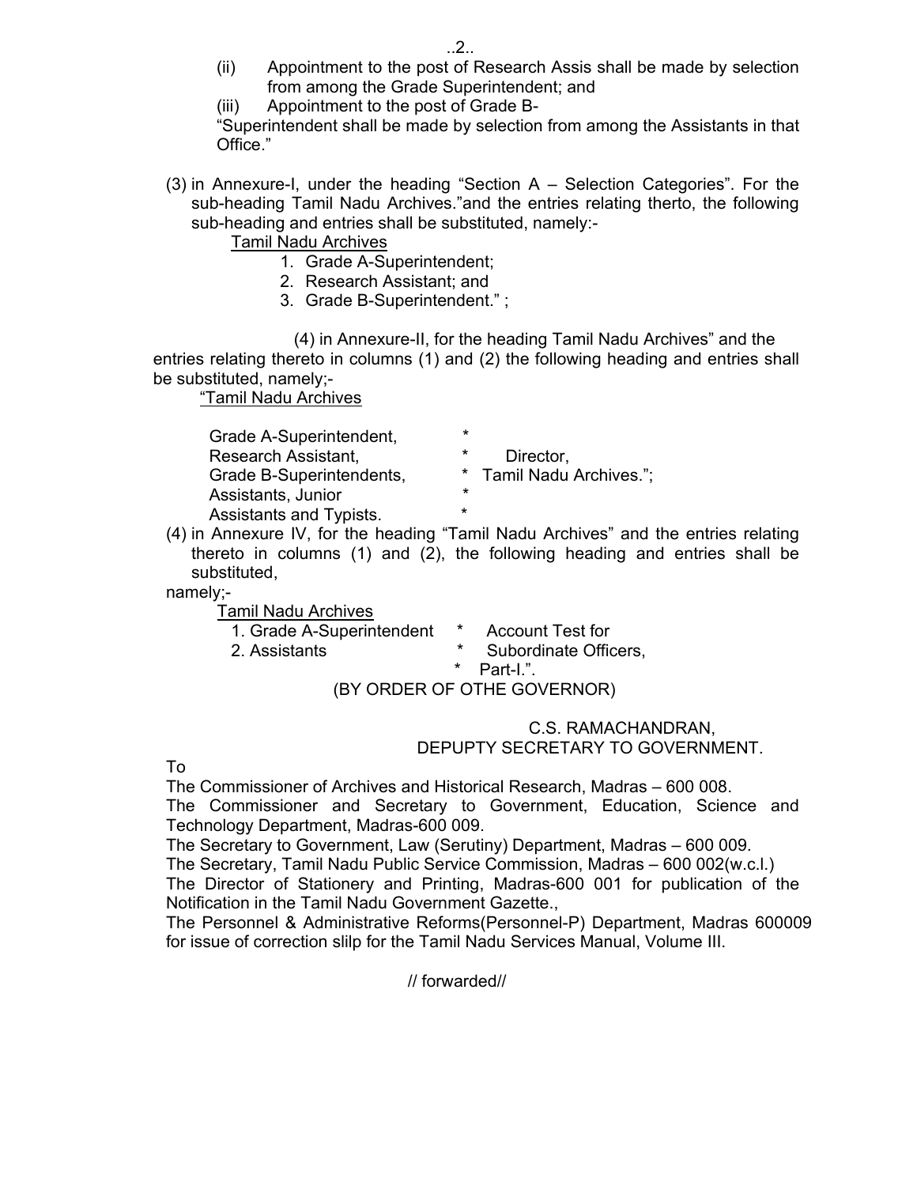(ii) Appointment to the post of Research Assis shall be made by selection from among the Grade Superintendent; and

(iii) Appointment to the post of Grade B-

"Superintendent shall be made by selection from among the Assistants in that Office."

(3) in Annexure-I, under the heading "Section A – Selection Categories". For the sub-heading Tamil Nadu Archives."and the entries relating therto, the following sub-heading and entries shall be substituted, namely:-

<u>Tamil Nadu Archives</u>

1. Grade A-Superintendent;
2. Research Assistant; and
3. Grade B-Superintendent." ;

(4) in Annexure-II, for the heading Tamil Nadu Archives" and the entries relating thereto in columns (1) and (2) the following heading and entries shall be substituted, namely;-

<u>"Tamil Nadu Archives</u>

| | |
|---|---|
| Grade A-Superintendent, | * |
| Research Assistant, | * Director, |
| Grade B-Superintendents, | * Tamil Nadu Archives."; |
| Assistants, Junior | * |
| Assistants and Typists. | * |

(4) in Annexure IV, for the heading "Tamil Nadu Archives" and the entries relating thereto in columns (1) and (2), the following heading and entries shall be substituted,

namely;-

<u>Tamil Nadu Archives</u>

| | |
|---|---|
| 1. Grade A-Superintendent | * Account Test for |
| 2. Assistants | * Subordinate Officers, |
| | * Part-I.". |

(BY ORDER OF OTHE GOVERNOR)

C.S. RAMACHANDRAN,
DEPUPTY SECRETARY TO GOVERNMENT.

To

The Commissioner of Archives and Historical Research, Madras – 600 008.

The Commissioner and Secretary to Government, Education, Science and Technology Department, Madras-600 009.

The Secretary to Government, Law (Serutiny) Department, Madras – 600 009.

The Secretary, Tamil Nadu Public Service Commission, Madras – 600 002(w.c.l.)

The Director of Stationery and Printing, Madras-600 001 for publication of the Notification in the Tamil Nadu Government Gazette.,

The Personnel & Administrative Reforms(Personnel-P) Department, Madras 600009 for issue of correction slilp for the Tamil Nadu Services Manual, Volume III.

// forwarded//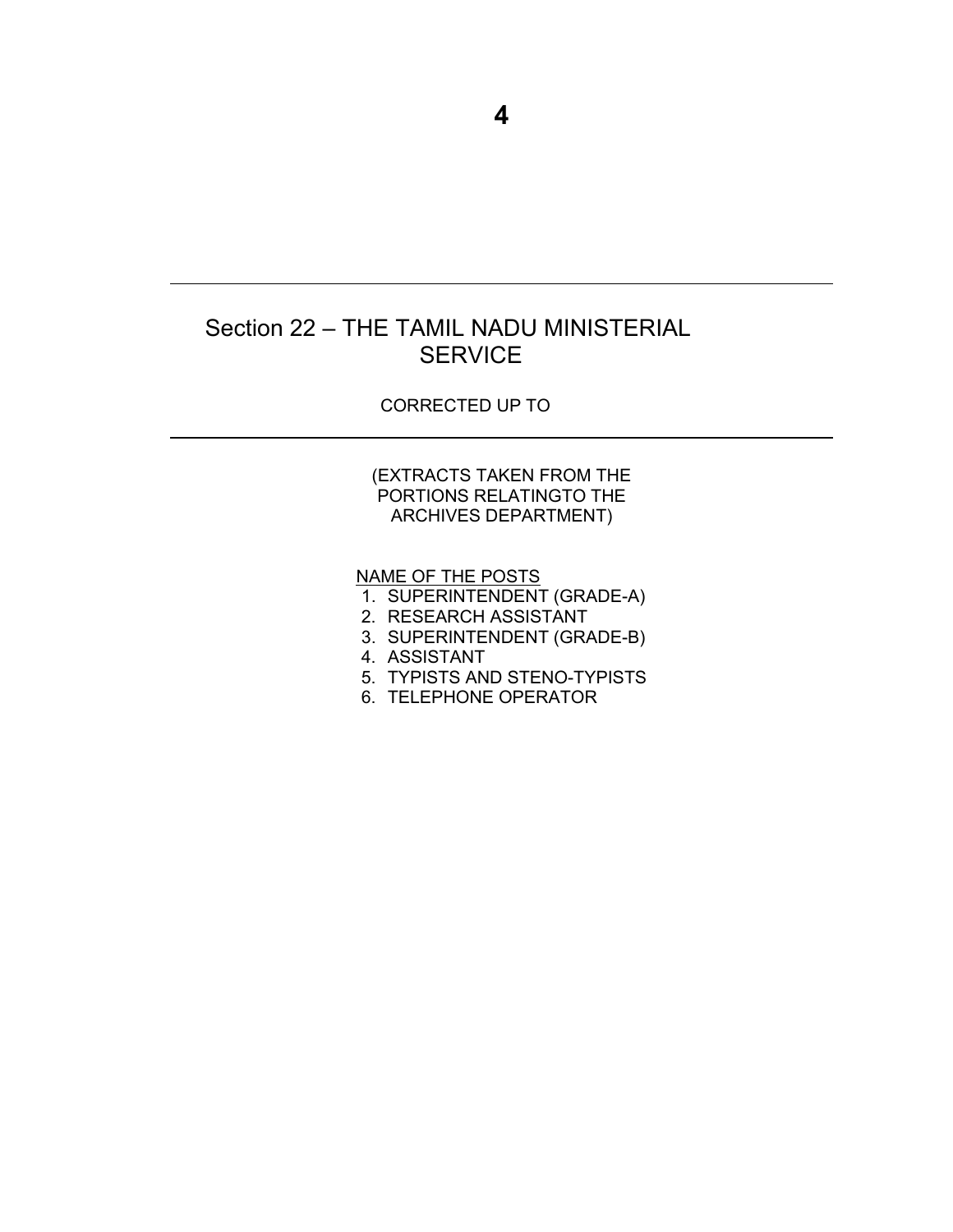# Section 22 – THE TAMIL NADU MINISTERIAL SERVICE

CORRECTED UP TO

(EXTRACTS TAKEN FROM THE PORTIONS RELATINGTO THE ARCHIVES DEPARTMENT)

NAME OF THE POSTS

1. SUPERINTENDENT (GRADE-A)
2. RESEARCH ASSISTANT
3. SUPERINTENDENT (GRADE-B)
4. ASSISTANT
5. TYPISTS AND STENO-TYPISTS
6. TELEPHONE OPERATOR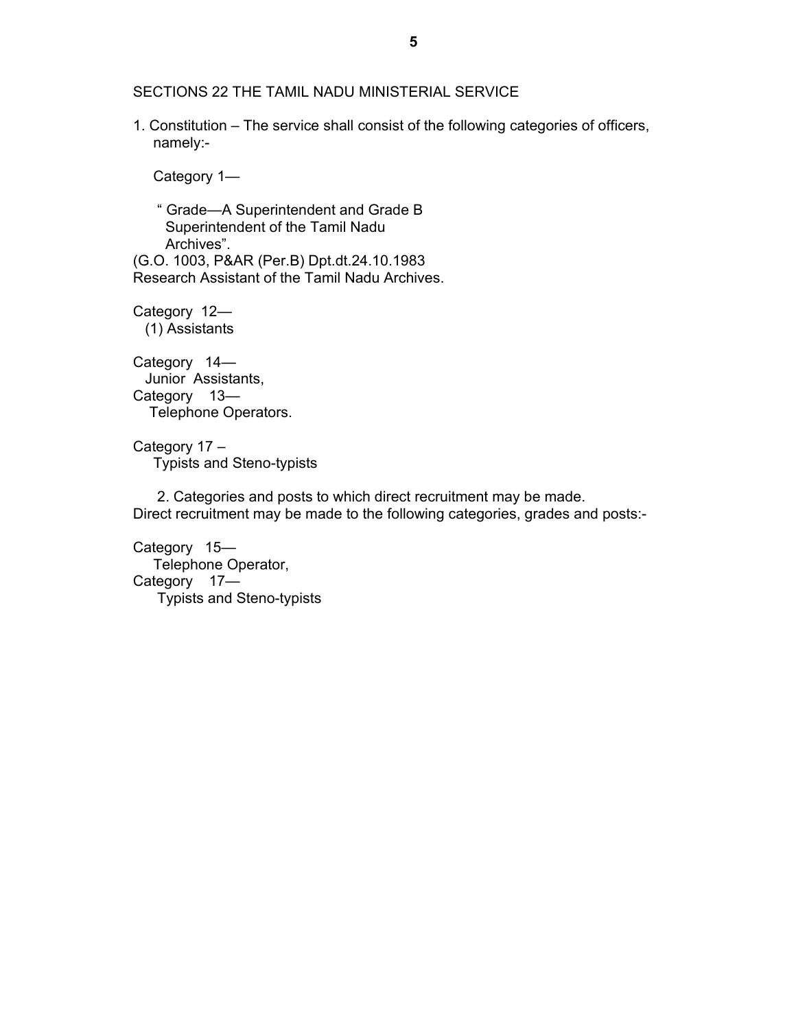SECTIONS 22 THE TAMIL NADU MINISTERIAL SERVICE

1. Constitution – The service shall consist of the following categories of officers, namely:-

Category 1—

" Grade—A Superintendent and Grade B Superintendent of the Tamil Nadu Archives".
(G.O. 1003, P&AR (Per.B) Dpt.dt.24.10.1983
Research Assistant of the Tamil Nadu Archives.

Category 12—
(1) Assistants

Category 14—
Junior Assistants,
Category 13—
Telephone Operators.

Category 17 –
Typists and Steno-typists

2. Categories and posts to which direct recruitment may be made.
Direct recruitment may be made to the following categories, grades and posts:-

Category 15—
Telephone Operator,
Category 17—
Typists and Steno-typists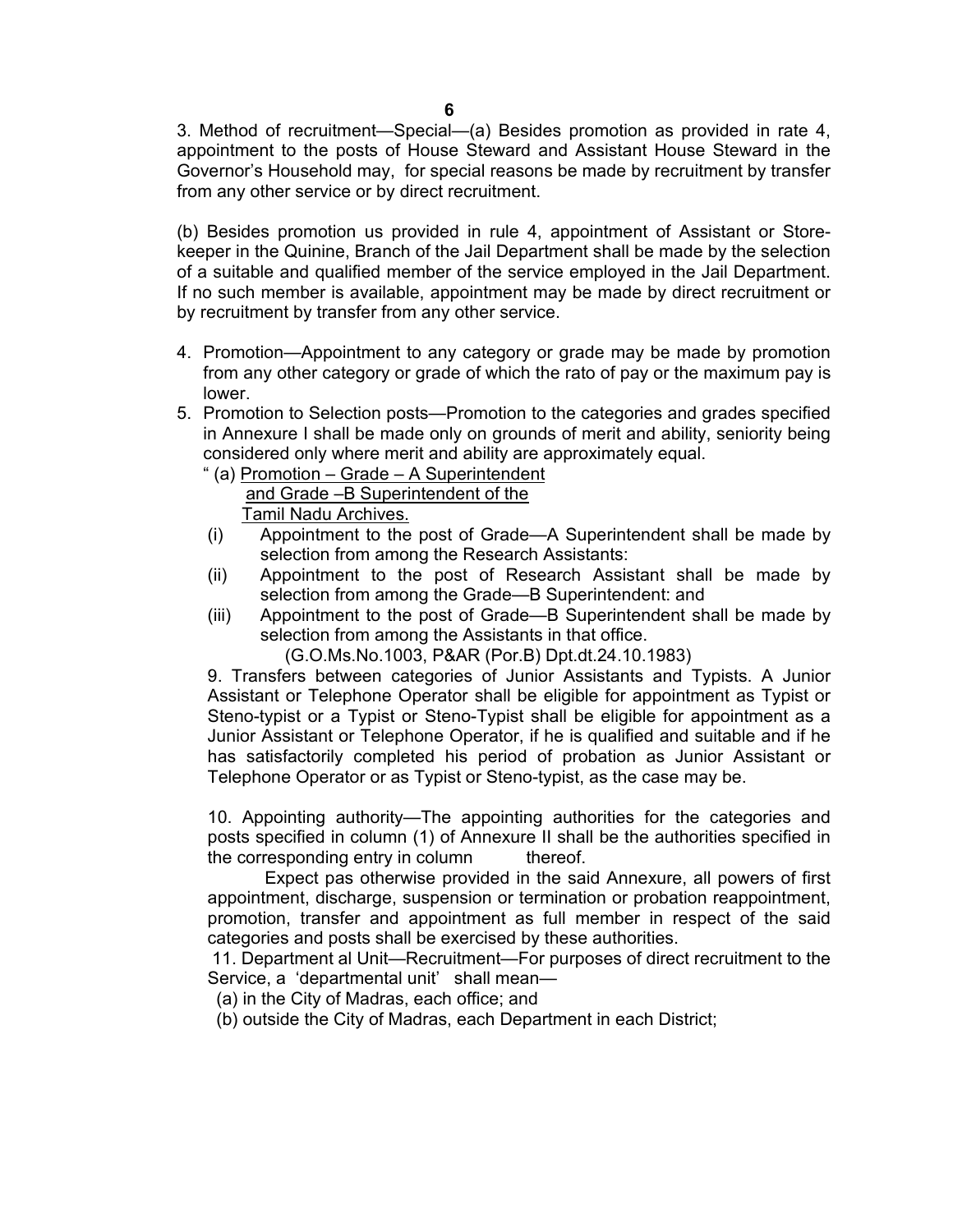3. Method of recruitment—Special—(a) Besides promotion as provided in rate 4, appointment to the posts of House Steward and Assistant House Steward in the Governor's Household may, for special reasons be made by recruitment by transfer from any other service or by direct recruitment.

(b) Besides promotion us provided in rule 4, appointment of Assistant or Store-keeper in the Quinine, Branch of the Jail Department shall be made by the selection of a suitable and qualified member of the service employed in the Jail Department. If no such member is available, appointment may be made by direct recruitment or by recruitment by transfer from any other service.

4. Promotion—Appointment to any category or grade may be made by promotion from any other category or grade of which the rato of pay or the maximum pay is lower.
5. Promotion to Selection posts—Promotion to the categories and grades specified in Annexure I shall be made only on grounds of merit and ability, seniority being considered only where merit and ability are approximately equal.

" (a) <u>Promotion – Grade – A Superintendent and Grade –B Superintendent of the Tamil Nadu Archives.</u>

(i) Appointment to the post of Grade—A Superintendent shall be made by selection from among the Research Assistants:

(ii) Appointment to the post of Research Assistant shall be made by selection from among the Grade—B Superintendent: and

(iii) Appointment to the post of Grade—B Superintendent shall be made by selection from among the Assistants in that office.

(G.O.Ms.No.1003, P&AR (Por.B) Dpt.dt.24.10.1983)

9. Transfers between categories of Junior Assistants and Typists. A Junior Assistant or Telephone Operator shall be eligible for appointment as Typist or Steno-typist or a Typist or Steno-Typist shall be eligible for appointment as a Junior Assistant or Telephone Operator, if he is qualified and suitable and if he has satisfactorily completed his period of probation as Junior Assistant or Telephone Operator or as Typist or Steno-typist, as the case may be.

10. Appointing authority—The appointing authorities for the categories and posts specified in column (1) of Annexure II shall be the authorities specified in the corresponding entry in column thereof.

Expect pas otherwise provided in the said Annexure, all powers of first appointment, discharge, suspension or termination or probation reappointment, promotion, transfer and appointment as full member in respect of the said categories and posts shall be exercised by these authorities.

11. Department al Unit—Recruitment—For purposes of direct recruitment to the Service, a 'departmental unit' shall mean—

(a) in the City of Madras, each office; and

(b) outside the City of Madras, each Department in each District;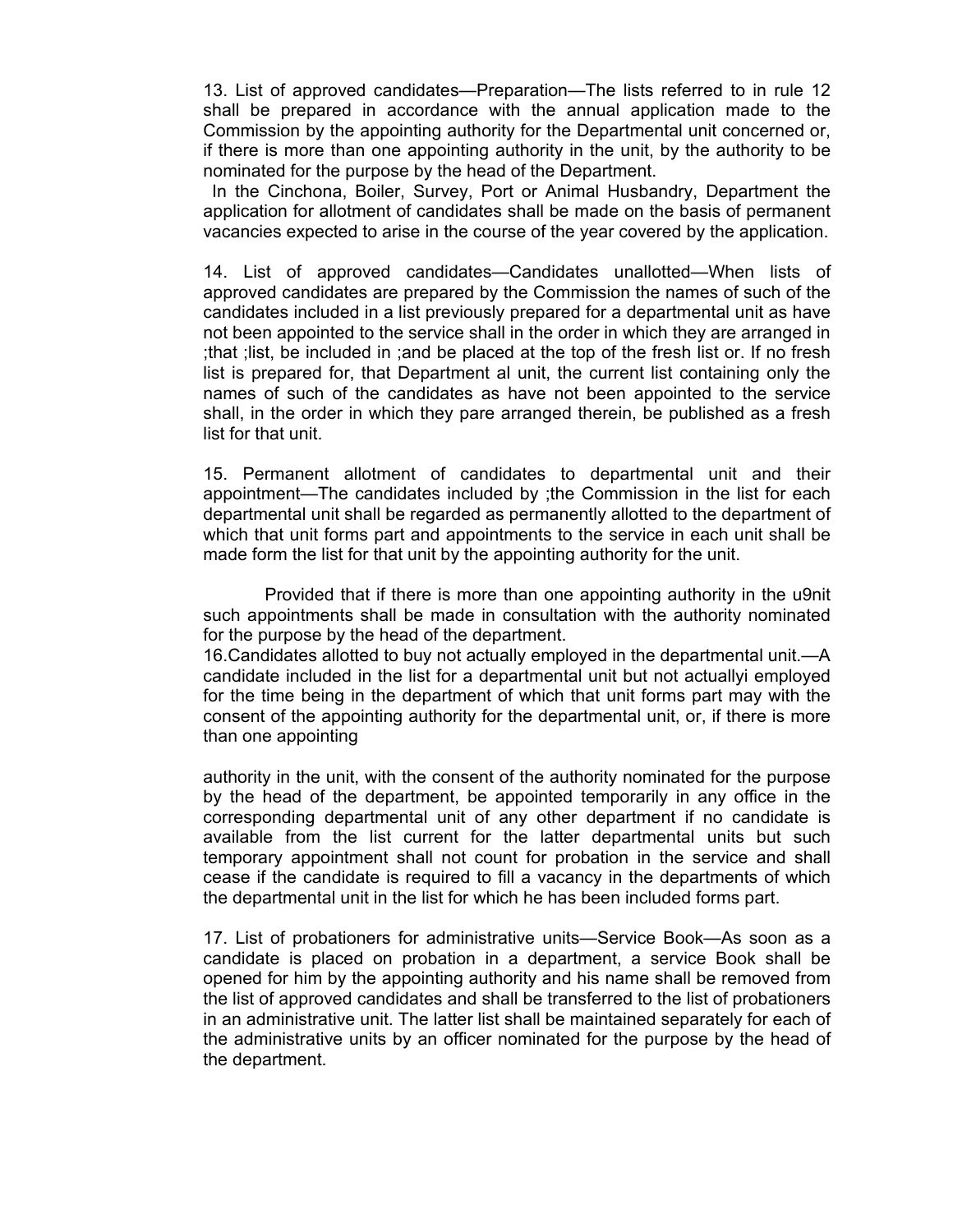13. List of approved candidates—Preparation—The lists referred to in rule 12 shall be prepared in accordance with the annual application made to the Commission by the appointing authority for the Departmental unit concerned or, if there is more than one appointing authority in the unit, by the authority to be nominated for the purpose by the head of the Department.

In the Cinchona, Boiler, Survey, Port or Animal Husbandry, Department the application for allotment of candidates shall be made on the basis of permanent vacancies expected to arise in the course of the year covered by the application.

14. List of approved candidates—Candidates unallotted—When lists of approved candidates are prepared by the Commission the names of such of the candidates included in a list previously prepared for a departmental unit as have not been appointed to the service shall in the order in which they are arranged in ;that ;list, be included in ;and be placed at the top of the fresh list or. If no fresh list is prepared for, that Department al unit, the current list containing only the names of such of the candidates as have not been appointed to the service shall, in the order in which they pare arranged therein, be published as a fresh list for that unit.

15. Permanent allotment of candidates to departmental unit and their appointment—The candidates included by ;the Commission in the list for each departmental unit shall be regarded as permanently allotted to the department of which that unit forms part and appointments to the service in each unit shall be made form the list for that unit by the appointing authority for the unit.

Provided that if there is more than one appointing authority in the u9nit such appointments shall be made in consultation with the authority nominated for the purpose by the head of the department.

16.Candidates allotted to buy not actually employed in the departmental unit.—A candidate included in the list for a departmental unit but not actuallyi employed for the time being in the department of which that unit forms part may with the consent of the appointing authority for the departmental unit, or, if there is more than one appointing authority in the unit, with the consent of the authority nominated for the purpose by the head of the department, be appointed temporarily in any office in the corresponding departmental unit of any other department if no candidate is available from the list current for the latter departmental units but such temporary appointment shall not count for probation in the service and shall cease if the candidate is required to fill a vacancy in the departments of which the departmental unit in the list for which he has been included forms part.

17. List of probationers for administrative units—Service Book—As soon as a candidate is placed on probation in a department, a service Book shall be opened for him by the appointing authority and his name shall be removed from the list of approved candidates and shall be transferred to the list of probationers in an administrative unit. The latter list shall be maintained separately for each of the administrative units by an officer nominated for the purpose by the head of the department.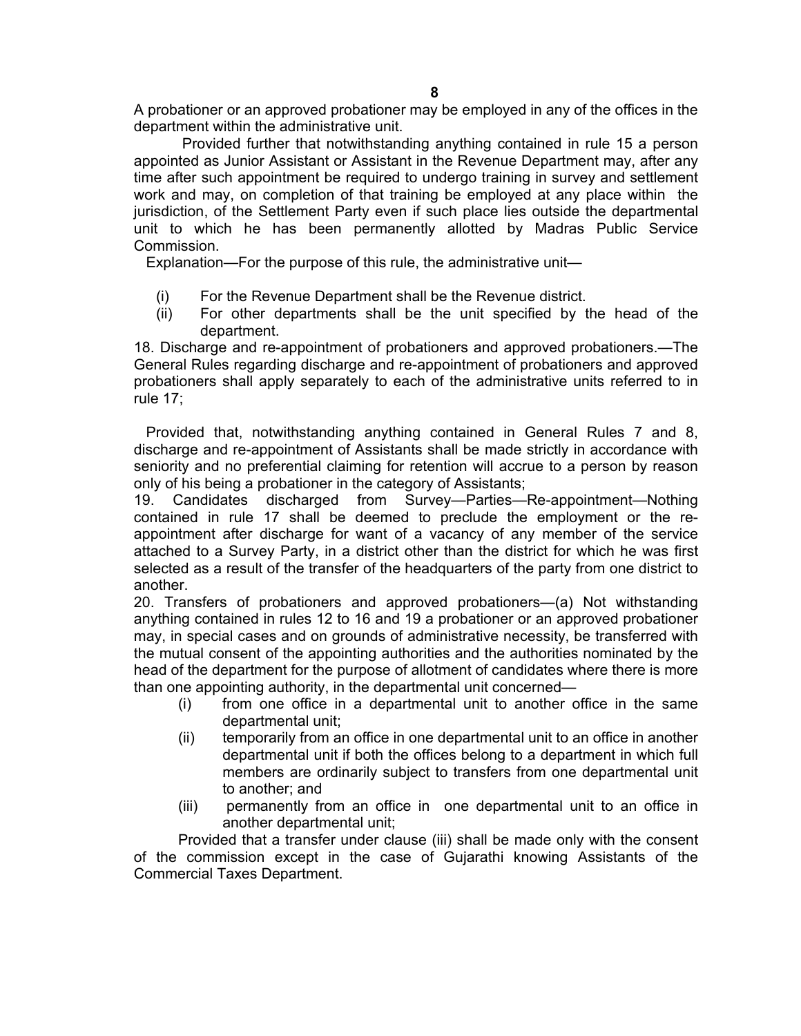A probationer or an approved probationer may be employed in any of the offices in the department within the administrative unit.

Provided further that notwithstanding anything contained in rule 15 a person appointed as Junior Assistant or Assistant in the Revenue Department may, after any time after such appointment be required to undergo training in survey and settlement work and may, on completion of that training be employed at any place within the jurisdiction, of the Settlement Party even if such place lies outside the departmental unit to which he has been permanently allotted by Madras Public Service Commission.

Explanation—For the purpose of this rule, the administrative unit—

(i) For the Revenue Department shall be the Revenue district.

(ii) For other departments shall be the unit specified by the head of the department.

18. Discharge and re-appointment of probationers and approved probationers.—The General Rules regarding discharge and re-appointment of probationers and approved probationers shall apply separately to each of the administrative units referred to in rule 17;

Provided that, notwithstanding anything contained in General Rules 7 and 8, discharge and re-appointment of Assistants shall be made strictly in accordance with seniority and no preferential claiming for retention will accrue to a person by reason only of his being a probationer in the category of Assistants;

19. Candidates discharged from Survey—Parties—Re-appointment—Nothing contained in rule 17 shall be deemed to preclude the employment or the re-appointment after discharge for want of a vacancy of any member of the service attached to a Survey Party, in a district other than the district for which he was first selected as a result of the transfer of the headquarters of the party from one district to another.

20. Transfers of probationers and approved probationers—(a) Not withstanding anything contained in rules 12 to 16 and 19 a probationer or an approved probationer may, in special cases and on grounds of administrative necessity, be transferred with the mutual consent of the appointing authorities and the authorities nominated by the head of the department for the purpose of allotment of candidates where there is more than one appointing authority, in the departmental unit concerned—

(i) from one office in a departmental unit to another office in the same departmental unit;

(ii) temporarily from an office in one departmental unit to an office in another departmental unit if both the offices belong to a department in which full members are ordinarily subject to transfers from one departmental unit to another; and

(iii) permanently from an office in one departmental unit to an office in another departmental unit;

Provided that a transfer under clause (iii) shall be made only with the consent of the commission except in the case of Gujarathi knowing Assistants of the Commercial Taxes Department.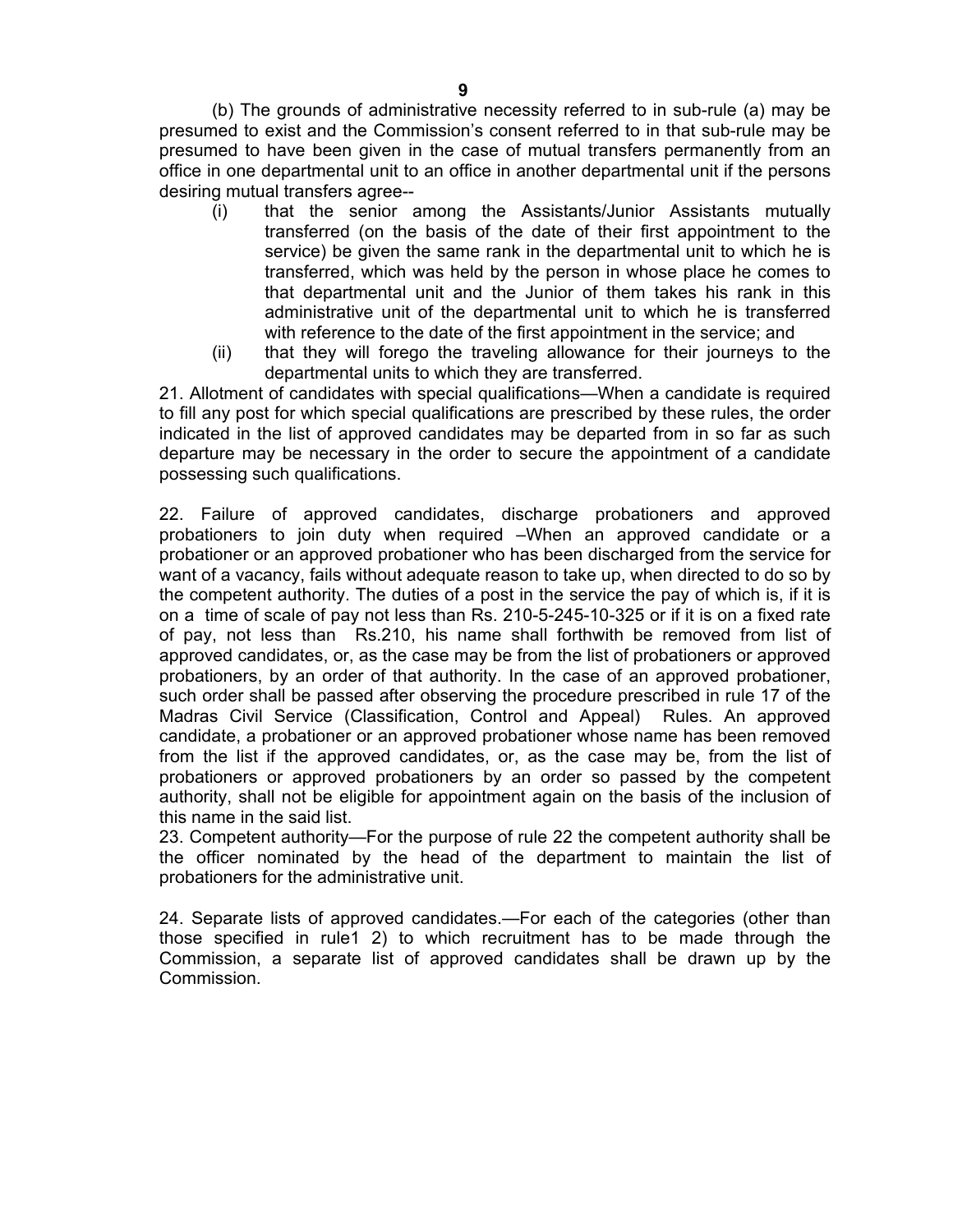(b) The grounds of administrative necessity referred to in sub-rule (a) may be presumed to exist and the Commission's consent referred to in that sub-rule may be presumed to have been given in the case of mutual transfers permanently from an office in one departmental unit to an office in another departmental unit if the persons desiring mutual transfers agree--

(i) that the senior among the Assistants/Junior Assistants mutually transferred (on the basis of the date of their first appointment to the service) be given the same rank in the departmental unit to which he is transferred, which was held by the person in whose place he comes to that departmental unit and the Junior of them takes his rank in this administrative unit of the departmental unit to which he is transferred with reference to the date of the first appointment in the service; and

(ii) that they will forego the traveling allowance for their journeys to the departmental units to which they are transferred.

21. Allotment of candidates with special qualifications—When a candidate is required to fill any post for which special qualifications are prescribed by these rules, the order indicated in the list of approved candidates may be departed from in so far as such departure may be necessary in the order to secure the appointment of a candidate possessing such qualifications.

22. Failure of approved candidates, discharge probationers and approved probationers to join duty when required –When an approved candidate or a probationer or an approved probationer who has been discharged from the service for want of a vacancy, fails without adequate reason to take up, when directed to do so by the competent authority. The duties of a post in the service the pay of which is, if it is on a time of scale of pay not less than Rs. 210-5-245-10-325 or if it is on a fixed rate of pay, not less than Rs.210, his name shall forthwith be removed from list of approved candidates, or, as the case may be from the list of probationers or approved probationers, by an order of that authority. In the case of an approved probationer, such order shall be passed after observing the procedure prescribed in rule 17 of the Madras Civil Service (Classification, Control and Appeal) Rules. An approved candidate, a probationer or an approved probationer whose name has been removed from the list if the approved candidates, or, as the case may be, from the list of probationers or approved probationers by an order so passed by the competent authority, shall not be eligible for appointment again on the basis of the inclusion of this name in the said list.

23. Competent authority—For the purpose of rule 22 the competent authority shall be the officer nominated by the head of the department to maintain the list of probationers for the administrative unit.

24. Separate lists of approved candidates.—For each of the categories (other than those specified in rule1 2) to which recruitment has to be made through the Commission, a separate list of approved candidates shall be drawn up by the Commission.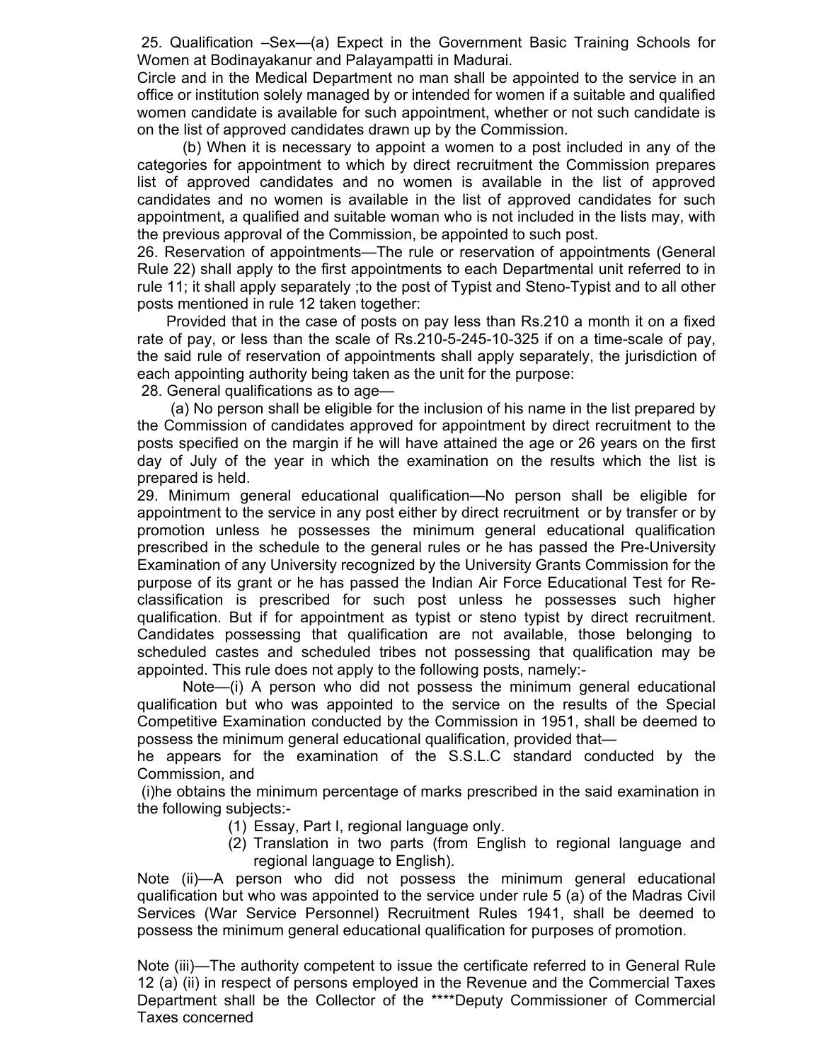25. Qualification –Sex—(a) Expect in the Government Basic Training Schools for Women at Bodinayakanur and Palayampatti in Madurai.

Circle and in the Medical Department no man shall be appointed to the service in an office or institution solely managed by or intended for women if a suitable and qualified women candidate is available for such appointment, whether or not such candidate is on the list of approved candidates drawn up by the Commission.

(b) When it is necessary to appoint a women to a post included in any of the categories for appointment to which by direct recruitment the Commission prepares list of approved candidates and no women is available in the list of approved candidates and no women is available in the list of approved candidates for such appointment, a qualified and suitable woman who is not included in the lists may, with the previous approval of the Commission, be appointed to such post.

26. Reservation of appointments—The rule or reservation of appointments (General Rule 22) shall apply to the first appointments to each Departmental unit referred to in rule 11; it shall apply separately ;to the post of Typist and Steno-Typist and to all other posts mentioned in rule 12 taken together:

Provided that in the case of posts on pay less than Rs.210 a month it on a fixed rate of pay, or less than the scale of Rs.210-5-245-10-325 if on a time-scale of pay, the said rule of reservation of appointments shall apply separately, the jurisdiction of each appointing authority being taken as the unit for the purpose:

28. General qualifications as to age—

(a) No person shall be eligible for the inclusion of his name in the list prepared by the Commission of candidates approved for appointment by direct recruitment to the posts specified on the margin if he will have attained the age or 26 years on the first day of July of the year in which the examination on the results which the list is prepared is held.

29. Minimum general educational qualification—No person shall be eligible for appointment to the service in any post either by direct recruitment or by transfer or by promotion unless he possesses the minimum general educational qualification prescribed in the schedule to the general rules or he has passed the Pre-University Examination of any University recognized by the University Grants Commission for the purpose of its grant or he has passed the Indian Air Force Educational Test for Re-classification is prescribed for such post unless he possesses such higher qualification. But if for appointment as typist or steno typist by direct recruitment. Candidates possessing that qualification are not available, those belonging to scheduled castes and scheduled tribes not possessing that qualification may be appointed. This rule does not apply to the following posts, namely:-

Note—(i) A person who did not possess the minimum general educational qualification but who was appointed to the service on the results of the Special Competitive Examination conducted by the Commission in 1951, shall be deemed to possess the minimum general educational qualification, provided that—

he appears for the examination of the S.S.L.C standard conducted by the Commission, and

(i)he obtains the minimum percentage of marks prescribed in the said examination in the following subjects:-

(1) Essay, Part I, regional language only.
(2) Translation in two parts (from English to regional language and regional language to English).

Note (ii)—A person who did not possess the minimum general educational qualification but who was appointed to the service under rule 5 (a) of the Madras Civil Services (War Service Personnel) Recruitment Rules 1941, shall be deemed to possess the minimum general educational qualification for purposes of promotion.

Note (iii)—The authority competent to issue the certificate referred to in General Rule 12 (a) (ii) in respect of persons employed in the Revenue and the Commercial Taxes Department shall be the Collector of the ****Deputy Commissioner of Commercial Taxes concerned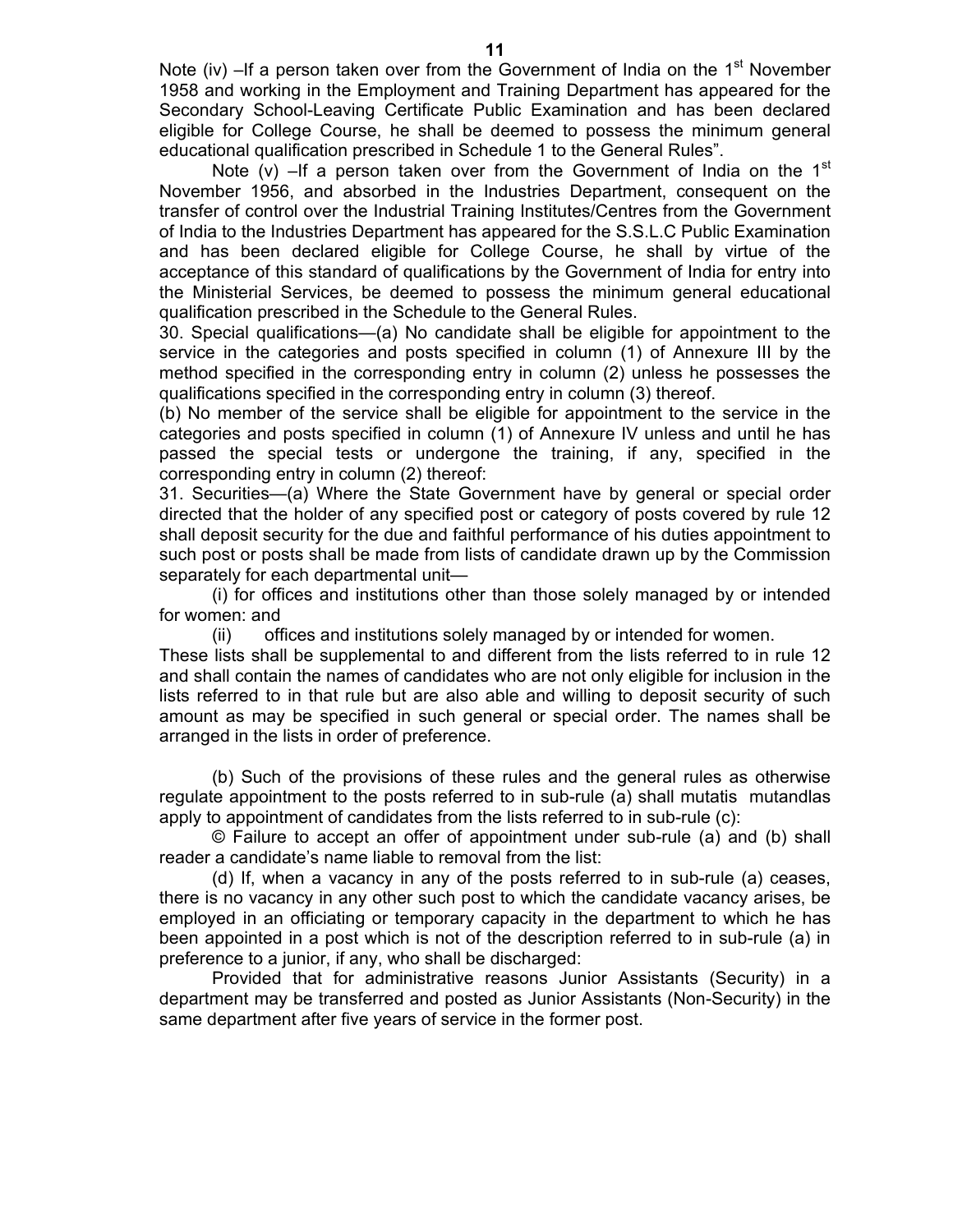Note (iv) –If a person taken over from the Government of India on the 1st November 1958 and working in the Employment and Training Department has appeared for the Secondary School-Leaving Certificate Public Examination and has been declared eligible for College Course, he shall be deemed to possess the minimum general educational qualification prescribed in Schedule 1 to the General Rules".

Note (v) –If a person taken over from the Government of India on the 1st November 1956, and absorbed in the Industries Department, consequent on the transfer of control over the Industrial Training Institutes/Centres from the Government of India to the Industries Department has appeared for the S.S.L.C Public Examination and has been declared eligible for College Course, he shall by virtue of the acceptance of this standard of qualifications by the Government of India for entry into the Ministerial Services, be deemed to possess the minimum general educational qualification prescribed in the Schedule to the General Rules.

30. Special qualifications—(a) No candidate shall be eligible for appointment to the service in the categories and posts specified in column (1) of Annexure III by the method specified in the corresponding entry in column (2) unless he possesses the qualifications specified in the corresponding entry in column (3) thereof.

(b) No member of the service shall be eligible for appointment to the service in the categories and posts specified in column (1) of Annexure IV unless and until he has passed the special tests or undergone the training, if any, specified in the corresponding entry in column (2) thereof:

31. Securities—(a) Where the State Government have by general or special order directed that the holder of any specified post or category of posts covered by rule 12 shall deposit security for the due and faithful performance of his duties appointment to such post or posts shall be made from lists of candidate drawn up by the Commission separately for each departmental unit—

(i) for offices and institutions other than those solely managed by or intended for women: and

(ii) offices and institutions solely managed by or intended for women.

These lists shall be supplemental to and different from the lists referred to in rule 12 and shall contain the names of candidates who are not only eligible for inclusion in the lists referred to in that rule but are also able and willing to deposit security of such amount as may be specified in such general or special order. The names shall be arranged in the lists in order of preference.

(b) Such of the provisions of these rules and the general rules as otherwise regulate appointment to the posts referred to in sub-rule (a) shall mutatis mutandlas apply to appointment of candidates from the lists referred to in sub-rule (c):

© Failure to accept an offer of appointment under sub-rule (a) and (b) shall reader a candidate's name liable to removal from the list:

(d) If, when a vacancy in any of the posts referred to in sub-rule (a) ceases, there is no vacancy in any other such post to which the candidate vacancy arises, be employed in an officiating or temporary capacity in the department to which he has been appointed in a post which is not of the description referred to in sub-rule (a) in preference to a junior, if any, who shall be discharged:

Provided that for administrative reasons Junior Assistants (Security) in a department may be transferred and posted as Junior Assistants (Non-Security) in the same department after five years of service in the former post.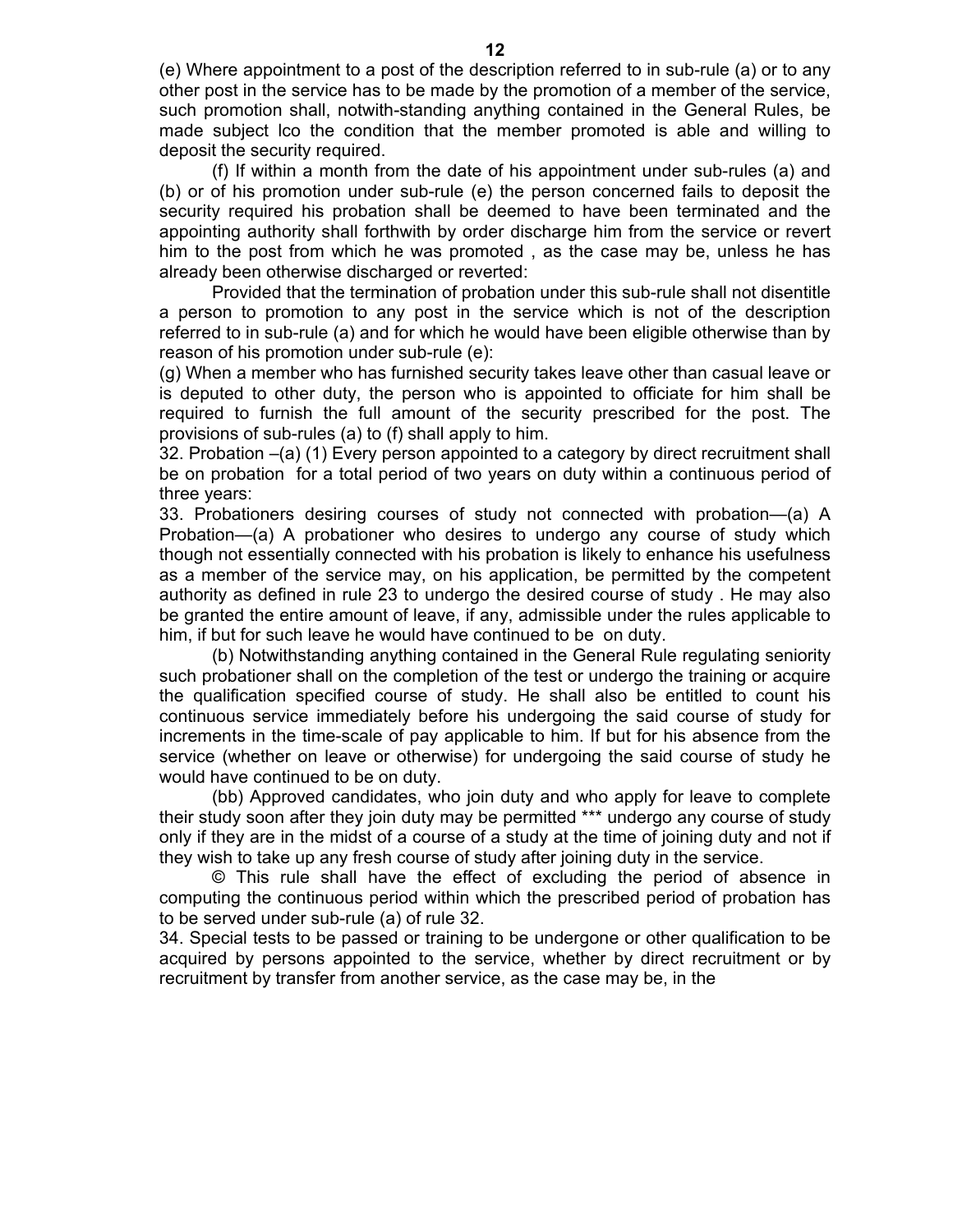(e) Where appointment to a post of the description referred to in sub-rule (a) or to any other post in the service has to be made by the promotion of a member of the service, such promotion shall, notwith-standing anything contained in the General Rules, be made subject lco the condition that the member promoted is able and willing to deposit the security required.

(f) If within a month from the date of his appointment under sub-rules (a) and (b) or of his promotion under sub-rule (e) the person concerned fails to deposit the security required his probation shall be deemed to have been terminated and the appointing authority shall forthwith by order discharge him from the service or revert him to the post from which he was promoted , as the case may be, unless he has already been otherwise discharged or reverted:

Provided that the termination of probation under this sub-rule shall not disentitle a person to promotion to any post in the service which is not of the description referred to in sub-rule (a) and for which he would have been eligible otherwise than by reason of his promotion under sub-rule (e):

(g) When a member who has furnished security takes leave other than casual leave or is deputed to other duty, the person who is appointed to officiate for him shall be required to furnish the full amount of the security prescribed for the post. The provisions of sub-rules (a) to (f) shall apply to him.

32. Probation –(a) (1) Every person appointed to a category by direct recruitment shall be on probation for a total period of two years on duty within a continuous period of three years:

33. Probationers desiring courses of study not connected with probation—(a) A Probation—(a) A probationer who desires to undergo any course of study which though not essentially connected with his probation is likely to enhance his usefulness as a member of the service may, on his application, be permitted by the competent authority as defined in rule 23 to undergo the desired course of study . He may also be granted the entire amount of leave, if any, admissible under the rules applicable to him, if but for such leave he would have continued to be on duty.

(b) Notwithstanding anything contained in the General Rule regulating seniority such probationer shall on the completion of the test or undergo the training or acquire the qualification specified course of study. He shall also be entitled to count his continuous service immediately before his undergoing the said course of study for increments in the time-scale of pay applicable to him. If but for his absence from the service (whether on leave or otherwise) for undergoing the said course of study he would have continued to be on duty.

(bb) Approved candidates, who join duty and who apply for leave to complete their study soon after they join duty may be permitted *** undergo any course of study only if they are in the midst of a course of a study at the time of joining duty and not if they wish to take up any fresh course of study after joining duty in the service.

© This rule shall have the effect of excluding the period of absence in computing the continuous period within which the prescribed period of probation has to be served under sub-rule (a) of rule 32.

34. Special tests to be passed or training to be undergone or other qualification to be acquired by persons appointed to the service, whether by direct recruitment or by recruitment by transfer from another service, as the case may be, in the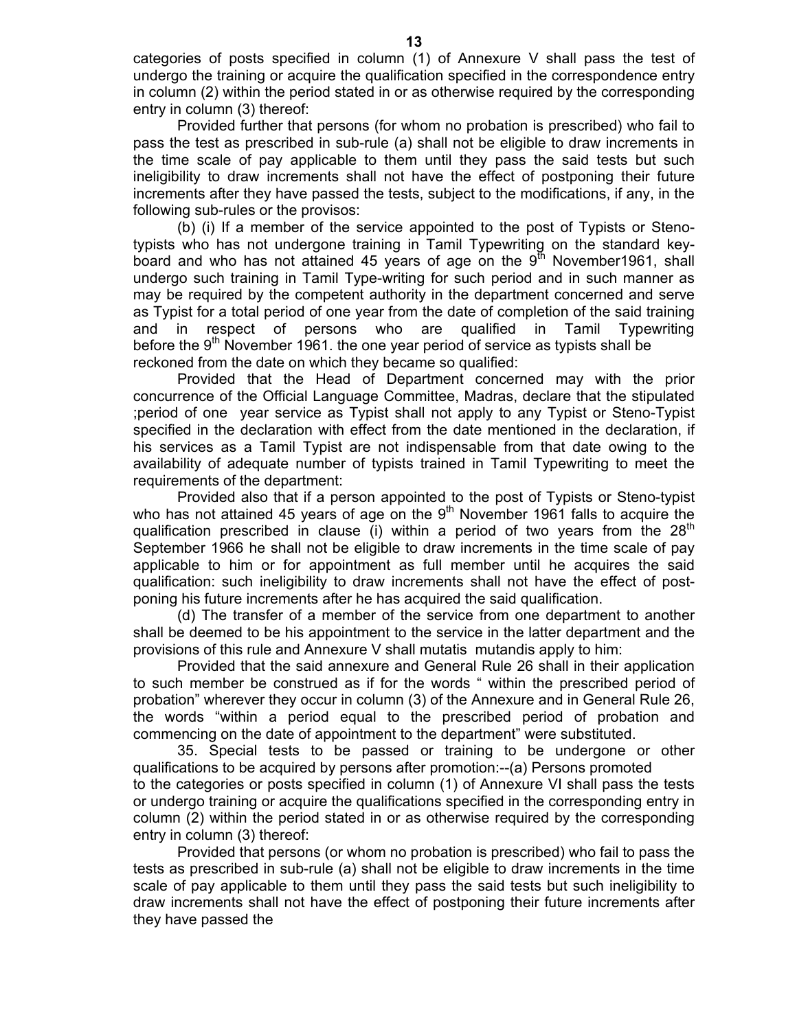categories of posts specified in column (1) of Annexure V shall pass the test of undergo the training or acquire the qualification specified in the correspondence entry in column (2) within the period stated in or as otherwise required by the corresponding entry in column (3) thereof:

Provided further that persons (for whom no probation is prescribed) who fail to pass the test as prescribed in sub-rule (a) shall not be eligible to draw increments in the time scale of pay applicable to them until they pass the said tests but such ineligibility to draw increments shall not have the effect of postponing their future increments after they have passed the tests, subject to the modifications, if any, in the following sub-rules or the provisos:

(b) (i) If a member of the service appointed to the post of Typists or Steno-typists who has not undergone training in Tamil Typewriting on the standard key-board and who has not attained 45 years of age on the 9th November1961, shall undergo such training in Tamil Type-writing for such period and in such manner as may be required by the competent authority in the department concerned and serve as Typist for a total period of one year from the date of completion of the said training and in respect of persons who are qualified in Tamil Typewriting before the 9th November 1961. the one year period of service as typists shall be reckoned from the date on which they became so qualified:

Provided that the Head of Department concerned may with the prior concurrence of the Official Language Committee, Madras, declare that the stipulated ;period of one year service as Typist shall not apply to any Typist or Steno-Typist specified in the declaration with effect from the date mentioned in the declaration, if his services as a Tamil Typist are not indispensable from that date owing to the availability of adequate number of typists trained in Tamil Typewriting to meet the requirements of the department:

Provided also that if a person appointed to the post of Typists or Steno-typist who has not attained 45 years of age on the 9th November 1961 falls to acquire the qualification prescribed in clause (i) within a period of two years from the 28th September 1966 he shall not be eligible to draw increments in the time scale of pay applicable to him or for appointment as full member until he acquires the said qualification: such ineligibility to draw increments shall not have the effect of post-poning his future increments after he has acquired the said qualification.

(d) The transfer of a member of the service from one department to another shall be deemed to be his appointment to the service in the latter department and the provisions of this rule and Annexure V shall mutatis mutandis apply to him:

Provided that the said annexure and General Rule 26 shall in their application to such member be construed as if for the words " within the prescribed period of probation" wherever they occur in column (3) of the Annexure and in General Rule 26, the words "within a period equal to the prescribed period of probation and commencing on the date of appointment to the department" were substituted.

35. Special tests to be passed or training to be undergone or other qualifications to be acquired by persons after promotion:--(a) Persons promoted to the categories or posts specified in column (1) of Annexure VI shall pass the tests or undergo training or acquire the qualifications specified in the corresponding entry in column (2) within the period stated in or as otherwise required by the corresponding entry in column (3) thereof:

Provided that persons (or whom no probation is prescribed) who fail to pass the tests as prescribed in sub-rule (a) shall not be eligible to draw increments in the time scale of pay applicable to them until they pass the said tests but such ineligibility to draw increments shall not have the effect of postponing their future increments after they have passed the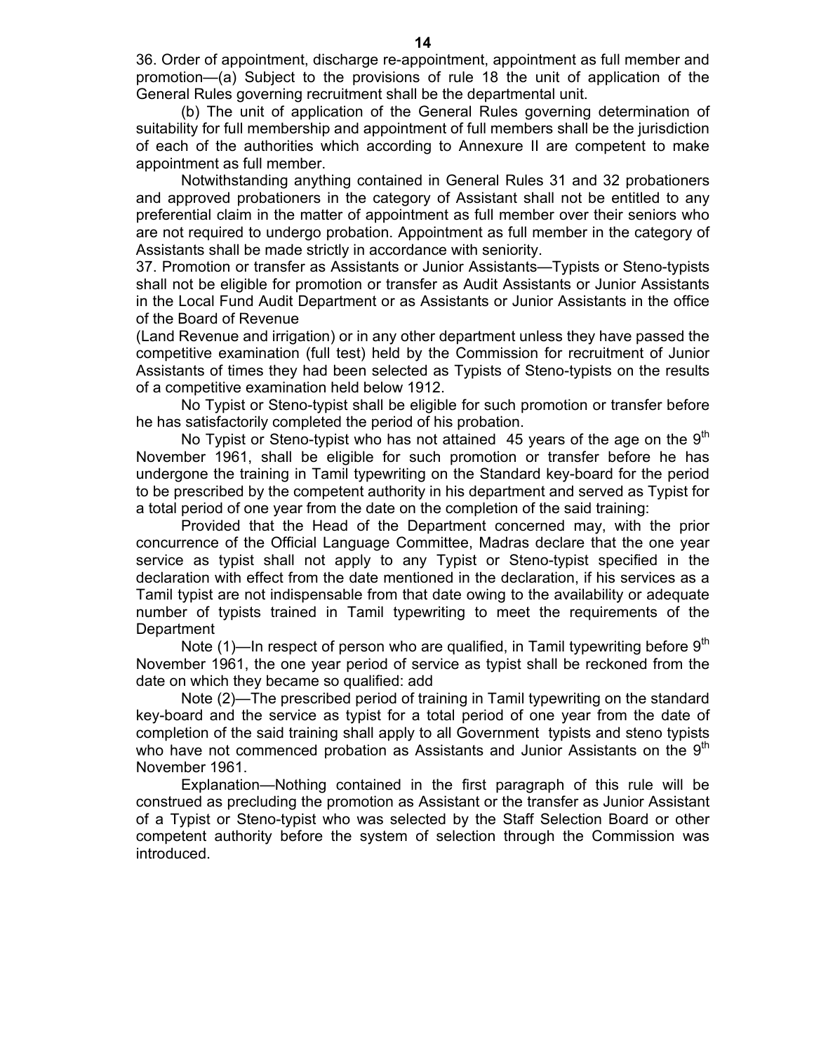36. Order of appointment, discharge re-appointment, appointment as full member and promotion—(a) Subject to the provisions of rule 18 the unit of application of the General Rules governing recruitment shall be the departmental unit.

(b) The unit of application of the General Rules governing determination of suitability for full membership and appointment of full members shall be the jurisdiction of each of the authorities which according to Annexure II are competent to make appointment as full member.

Notwithstanding anything contained in General Rules 31 and 32 probationers and approved probationers in the category of Assistant shall not be entitled to any preferential claim in the matter of appointment as full member over their seniors who are not required to undergo probation. Appointment as full member in the category of Assistants shall be made strictly in accordance with seniority.

37. Promotion or transfer as Assistants or Junior Assistants—Typists or Steno-typists shall not be eligible for promotion or transfer as Audit Assistants or Junior Assistants in the Local Fund Audit Department or as Assistants or Junior Assistants in the office of the Board of Revenue
(Land Revenue and irrigation) or in any other department unless they have passed the competitive examination (full test) held by the Commission for recruitment of Junior Assistants of times they had been selected as Typists of Steno-typists on the results of a competitive examination held below 1912.

No Typist or Steno-typist shall be eligible for such promotion or transfer before he has satisfactorily completed the period of his probation.

No Typist or Steno-typist who has not attained 45 years of the age on the 9th November 1961, shall be eligible for such promotion or transfer before he has undergone the training in Tamil typewriting on the Standard key-board for the period to be prescribed by the competent authority in his department and served as Typist for a total period of one year from the date on the completion of the said training:

Provided that the Head of the Department concerned may, with the prior concurrence of the Official Language Committee, Madras declare that the one year service as typist shall not apply to any Typist or Steno-typist specified in the declaration with effect from the date mentioned in the declaration, if his services as a Tamil typist are not indispensable from that date owing to the availability or adequate number of typists trained in Tamil typewriting to meet the requirements of the Department

Note (1)—In respect of person who are qualified, in Tamil typewriting before 9th November 1961, the one year period of service as typist shall be reckoned from the date on which they became so qualified: add

Note (2)—The prescribed period of training in Tamil typewriting on the standard key-board and the service as typist for a total period of one year from the date of completion of the said training shall apply to all Government typists and steno typists who have not commenced probation as Assistants and Junior Assistants on the 9th November 1961.

Explanation—Nothing contained in the first paragraph of this rule will be construed as precluding the promotion as Assistant or the transfer as Junior Assistant of a Typist or Steno-typist who was selected by the Staff Selection Board or other competent authority before the system of selection through the Commission was introduced.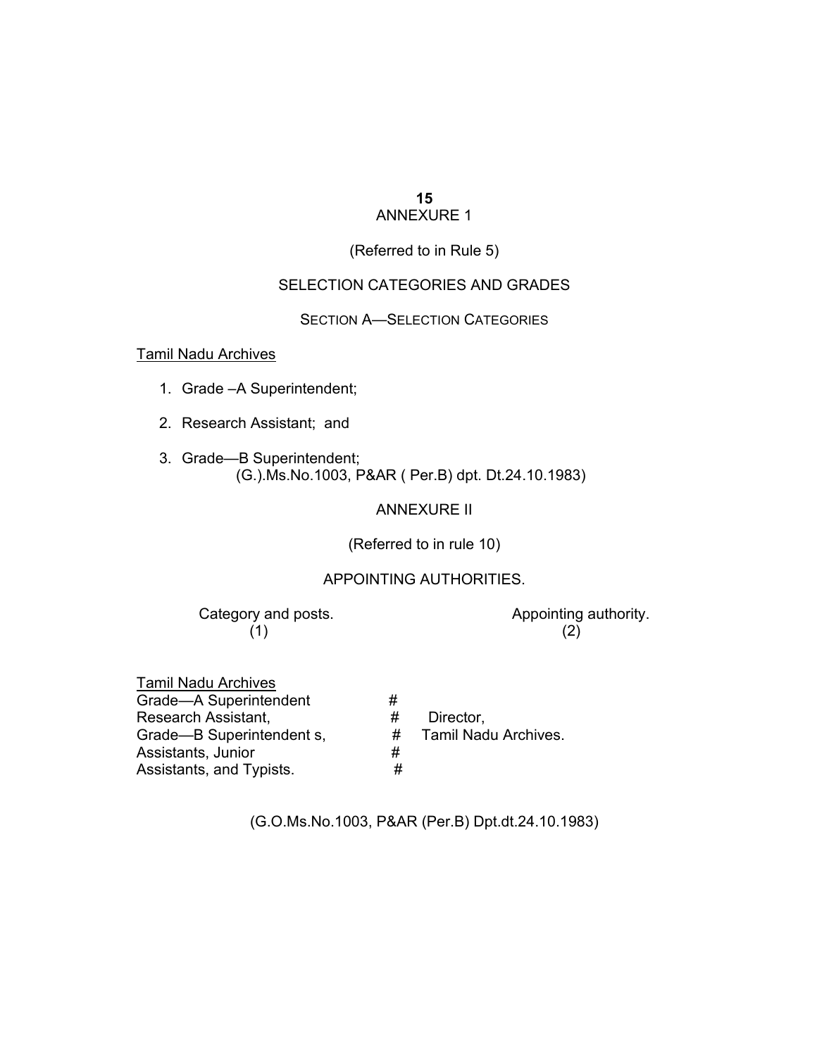ANNEXURE 1

(Referred to in Rule 5)

SELECTION CATEGORIES AND GRADES

SECTION A—SELECTION CATEGORIES

Tamil Nadu Archives

1. Grade –A Superintendent;
2. Research Assistant; and
3. Grade—B Superintendent;
   (G.).Ms.No.1003, P&AR ( Per.B) dpt. Dt.24.10.1983)

ANNEXURE II

(Referred to in rule 10)

APPOINTING AUTHORITIES.

| Category and posts. (1) | | Appointing authority. (2) |
|---|---|---|
| Tamil Nadu Archives | | |
| Grade—A Superintendent | # | |
| Research Assistant, | # | Director, |
| Grade—B Superintendent s, | # | Tamil Nadu Archives. |
| Assistants, Junior | # | |
| Assistants, and Typists. | # | |

(G.O.Ms.No.1003, P&AR (Per.B) Dpt.dt.24.10.1983)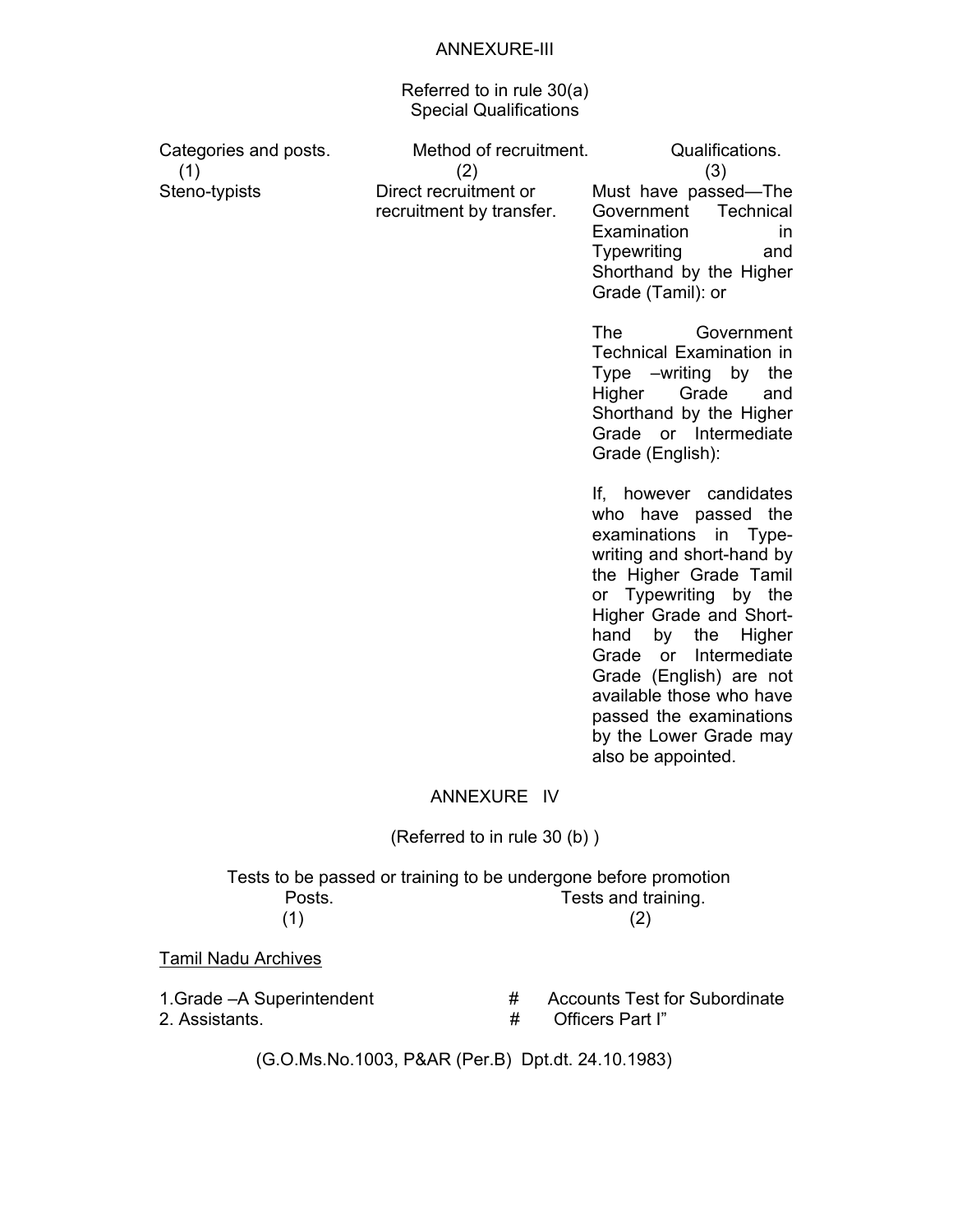ANNEXURE-III

Referred to in rule 30(a)
Special Qualifications

| Categories and posts. (1) | Method of recruitment. (2) | Qualifications. (3) |
|---|---|---|
| Steno-typists | Direct recruitment or recruitment by transfer. | Must have passed—The Government Technical Examination in Typewriting and Shorthand by the Higher Grade (Tamil): or<br><br>The Government Technical Examination in Type –writing by the Higher Grade and Shorthand by the Higher Grade or Intermediate Grade (English):<br><br>If, however candidates who have passed the examinations in Type-writing and short-hand by the Higher Grade Tamil or Typewriting by the Higher Grade and Short-hand by the Higher Grade or Intermediate Grade (English) are not available those who have passed the examinations by the Lower Grade may also be appointed. |

ANNEXURE IV

(Referred to in rule 30 (b) )

Tests to be passed or training to be undergone before promotion

| Posts. (1) | Tests and training. (2) |
|---|---|
| <u>Tamil Nadu Archives</u> | |
| 1.Grade –A Superintendent | # Accounts Test for Subordinate |
| 2. Assistants. | # Officers Part I" |

(G.O.Ms.No.1003, P&AR (Per.B) Dpt.dt. 24.10.1983)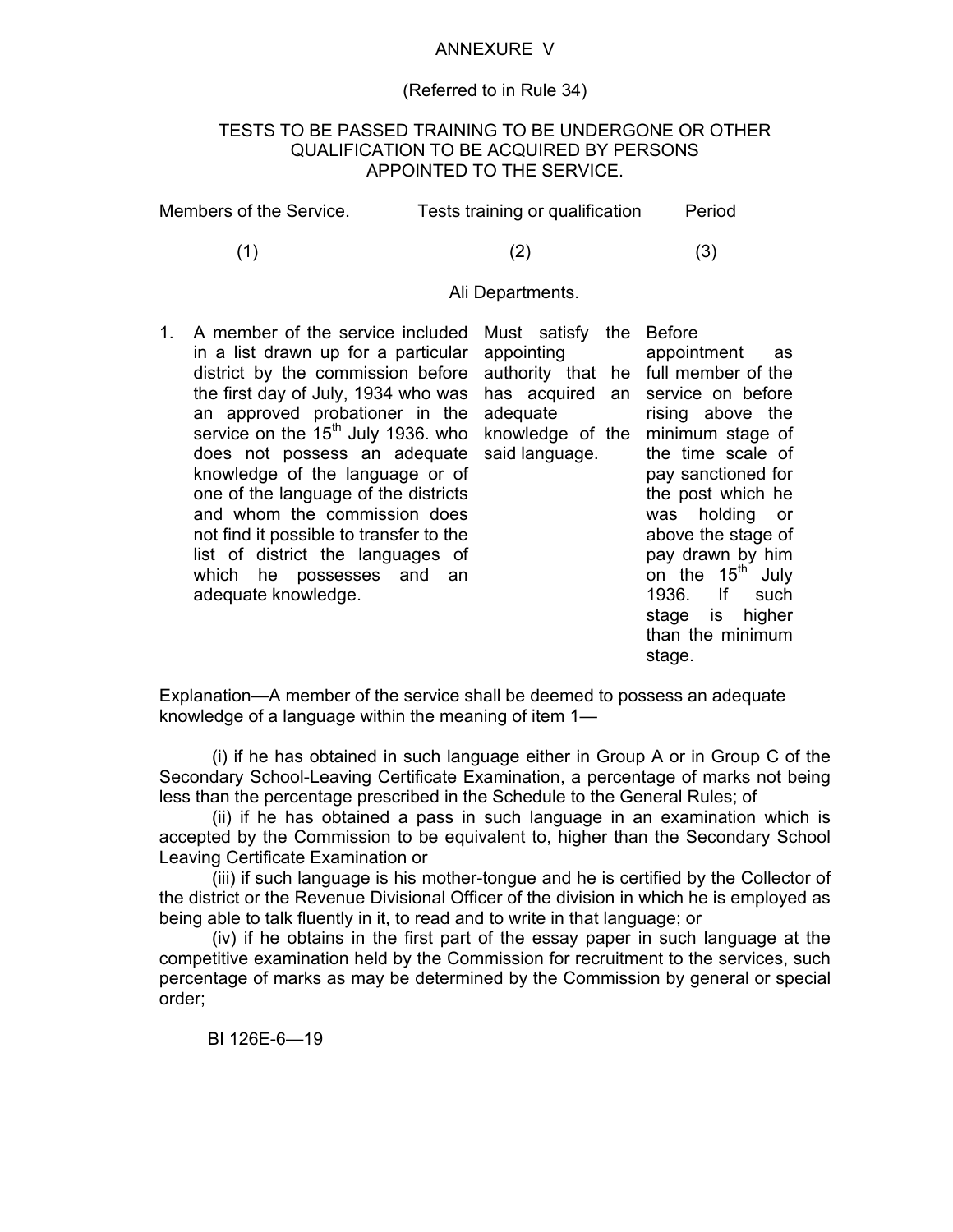# ANNEXURE V

(Referred to in Rule 34)

## TESTS TO BE PASSED TRAINING TO BE UNDERGONE OR OTHER QUALIFICATION TO BE ACQUIRED BY PERSONS APPOINTED TO THE SERVICE.

| Members of the Service. | Tests training or qualification | Period |
|---|---|---|
| (1) | (2) | (3) |
| | Ali Departments. | |
| 1. A member of the service included in a list drawn up for a particular district by the commission before the first day of July, 1934 who was an approved probationer in the service on the 15th July 1936. who does not possess an adequate knowledge of the language or of one of the language of the districts and whom the commission does not find it possible to transfer to the list of district the languages of which he possesses and an adequate knowledge. | Must satisfy the appointing authority that he has acquired an adequate knowledge of the said language. | Before appointment as full member of the service on before rising above the minimum stage of the time scale of pay sanctioned for the post which he was holding or above the stage of pay drawn by him on the 15th July 1936. If such stage is higher than the minimum stage. |

Explanation—A member of the service shall be deemed to possess an adequate knowledge of a language within the meaning of item 1—

(i) if he has obtained in such language either in Group A or in Group C of the Secondary School-Leaving Certificate Examination, a percentage of marks not being less than the percentage prescribed in the Schedule to the General Rules; of

(ii) if he has obtained a pass in such language in an examination which is accepted by the Commission to be equivalent to, higher than the Secondary School Leaving Certificate Examination or

(iii) if such language is his mother-tongue and he is certified by the Collector of the district or the Revenue Divisional Officer of the division in which he is employed as being able to talk fluently in it, to read and to write in that language; or

(iv) if he obtains in the first part of the essay paper in such language at the competitive examination held by the Commission for recruitment to the services, such percentage of marks as may be determined by the Commission by general or special order;

BI 126E-6—19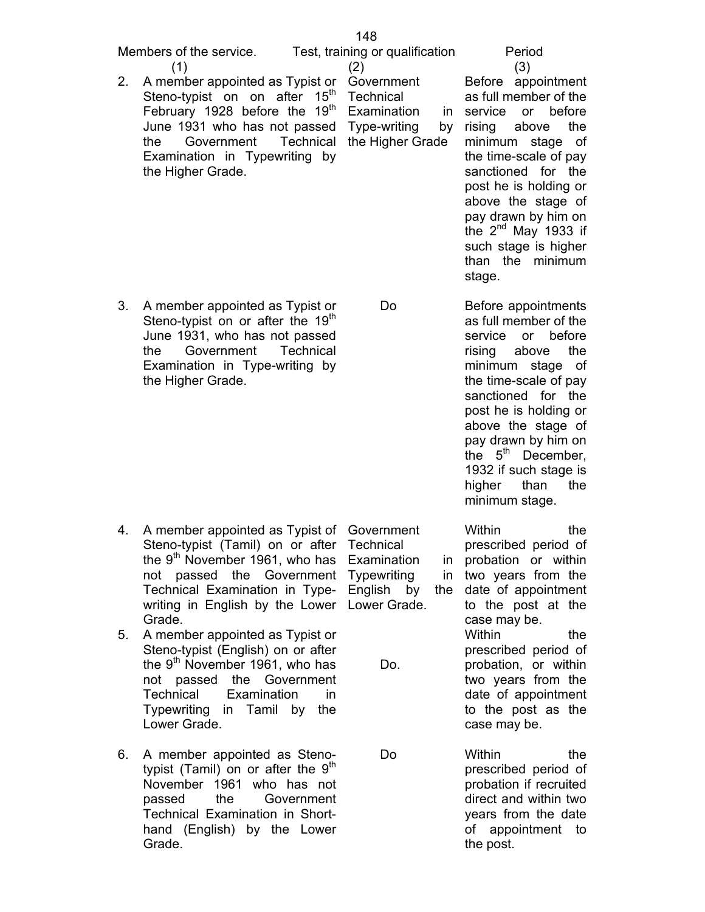| Members of the service. (1) | Test, training or qualification (2) | Period (3) |
| --- | --- | --- |
| 2. A member appointed as Typist or Steno-typist on on after 15th February 1928 before the 19th June 1931 who has not passed the Government Technical Examination in Typewriting by the Higher Grade. | Government Technical Examination in Type-writing by the Higher Grade | Before appointment as full member of the service or before rising above the minimum stage of the time-scale of pay sanctioned for the post he is holding or above the stage of pay drawn by him on the 2nd May 1933 if such stage is higher than the minimum stage. |
| 3. A member appointed as Typist or Steno-typist on or after the 19th June 1931, who has not passed the Government Technical Examination in Type-writing by the Higher Grade. | Do | Before appointments as full member of the service or before rising above the minimum stage of the time-scale of pay sanctioned for the post he is holding or above the stage of pay drawn by him on the 5th December, 1932 if such stage is higher than the minimum stage. |
| 4. A member appointed as Typist of Steno-typist (Tamil) on or after the 9th November 1961, who has not passed the Government Technical Examination in Type-writing in English by the Lower Grade. | Government Technical Examination in Typewriting in English by the Lower Grade. | Within the prescribed period of probation or within two years from the date of appointment to the post at the case may be. |
| 5. A member appointed as Typist or Steno-typist (English) on or after the 9th November 1961, who has not passed the Government Technical Examination in Typewriting in Tamil by the Lower Grade. | Do. | Within the prescribed period of probation, or within two years from the date of appointment to the post as the case may be. |
| 6. A member appointed as Steno-typist (Tamil) on or after the 9th November 1961 who has not passed the Government Technical Examination in Short-hand (English) by the Lower Grade. | Do | Within the prescribed period of probation if recruited direct and within two years from the date of appointment to the post. |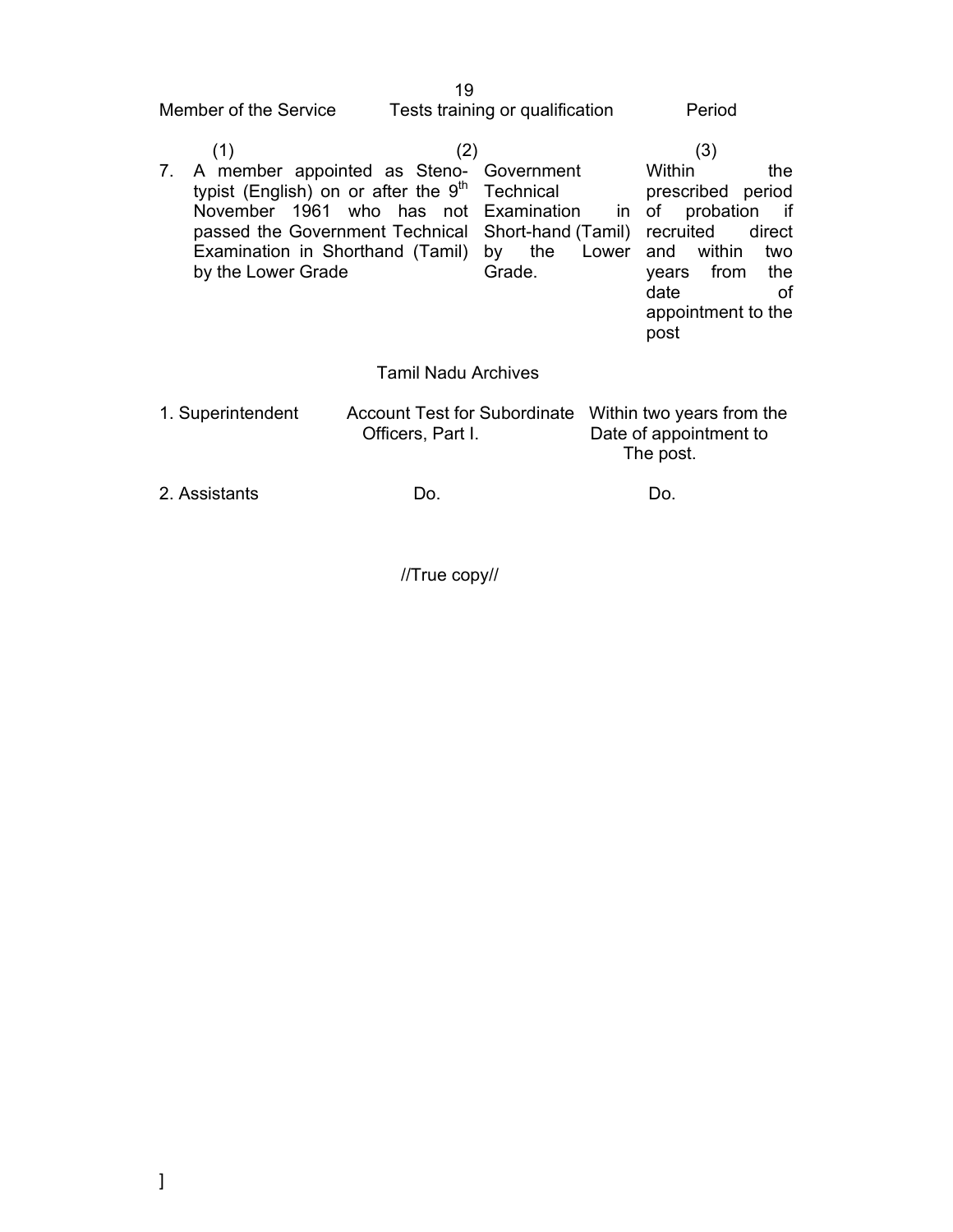| Member of the Service | Tests training or qualification | Period |
|---|---|---|
| (1) | (2) | (3) |
| 7. A member appointed as Steno-typist (English) on or after the 9th November 1961 who has not passed the Government Technical Examination in Shorthand (Tamil) by the Lower Grade | Government Technical Examination in Short-hand (Tamil) by the Lower Grade. | Within the prescribed period of probation if recruited direct and within two years from the date of appointment to the post |

Tamil Nadu Archives

| | | |
|---|---|---|
| 1. Superintendent | Account Test for Subordinate Officers, Part I. | Within two years from the Date of appointment to The post. |
| 2. Assistants | Do. | Do. |

//True copy//

]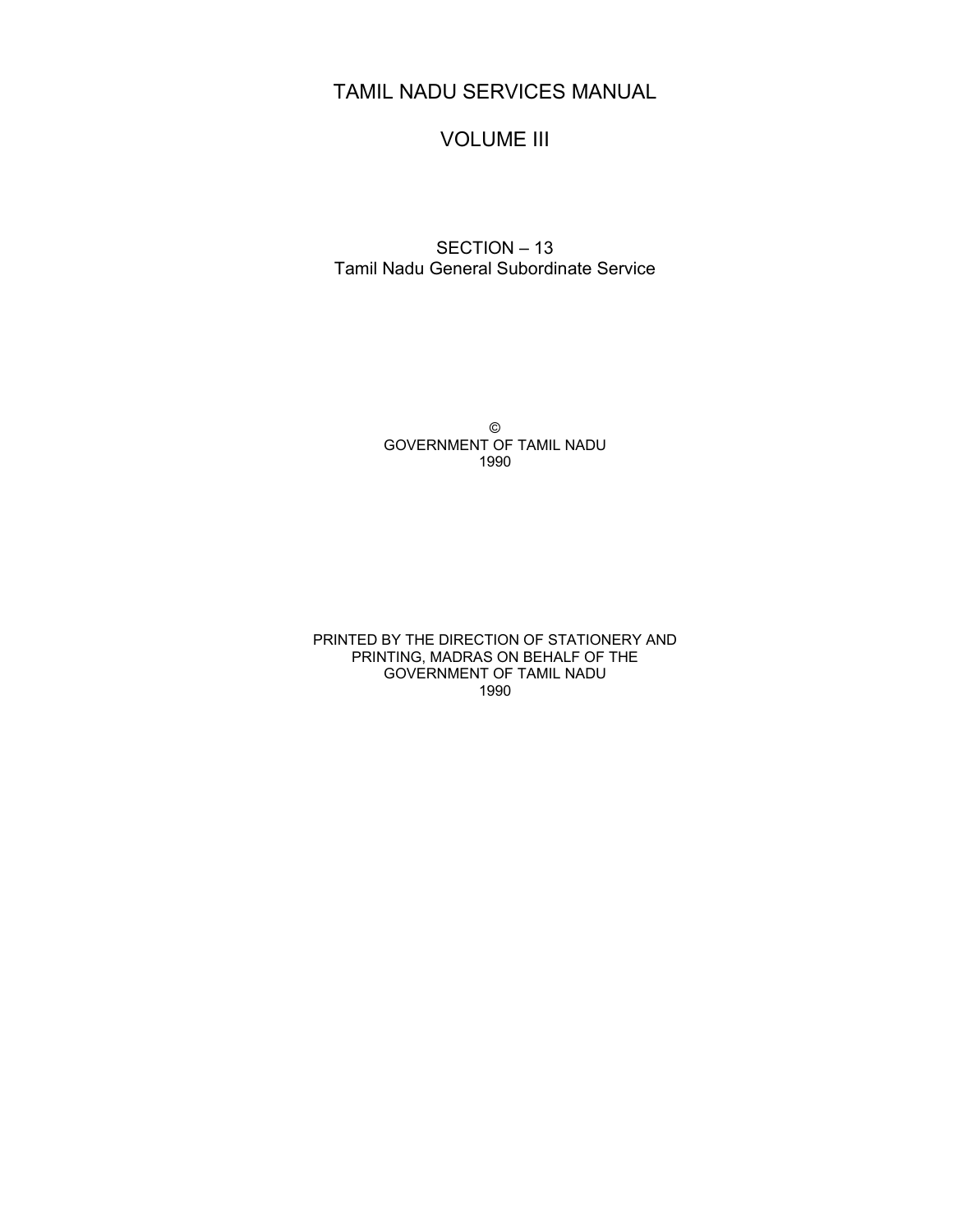# TAMIL NADU SERVICES MANUAL

# VOLUME III

## SECTION – 13
## Tamil Nadu General Subordinate Service

©
GOVERNMENT OF TAMIL NADU
1990

PRINTED BY THE DIRECTION OF STATIONERY AND PRINTING, MADRAS ON BEHALF OF THE GOVERNMENT OF TAMIL NADU
1990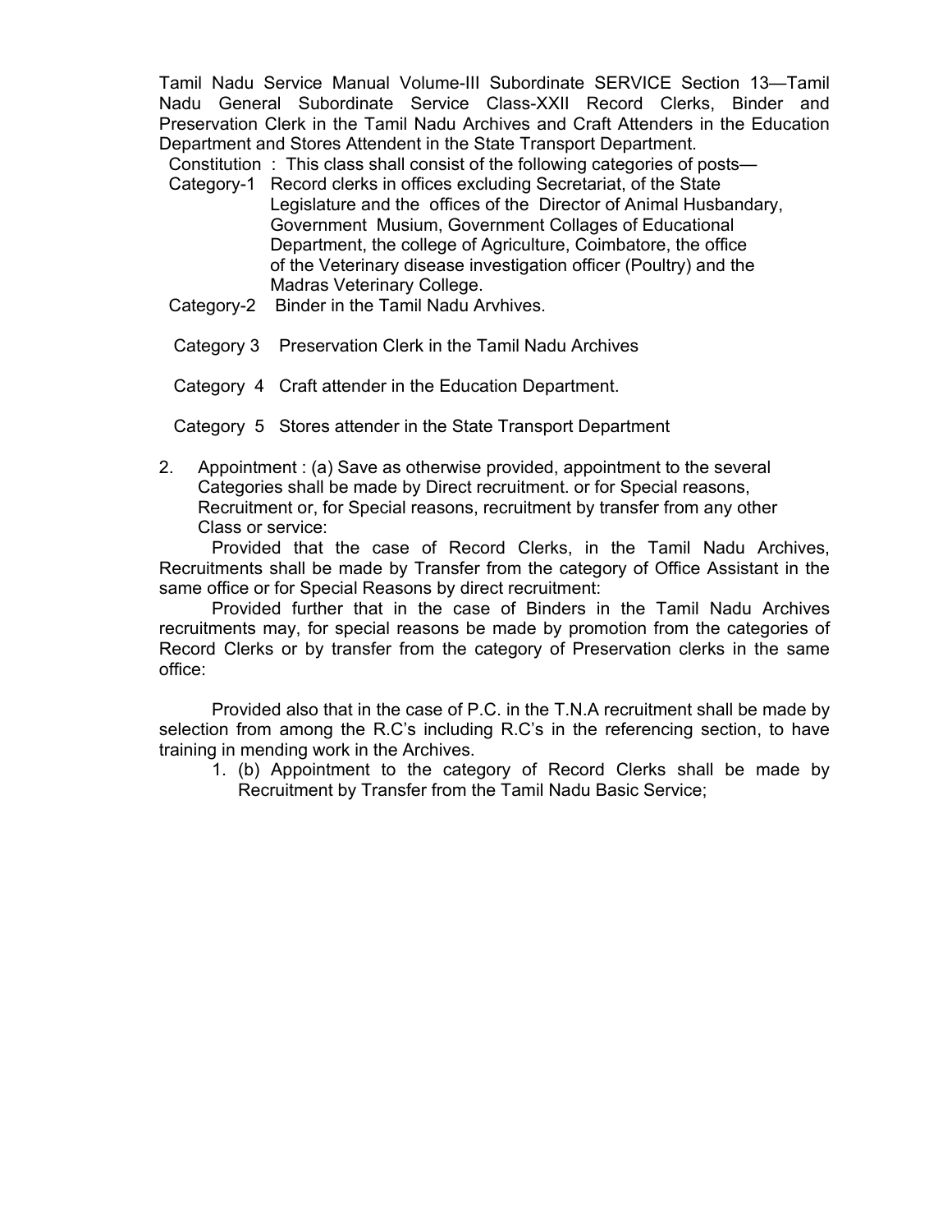Tamil Nadu Service Manual Volume-III Subordinate SERVICE Section 13—Tamil Nadu General Subordinate Service Class-XXII Record Clerks, Binder and Preservation Clerk in the Tamil Nadu Archives and Craft Attenders in the Education Department and Stores Attendent in the State Transport Department.

Constitution : This class shall consist of the following categories of posts—

Category-1 Record clerks in offices excluding Secretariat, of the State Legislature and the offices of the Director of Animal Husbandary, Government Musium, Government Collages of Educational Department, the college of Agriculture, Coimbatore, the office of the Veterinary disease investigation officer (Poultry) and the Madras Veterinary College.

Category-2 Binder in the Tamil Nadu Arvhives.

Category 3 Preservation Clerk in the Tamil Nadu Archives

Category 4 Craft attender in the Education Department.

Category 5 Stores attender in the State Transport Department

2. Appointment : (a) Save as otherwise provided, appointment to the several Categories shall be made by Direct recruitment. or for Special reasons, Recruitment or, for Special reasons, recruitment by transfer from any other Class or service:

Provided that the case of Record Clerks, in the Tamil Nadu Archives, Recruitments shall be made by Transfer from the category of Office Assistant in the same office or for Special Reasons by direct recruitment:

Provided further that in the case of Binders in the Tamil Nadu Archives recruitments may, for special reasons be made by promotion from the categories of Record Clerks or by transfer from the category of Preservation clerks in the same office:

Provided also that in the case of P.C. in the T.N.A recruitment shall be made by selection from among the R.C's including R.C's in the referencing section, to have training in mending work in the Archives.

1. (b) Appointment to the category of Record Clerks shall be made by Recruitment by Transfer from the Tamil Nadu Basic Service;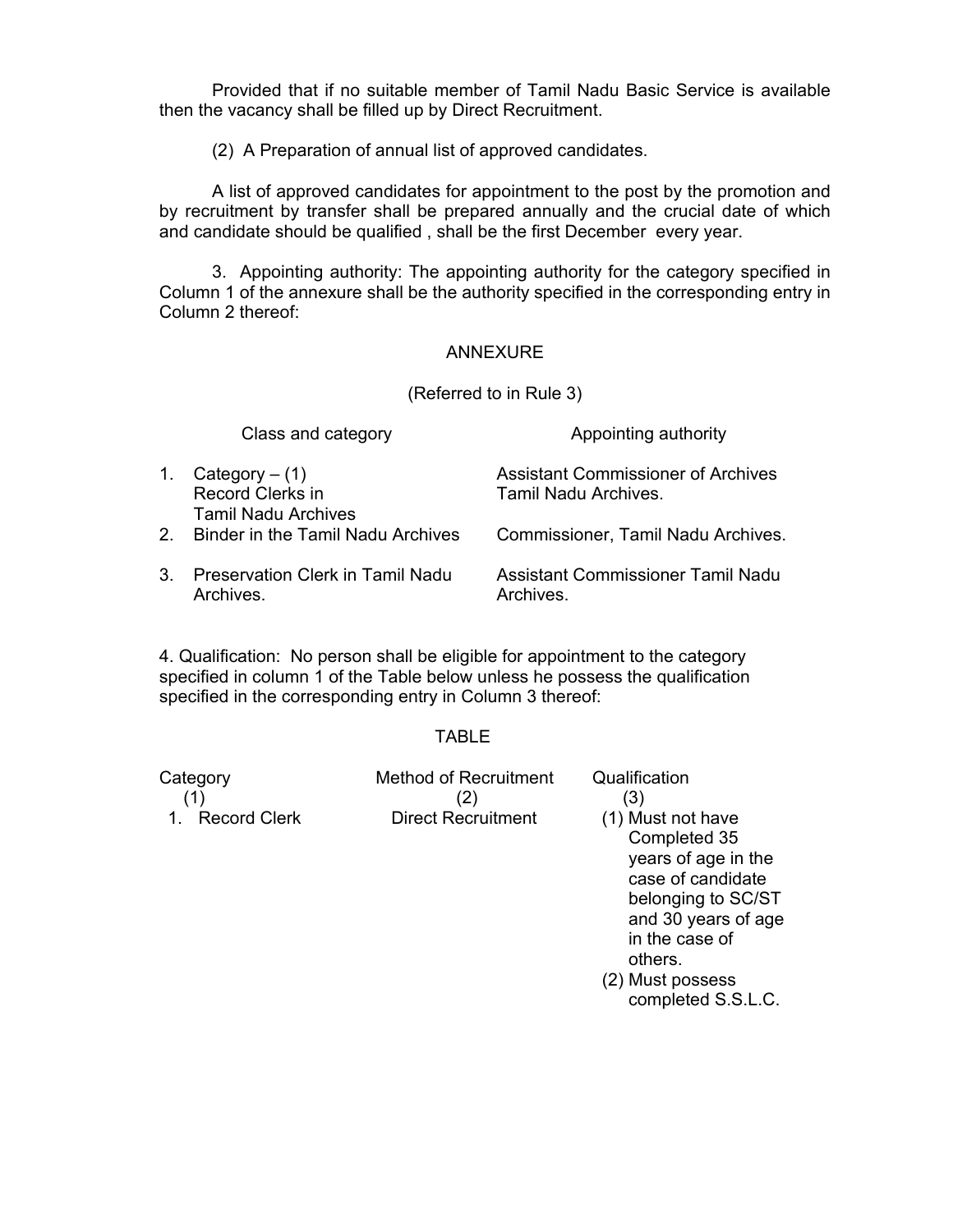Provided that if no suitable member of Tamil Nadu Basic Service is available then the vacancy shall be filled up by Direct Recruitment.

(2) A Preparation of annual list of approved candidates.

A list of approved candidates for appointment to the post by the promotion and by recruitment by transfer shall be prepared annually and the crucial date of which and candidate should be qualified , shall be the first December every year.

3. Appointing authority: The appointing authority for the category specified in Column 1 of the annexure shall be the authority specified in the corresponding entry in Column 2 thereof:

ANNEXURE

(Referred to in Rule 3)

| Class and category | Appointing authority |
|---|---|
| 1. Category – (1) Record Clerks in Tamil Nadu Archives | Assistant Commissioner of Archives Tamil Nadu Archives. |
| 2. Binder in the Tamil Nadu Archives | Commissioner, Tamil Nadu Archives. |
| 3. Preservation Clerk in Tamil Nadu Archives. | Assistant Commissioner Tamil Nadu Archives. |

4. Qualification: No person shall be eligible for appointment to the category specified in column 1 of the Table below unless he possess the qualification specified in the corresponding entry in Column 3 thereof:

TABLE

| Category (1) | Method of Recruitment (2) | Qualification (3) |
|---|---|---|
| 1. Record Clerk | Direct Recruitment | (1) Must not have Completed 35 years of age in the case of candidate belonging to SC/ST and 30 years of age in the case of others.<br>(2) Must possess completed S.S.L.C. |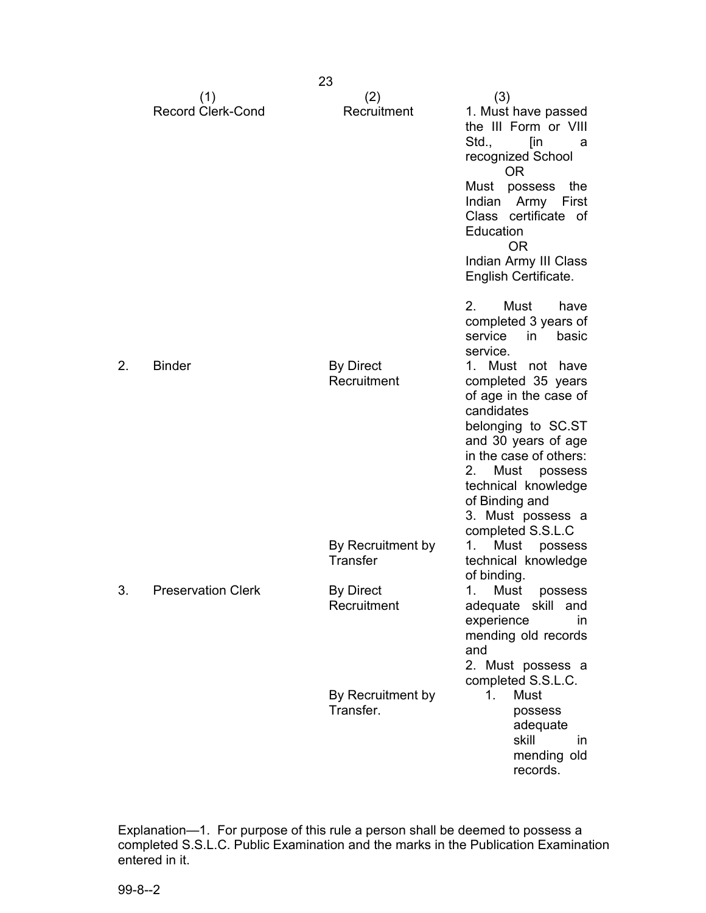| | (1) | (2) | (3) |
|---|---|---|---|
| | Record Clerk-Cond | Recruitment | 1. Must have passed the III Form or VIII Std., [in a recognized School OR Must possess the Indian Army First Class certificate of Education OR Indian Army III Class English Certificate. 2. Must have completed 3 years of service in basic service. |
| 2. | Binder | By Direct Recruitment | 1. Must not have completed 35 years of age in the case of candidates belonging to SC.ST and 30 years of age in the case of others: 2. Must possess technical knowledge of Binding and 3. Must possess a completed S.S.L.C |
| | | By Recruitment by Transfer | 1. Must possess technical knowledge of binding. |
| 3. | Preservation Clerk | By Direct Recruitment | 1. Must possess adequate skill and experience in mending old records and 2. Must possess a completed S.S.L.C. |
| | | By Recruitment by Transfer. | 1. Must possess adequate skill in mending old records. |

Explanation—1. For purpose of this rule a person shall be deemed to possess a completed S.S.L.C. Public Examination and the marks in the Publication Examination entered in it.

99-8--2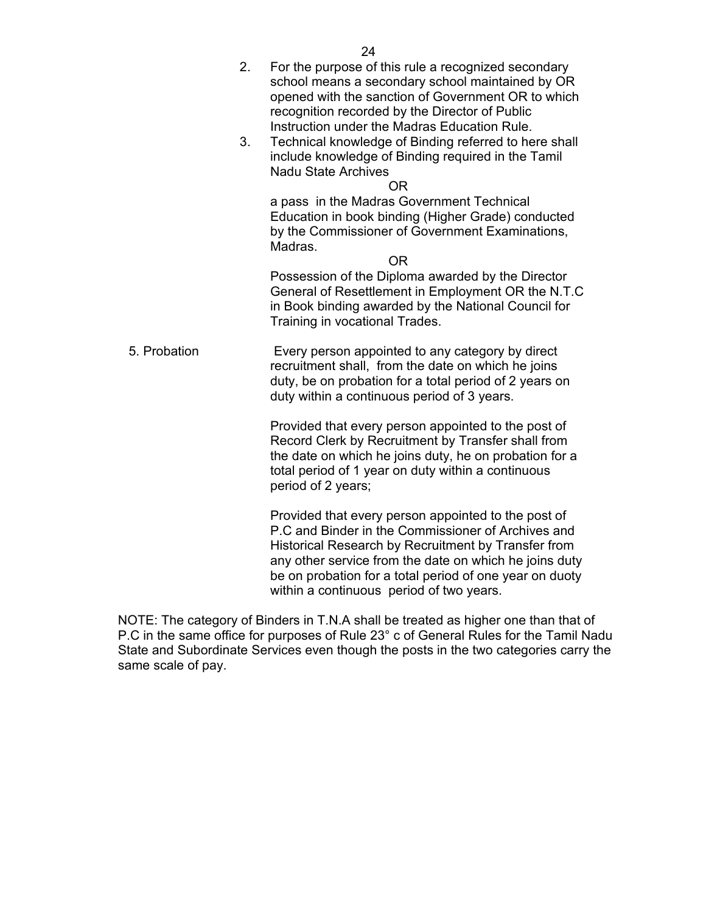2. For the purpose of this rule a recognized secondary school means a secondary school maintained by OR opened with the sanction of Government OR to which recognition recorded by the Director of Public Instruction under the Madras Education Rule.
3. Technical knowledge of Binding referred to here shall include knowledge of Binding required in the Tamil Nadu State Archives

   OR

   a pass in the Madras Government Technical Education in book binding (Higher Grade) conducted by the Commissioner of Government Examinations, Madras.

   OR

   Possession of the Diploma awarded by the Director General of Resettlement in Employment OR the N.T.C in Book binding awarded by the National Council for Training in vocational Trades.

5. Probation

Every person appointed to any category by direct recruitment shall, from the date on which he joins duty, be on probation for a total period of 2 years on duty within a continuous period of 3 years.

Provided that every person appointed to the post of Record Clerk by Recruitment by Transfer shall from the date on which he joins duty, he on probation for a total period of 1 year on duty within a continuous period of 2 years;

Provided that every person appointed to the post of P.C and Binder in the Commissioner of Archives and Historical Research by Recruitment by Transfer from any other service from the date on which he joins duty be on probation for a total period of one year on duoty within a continuous period of two years.

NOTE: The category of Binders in T.N.A shall be treated as higher one than that of P.C in the same office for purposes of Rule 23° c of General Rules for the Tamil Nadu State and Subordinate Services even though the posts in the two categories carry the same scale of pay.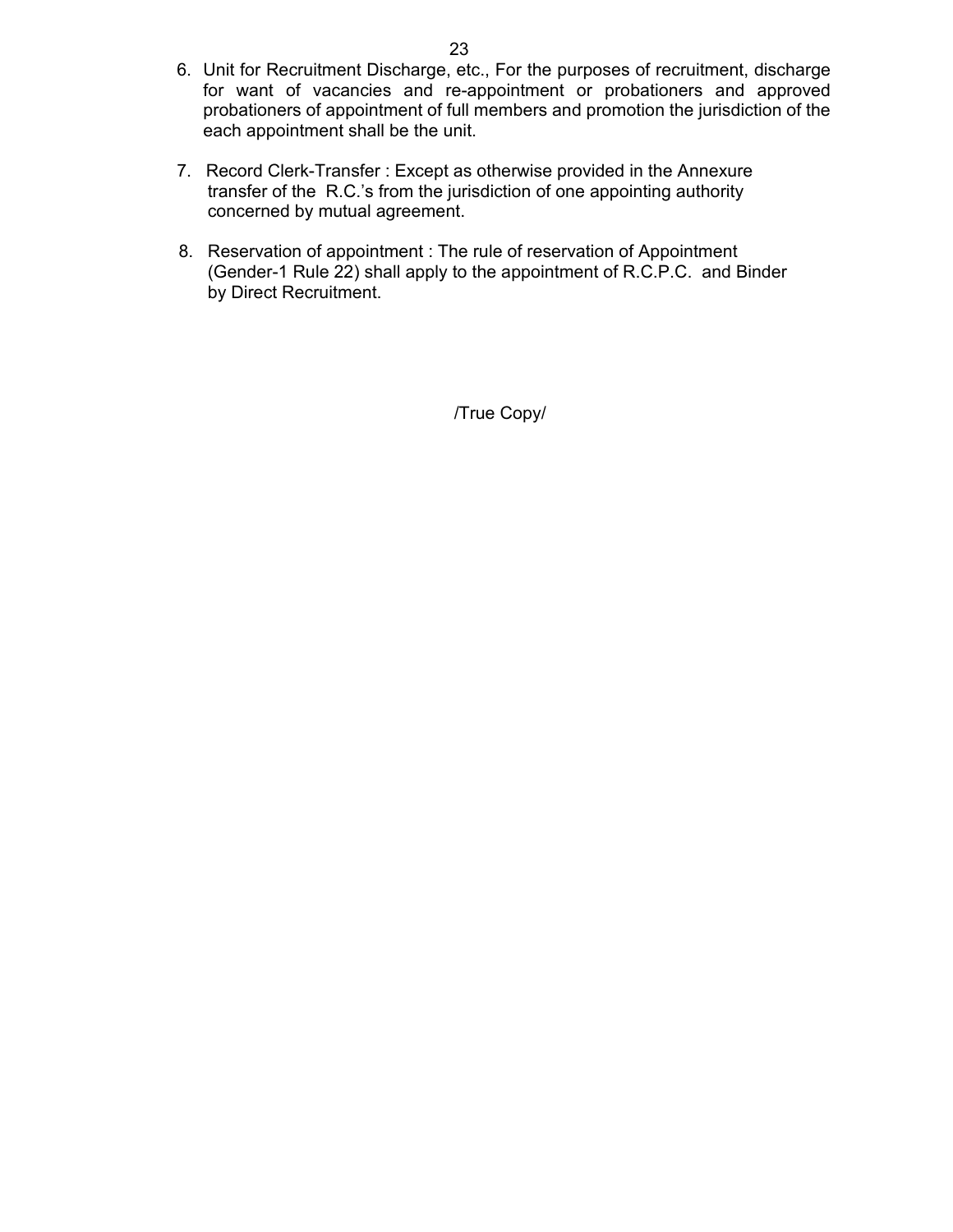6. Unit for Recruitment Discharge, etc., For the purposes of recruitment, discharge for want of vacancies and re-appointment or probationers and approved probationers of appointment of full members and promotion the jurisdiction of the each appointment shall be the unit.

7. Record Clerk-Transfer : Except as otherwise provided in the Annexure transfer of the R.C.'s from the jurisdiction of one appointing authority concerned by mutual agreement.

8. Reservation of appointment : The rule of reservation of Appointment (Gender-1 Rule 22) shall apply to the appointment of R.C.P.C. and Binder by Direct Recruitment.

/True Copy/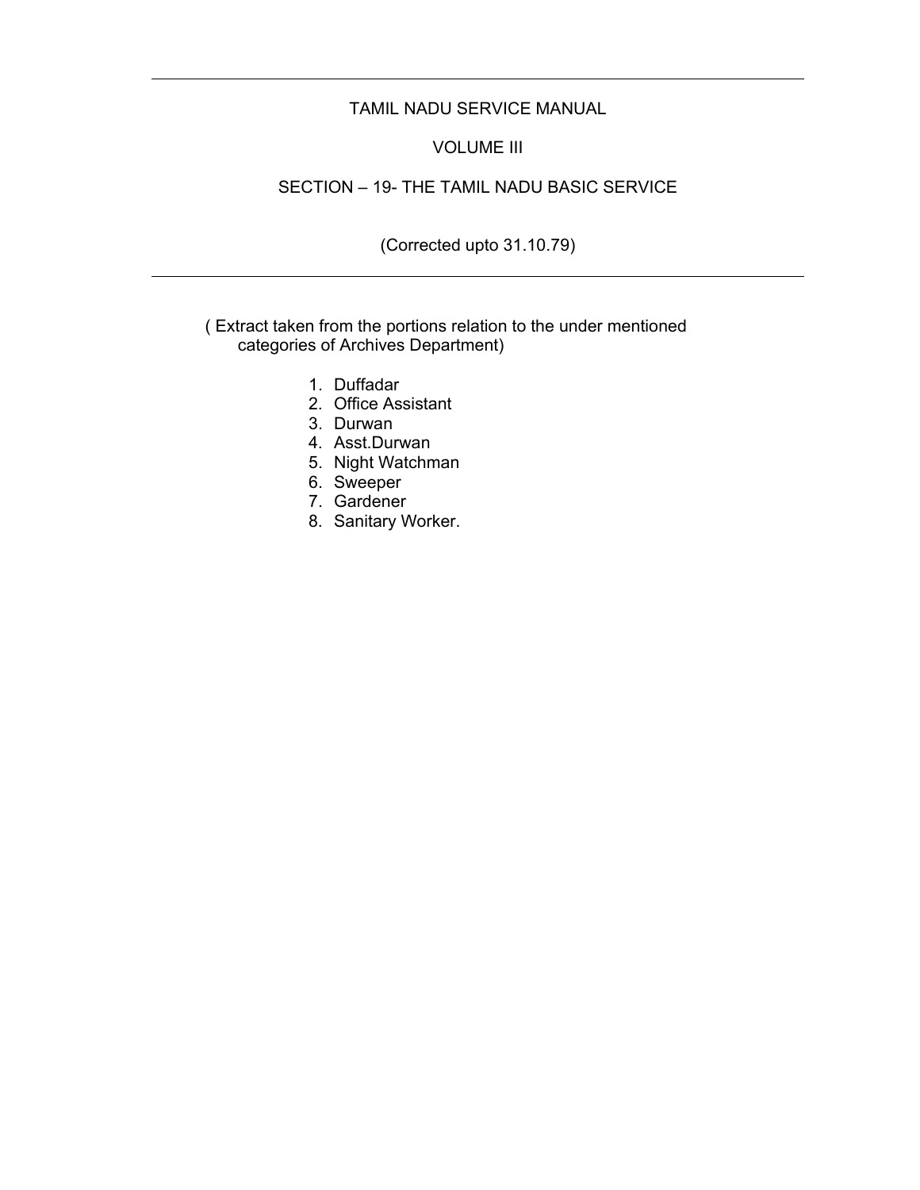---

TAMIL NADU SERVICE MANUAL

VOLUME III

SECTION – 19- THE TAMIL NADU BASIC SERVICE

(Corrected upto 31.10.79)

---

( Extract taken from the portions relation to the under mentioned categories of Archives Department)

1. Duffadar
2. Office Assistant
3. Durwan
4. Asst.Durwan
5. Night Watchman
6. Sweeper
7. Gardener
8. Sanitary Worker.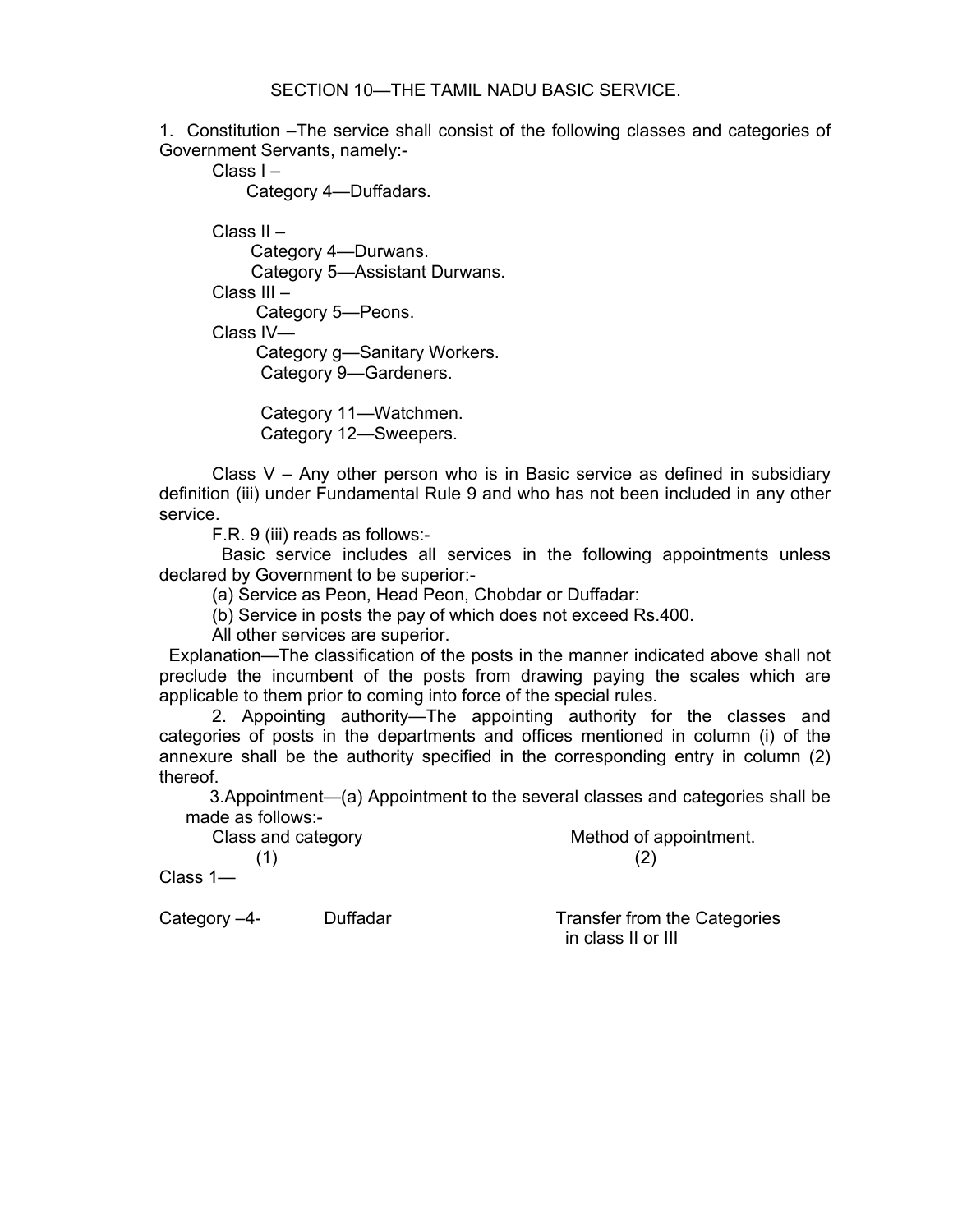## SECTION 10—THE TAMIL NADU BASIC SERVICE.

1. Constitution –The service shall consist of the following classes and categories of Government Servants, namely:-

Class I –

Category 4—Duffadars.

Class II –

Category 4—Durwans.

Category 5—Assistant Durwans.

Class III –

Category 5—Peons.

Class IV—

Category g—Sanitary Workers.

Category 9—Gardeners.

Category 11—Watchmen.

Category 12—Sweepers.

Class V – Any other person who is in Basic service as defined in subsidiary definition (iii) under Fundamental Rule 9 and who has not been included in any other service.

F.R. 9 (iii) reads as follows:-

Basic service includes all services in the following appointments unless declared by Government to be superior:-

(a) Service as Peon, Head Peon, Chobdar or Duffadar:

(b) Service in posts the pay of which does not exceed Rs.400.

All other services are superior.

Explanation—The classification of the posts in the manner indicated above shall not preclude the incumbent of the posts from drawing paying the scales which are applicable to them prior to coming into force of the special rules.

2. Appointing authority—The appointing authority for the classes and categories of posts in the departments and offices mentioned in column (i) of the annexure shall be the authority specified in the corresponding entry in column (2) thereof.

3.Appointment—(a) Appointment to the several classes and categories shall be made as follows:-

| Class and category (1) | | Method of appointment. (2) |
|---|---|---|
| Class 1— | | |
| Category –4- | Duffadar | Transfer from the Categories in class II or III |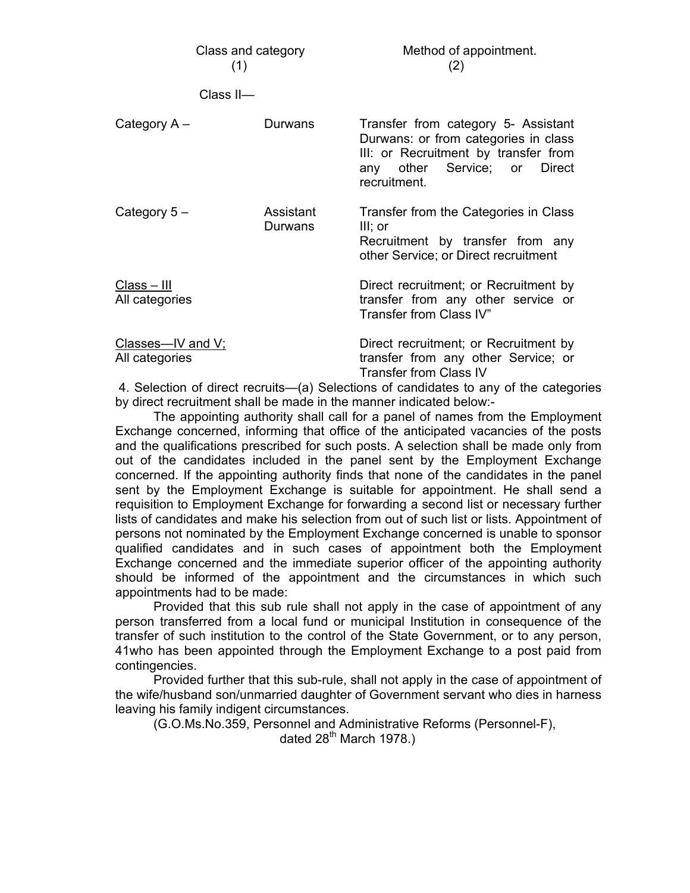| Class and category (1) | | Method of appointment. (2) |
| --- | --- | --- |
| Class II— | | |
| Category A – | Durwans | Transfer from category 5- Assistant Durwans: or from categories in class III: or Recruitment by transfer from any other Service; or Direct recruitment. |
| Category 5 – | Assistant Durwans | Transfer from the Categories in Class III; or Recruitment by transfer from any other Service; or Direct recruitment |
| Class – III All categories | | Direct recruitment; or Recruitment by transfer from any other service or Transfer from Class IV" |
| Classes—IV and V; All categories | | Direct recruitment; or Recruitment by transfer from any other Service; or Transfer from Class IV |

4. Selection of direct recruits—(a) Selections of candidates to any of the categories by direct recruitment shall be made in the manner indicated below:-

The appointing authority shall call for a panel of names from the Employment Exchange concerned, informing that office of the anticipated vacancies of the posts and the qualifications prescribed for such posts. A selection shall be made only from out of the candidates included in the panel sent by the Employment Exchange concerned. If the appointing authority finds that none of the candidates in the panel sent by the Employment Exchange is suitable for appointment. He shall send a requisition to Employment Exchange for forwarding a second list or necessary further lists of candidates and make his selection from out of such list or lists. Appointment of persons not nominated by the Employment Exchange concerned is unable to sponsor qualified candidates and in such cases of appointment both the Employment Exchange concerned and the immediate superior officer of the appointing authority should be informed of the appointment and the circumstances in which such appointments had to be made:

Provided that this sub rule shall not apply in the case of appointment of any person transferred from a local fund or municipal Institution in consequence of the transfer of such institution to the control of the State Government, or to any person, 41who has been appointed through the Employment Exchange to a post paid from contingencies.

Provided further that this sub-rule, shall not apply in the case of appointment of the wife/husband son/unmarried daughter of Government servant who dies in harness leaving his family indigent circumstances.

(G.O.Ms.No.359, Personnel and Administrative Reforms (Personnel-F), dated 28th March 1978.)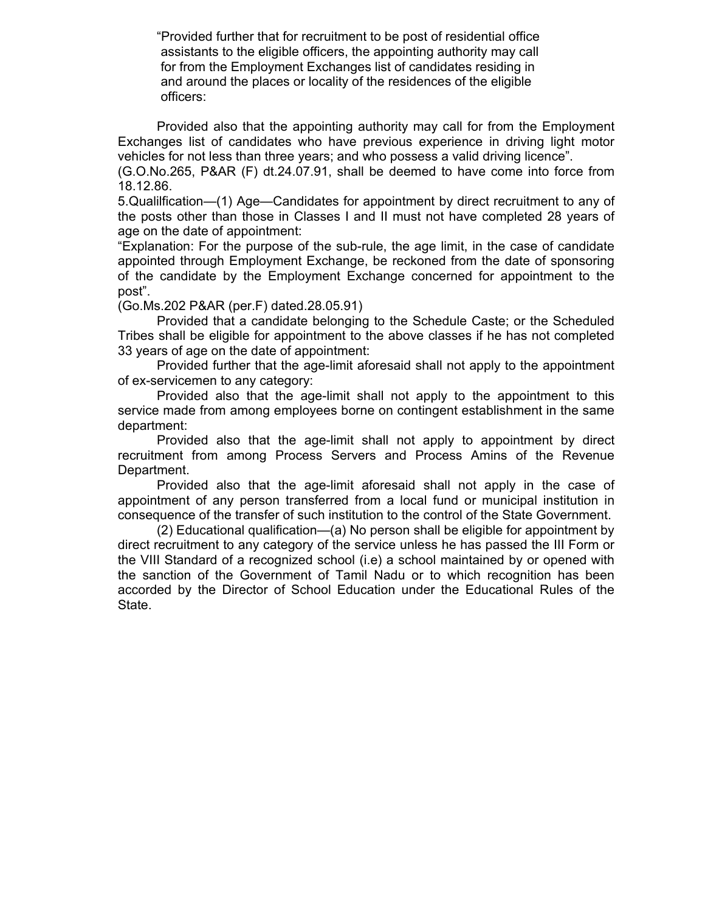"Provided further that for recruitment to be post of residential office assistants to the eligible officers, the appointing authority may call for from the Employment Exchanges list of candidates residing in and around the places or locality of the residences of the eligible officers:

Provided also that the appointing authority may call for from the Employment Exchanges list of candidates who have previous experience in driving light motor vehicles for not less than three years; and who possess a valid driving licence".

(G.O.No.265, P&AR (F) dt.24.07.91, shall be deemed to have come into force from 18.12.86.

5.Qualilfication—(1) Age—Candidates for appointment by direct recruitment to any of the posts other than those in Classes I and II must not have completed 28 years of age on the date of appointment:

"Explanation: For the purpose of the sub-rule, the age limit, in the case of candidate appointed through Employment Exchange, be reckoned from the date of sponsoring of the candidate by the Employment Exchange concerned for appointment to the post".

(Go.Ms.202 P&AR (per.F) dated.28.05.91)

Provided that a candidate belonging to the Schedule Caste; or the Scheduled Tribes shall be eligible for appointment to the above classes if he has not completed 33 years of age on the date of appointment:

Provided further that the age-limit aforesaid shall not apply to the appointment of ex-servicemen to any category:

Provided also that the age-limit shall not apply to the appointment to this service made from among employees borne on contingent establishment in the same department:

Provided also that the age-limit shall not apply to appointment by direct recruitment from among Process Servers and Process Amins of the Revenue Department.

Provided also that the age-limit aforesaid shall not apply in the case of appointment of any person transferred from a local fund or municipal institution in consequence of the transfer of such institution to the control of the State Government.

(2) Educational qualification—(a) No person shall be eligible for appointment by direct recruitment to any category of the service unless he has passed the III Form or the VIII Standard of a recognized school (i.e) a school maintained by or opened with the sanction of the Government of Tamil Nadu or to which recognition has been accorded by the Director of School Education under the Educational Rules of the State.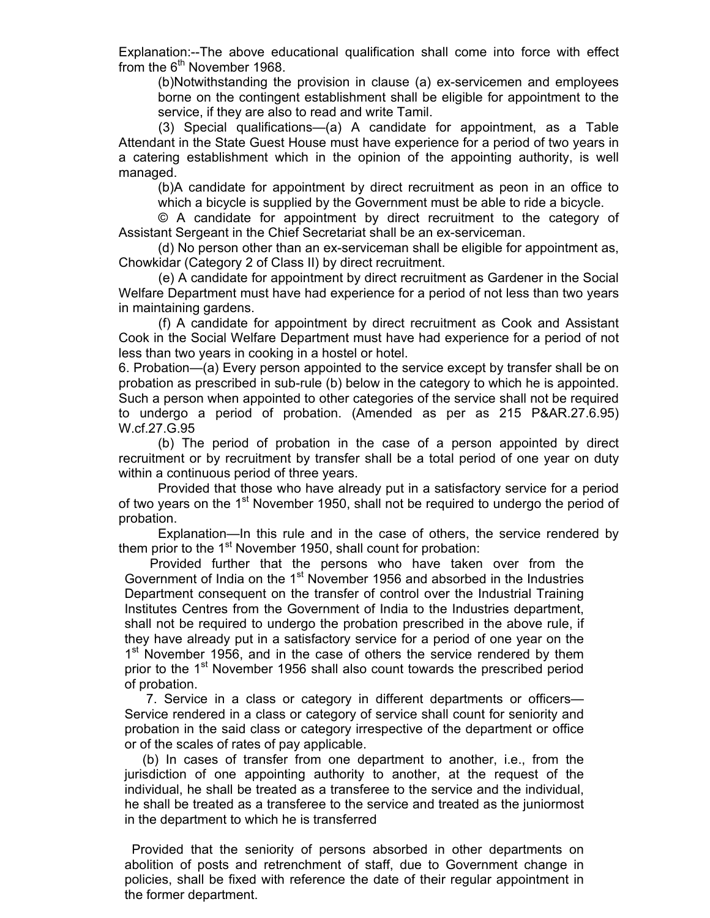Explanation:--The above educational qualification shall come into force with effect from the 6th November 1968.

(b)Notwithstanding the provision in clause (a) ex-servicemen and employees borne on the contingent establishment shall be eligible for appointment to the service, if they are also to read and write Tamil.

(3) Special qualifications—(a) A candidate for appointment, as a Table Attendant in the State Guest House must have experience for a period of two years in a catering establishment which in the opinion of the appointing authority, is well managed.

(b)A candidate for appointment by direct recruitment as peon in an office to which a bicycle is supplied by the Government must be able to ride a bicycle.

© A candidate for appointment by direct recruitment to the category of Assistant Sergeant in the Chief Secretariat shall be an ex-serviceman.

(d) No person other than an ex-serviceman shall be eligible for appointment as, Chowkidar (Category 2 of Class II) by direct recruitment.

(e) A candidate for appointment by direct recruitment as Gardener in the Social Welfare Department must have had experience for a period of not less than two years in maintaining gardens.

(f) A candidate for appointment by direct recruitment as Cook and Assistant Cook in the Social Welfare Department must have had experience for a period of not less than two years in cooking in a hostel or hotel.

6. Probation—(a) Every person appointed to the service except by transfer shall be on probation as prescribed in sub-rule (b) below in the category to which he is appointed. Such a person when appointed to other categories of the service shall not be required to undergo a period of probation. (Amended as per as 215 P&AR.27.6.95) W.cf.27.G.95

(b) The period of probation in the case of a person appointed by direct recruitment or by recruitment by transfer shall be a total period of one year on duty within a continuous period of three years.

Provided that those who have already put in a satisfactory service for a period of two years on the 1st November 1950, shall not be required to undergo the period of probation.

Explanation—In this rule and in the case of others, the service rendered by them prior to the 1st November 1950, shall count for probation:

Provided further that the persons who have taken over from the Government of India on the 1st November 1956 and absorbed in the Industries Department consequent on the transfer of control over the Industrial Training Institutes Centres from the Government of India to the Industries department, shall not be required to undergo the probation prescribed in the above rule, if they have already put in a satisfactory service for a period of one year on the 1st November 1956, and in the case of others the service rendered by them prior to the 1st November 1956 shall also count towards the prescribed period of probation.

7. Service in a class or category in different departments or officers—Service rendered in a class or category of service shall count for seniority and probation in the said class or category irrespective of the department or office or of the scales of rates of pay applicable.

(b) In cases of transfer from one department to another, i.e., from the jurisdiction of one appointing authority to another, at the request of the individual, he shall be treated as a transferee to the service and the individual, he shall be treated as a transferee to the service and treated as the juniormost in the department to which he is transferred

Provided that the seniority of persons absorbed in other departments on abolition of posts and retrenchment of staff, due to Government change in policies, shall be fixed with reference the date of their regular appointment in the former department.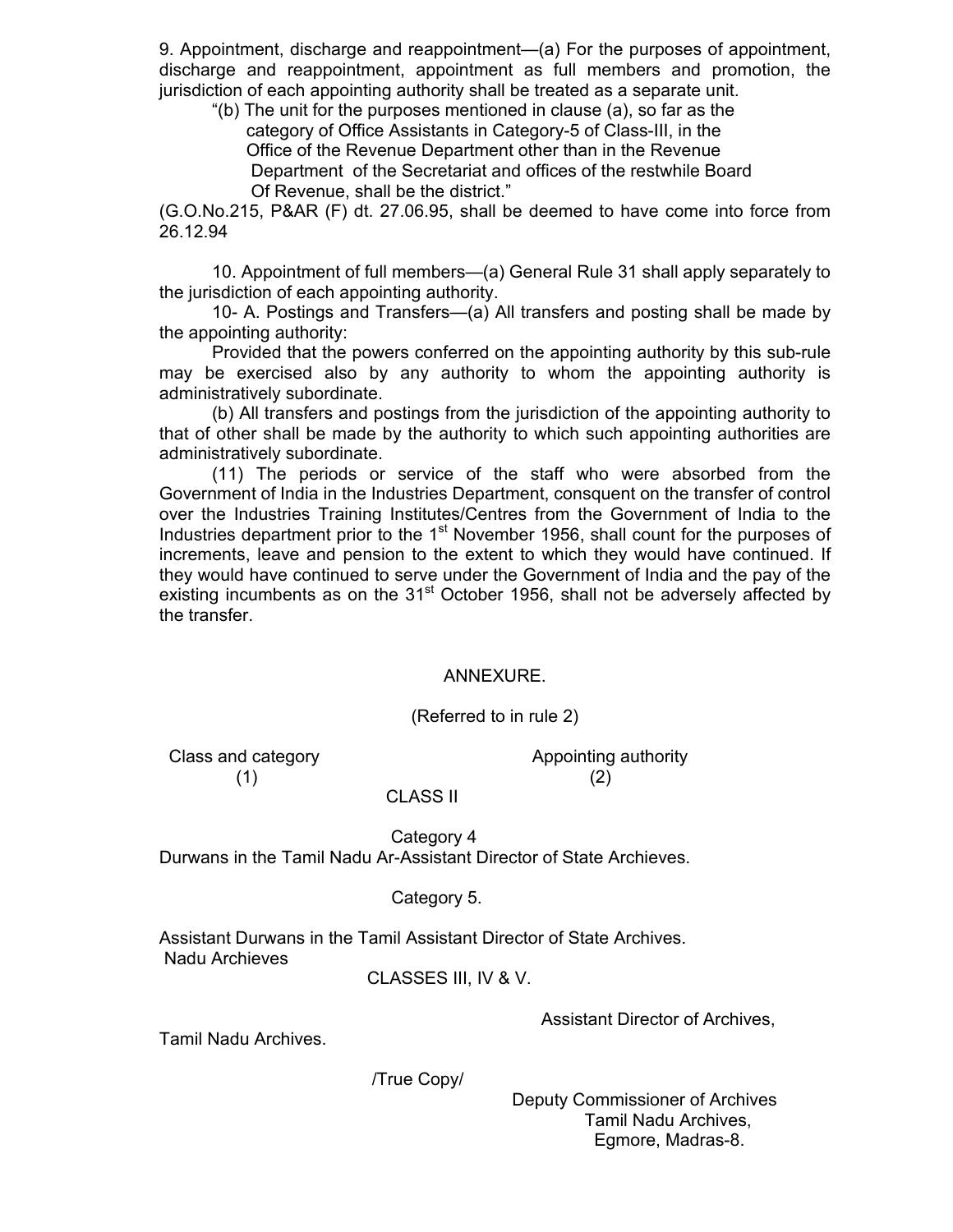9. Appointment, discharge and reappointment—(a) For the purposes of appointment, discharge and reappointment, appointment as full members and promotion, the jurisdiction of each appointing authority shall be treated as a separate unit.

"(b) The unit for the purposes mentioned in clause (a), so far as the category of Office Assistants in Category-5 of Class-III, in the Office of the Revenue Department other than in the Revenue Department of the Secretariat and offices of the restwhile Board Of Revenue, shall be the district."

(G.O.No.215, P&AR (F) dt. 27.06.95, shall be deemed to have come into force from 26.12.94

10. Appointment of full members—(a) General Rule 31 shall apply separately to the jurisdiction of each appointing authority.

10- A. Postings and Transfers—(a) All transfers and posting shall be made by the appointing authority:

Provided that the powers conferred on the appointing authority by this sub-rule may be exercised also by any authority to whom the appointing authority is administratively subordinate.

(b) All transfers and postings from the jurisdiction of the appointing authority to that of other shall be made by the authority to which such appointing authorities are administratively subordinate.

(11) The periods or service of the staff who were absorbed from the Government of India in the Industries Department, consquent on the transfer of control over the Industries Training Institutes/Centres from the Government of India to the Industries department prior to the 1st November 1956, shall count for the purposes of increments, leave and pension to the extent to which they would have continued. If they would have continued to serve under the Government of India and the pay of the existing incumbents as on the 31st October 1956, shall not be adversely affected by the transfer.

ANNEXURE.

(Referred to in rule 2)

| Class and category (1) | Appointing authority (2) |
|---|---|
| CLASS II | |
| Category 4 | |
| Durwans in the Tamil Nadu Ar- | Assistant Director of State Archieves. |
| Category 5. | |
| Assistant Durwans in the Tamil Nadu Archieves | Assistant Director of State Archives. |
| CLASSES III, IV & V. | |
| | Assistant Director of Archives, Tamil Nadu Archives. |

/True Copy/

Deputy Commissioner of Archives
Tamil Nadu Archives,
Egmore, Madras-8.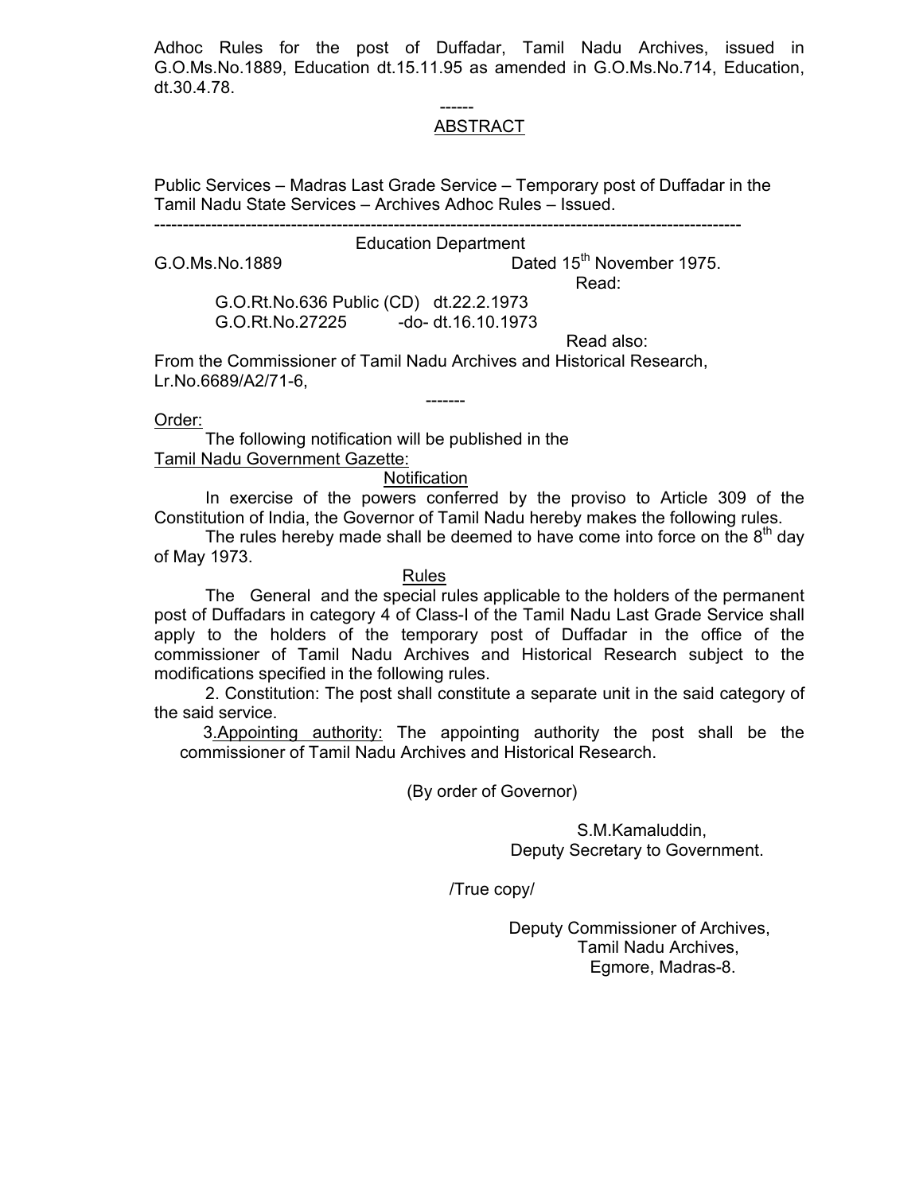Adhoc Rules for the post of Duffadar, Tamil Nadu Archives, issued in G.O.Ms.No.1889, Education dt.15.11.95 as amended in G.O.Ms.No.714, Education, dt.30.4.78.

------

## ABSTRACT

Public Services – Madras Last Grade Service – Temporary post of Duffadar in the Tamil Nadu State Services – Archives Adhoc Rules – Issued.

---

Education Department

G.O.Ms.No.1889 Dated 15th November 1975.

Read:

G.O.Rt.No.636 Public (CD) dt.22.2.1973
G.O.Rt.No.27225 -do- dt.16.10.1973

Read also:

From the Commissioner of Tamil Nadu Archives and Historical Research, Lr.No.6689/A2/71-6,

-------

Order:

The following notification will be published in the Tamil Nadu Government Gazette:

**Notification**

In exercise of the powers conferred by the proviso to Article 309 of the Constitution of India, the Governor of Tamil Nadu hereby makes the following rules.

The rules hereby made shall be deemed to have come into force on the 8th day of May 1973.

**Rules**

The General and the special rules applicable to the holders of the permanent post of Duffadars in category 4 of Class-I of the Tamil Nadu Last Grade Service shall apply to the holders of the temporary post of Duffadar in the office of the commissioner of Tamil Nadu Archives and Historical Research subject to the modifications specified in the following rules.

2. Constitution: The post shall constitute a separate unit in the said category of the said service.

3. Appointing authority: The appointing authority the post shall be the commissioner of Tamil Nadu Archives and Historical Research.

(By order of Governor)

S.M.Kamaluddin,
Deputy Secretary to Government.

/True copy/

Deputy Commissioner of Archives,
Tamil Nadu Archives,
Egmore, Madras-8.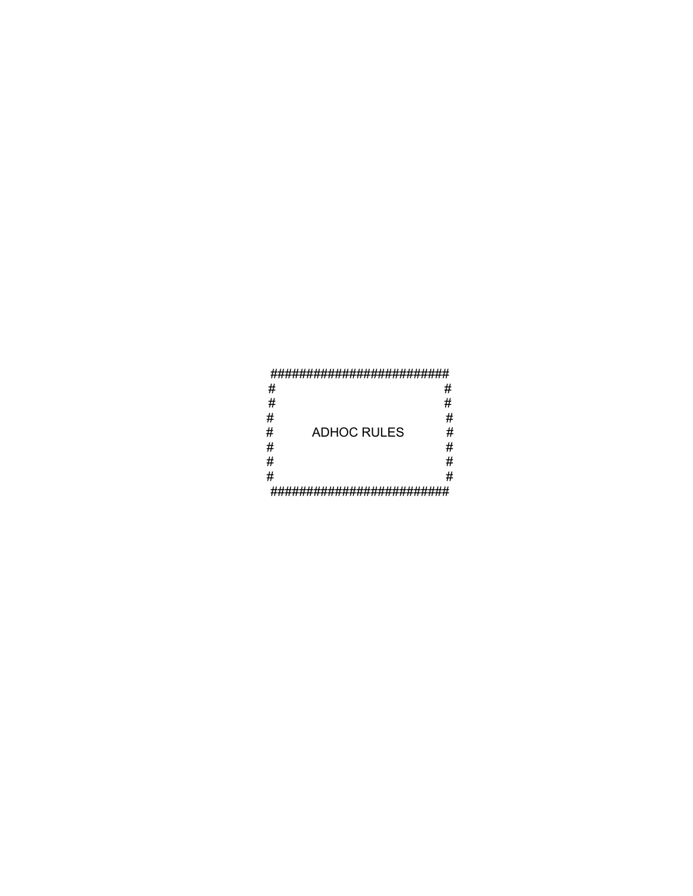```
########################
#                      #
#                      #
#                      #
#      ADHOC RULES     #
#                      #
#                      #
#                      #
########################
```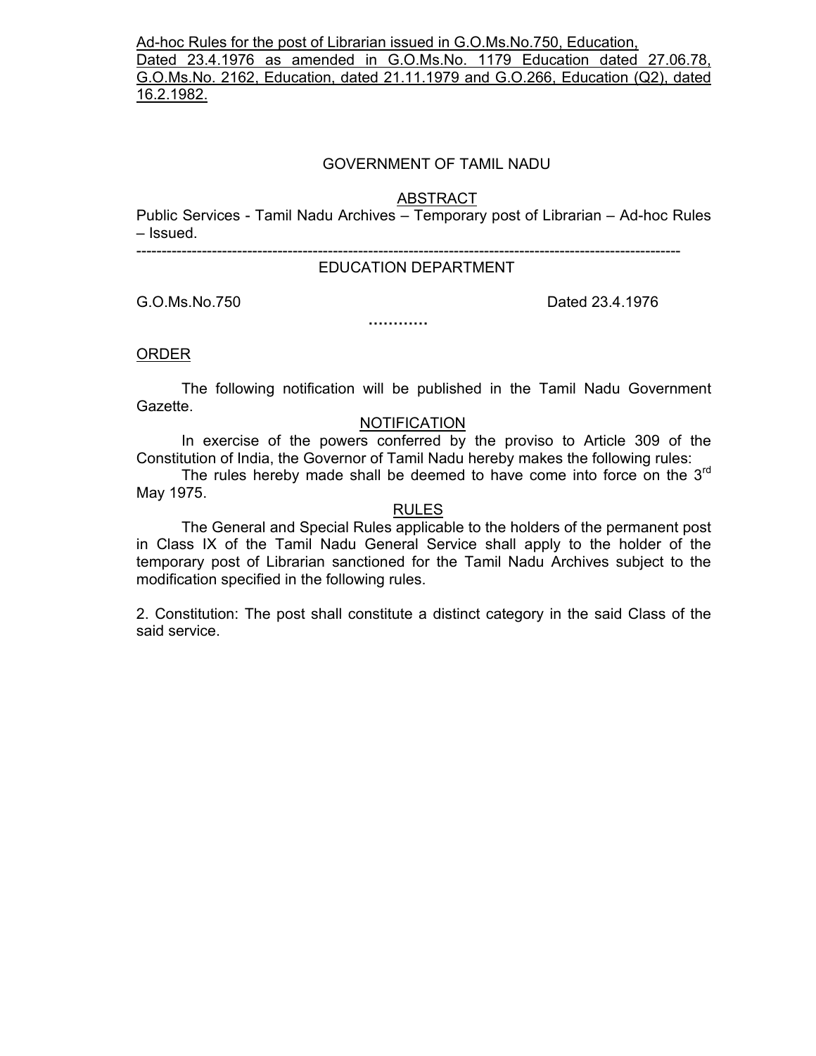Ad-hoc Rules for the post of Librarian issued in G.O.Ms.No.750, Education, Dated 23.4.1976 as amended in G.O.Ms.No. 1179 Education dated 27.06.78, G.O.Ms.No. 2162, Education, dated 21.11.1979 and G.O.266, Education (Q2), dated 16.2.1982.

GOVERNMENT OF TAMIL NADU

ABSTRACT

Public Services - Tamil Nadu Archives – Temporary post of Librarian – Ad-hoc Rules – Issued.

---

EDUCATION DEPARTMENT

G.O.Ms.No.750 Dated 23.4.1976

…………

ORDER

The following notification will be published in the Tamil Nadu Government Gazette.

NOTIFICATION

In exercise of the powers conferred by the proviso to Article 309 of the Constitution of India, the Governor of Tamil Nadu hereby makes the following rules:

The rules hereby made shall be deemed to have come into force on the 3rd May 1975.

RULES

The General and Special Rules applicable to the holders of the permanent post in Class IX of the Tamil Nadu General Service shall apply to the holder of the temporary post of Librarian sanctioned for the Tamil Nadu Archives subject to the modification specified in the following rules.

2. Constitution: The post shall constitute a distinct category in the said Class of the said service.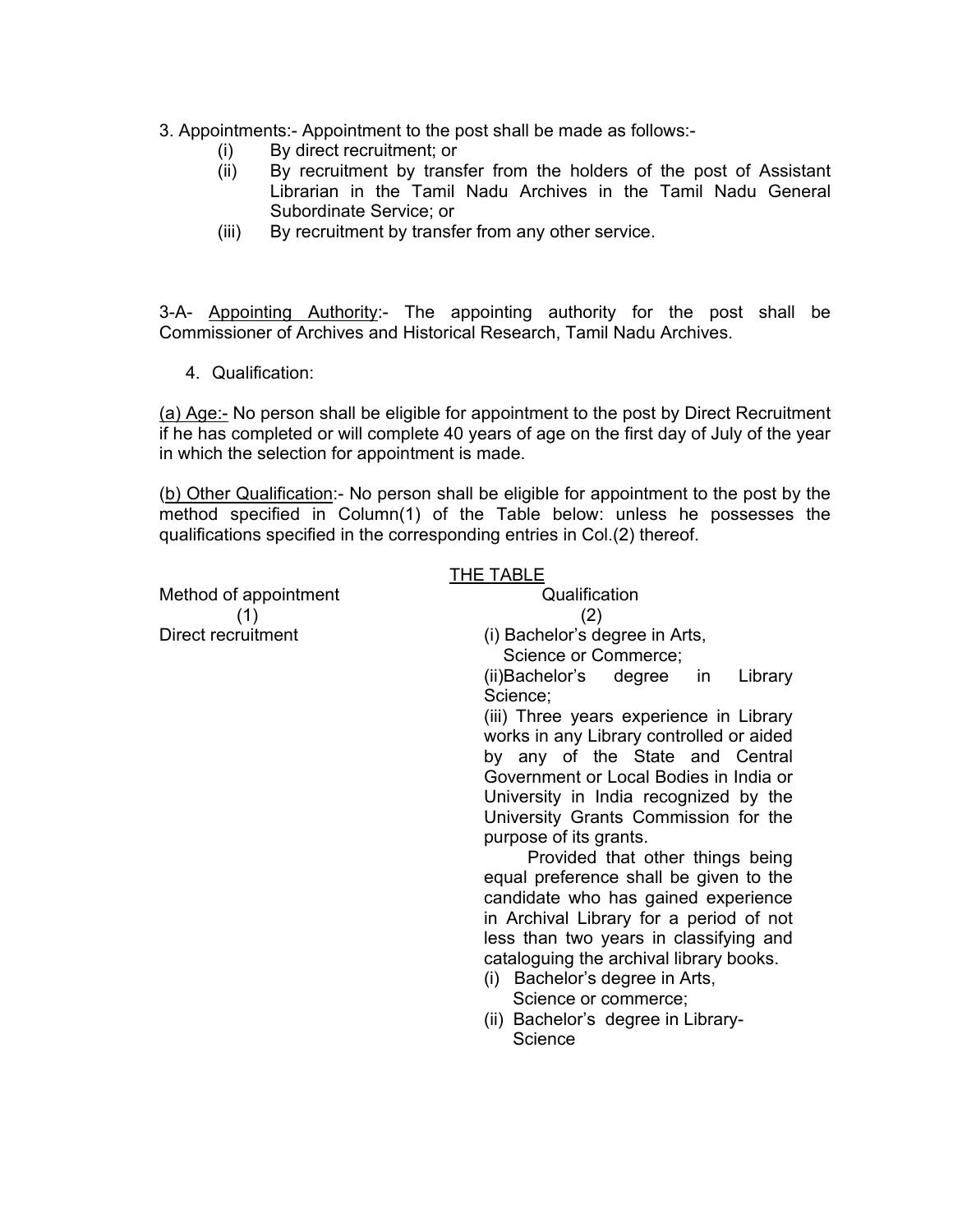3. Appointments:- Appointment to the post shall be made as follows:-

(i) By direct recruitment; or

(ii) By recruitment by transfer from the holders of the post of Assistant Librarian in the Tamil Nadu Archives in the Tamil Nadu General Subordinate Service; or

(iii) By recruitment by transfer from any other service.

3-A- Appointing Authority:- The appointing authority for the post shall be Commissioner of Archives and Historical Research, Tamil Nadu Archives.

4. Qualification:

(a) Age:- No person shall be eligible for appointment to the post by Direct Recruitment if he has completed or will complete 40 years of age on the first day of July of the year in which the selection for appointment is made.

(b) Other Qualification:- No person shall be eligible for appointment to the post by the method specified in Column(1) of the Table below: unless he possesses the qualifications specified in the corresponding entries in Col.(2) thereof.

THE TABLE

| Method of appointment (1) | Qualification (2) |
|---|---|
| Direct recruitment | (i) Bachelor's degree in Arts, Science or Commerce;<br>(ii)Bachelor's degree in Library Science;<br>(iii) Three years experience in Library works in any Library controlled or aided by any of the State and Central Government or Local Bodies in India or University in India recognized by the University Grants Commission for the purpose of its grants.<br>Provided that other things being equal preference shall be given to the candidate who has gained experience in Archival Library for a period of not less than two years in classifying and cataloguing the archival library books. |
| | (i) Bachelor's degree in Arts, Science or commerce;<br>(ii) Bachelor's degree in Library-Science |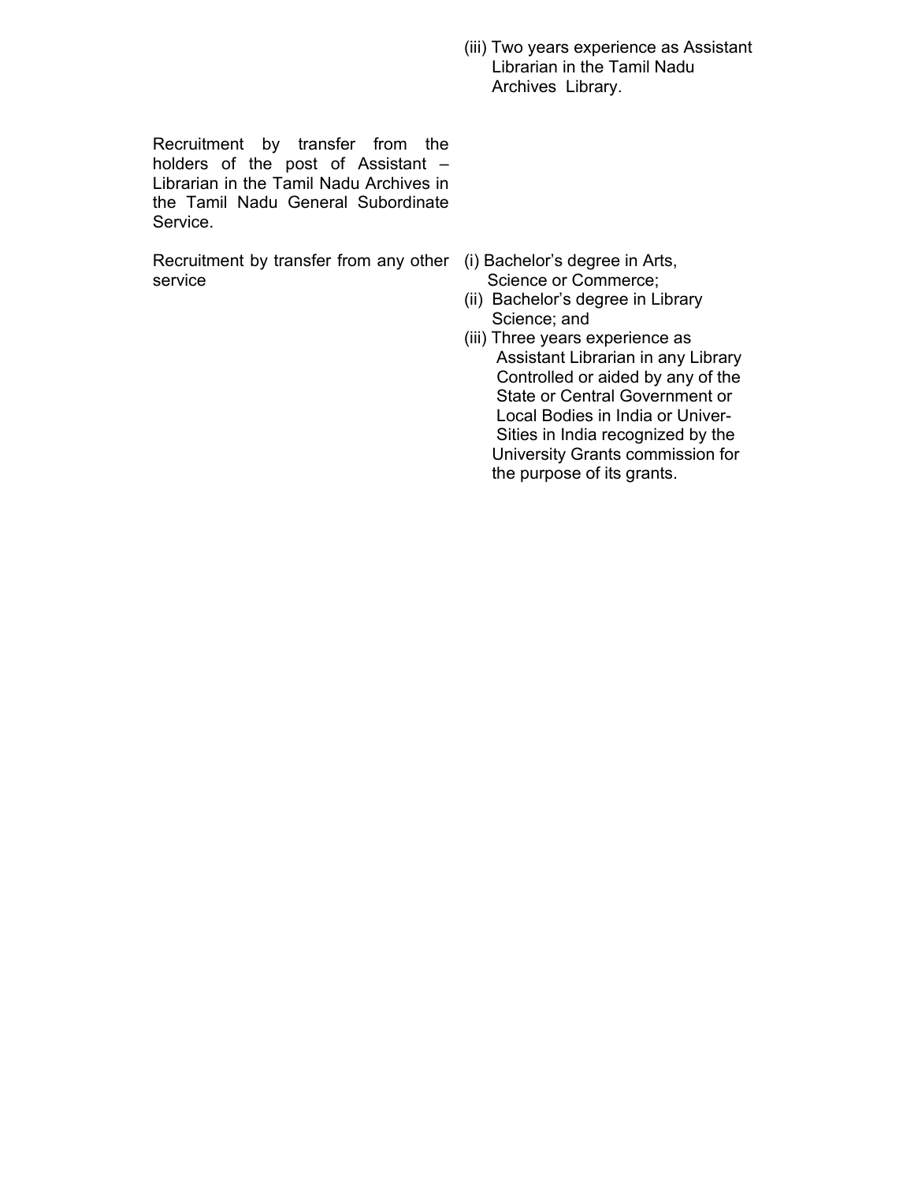| | |
|---|---|
| | (iii) Two years experience as Assistant Librarian in the Tamil Nadu Archives Library. |
| Recruitment by transfer from the holders of the post of Assistant – Librarian in the Tamil Nadu Archives in the Tamil Nadu General Subordinate Service. | |
| Recruitment by transfer from any other service | (i) Bachelor's degree in Arts, Science or Commerce;<br>(ii) Bachelor's degree in Library Science; and<br>(iii) Three years experience as Assistant Librarian in any Library Controlled or aided by any of the State or Central Government or Local Bodies in India or Univer-Sities in India recognized by the University Grants commission for the purpose of its grants. |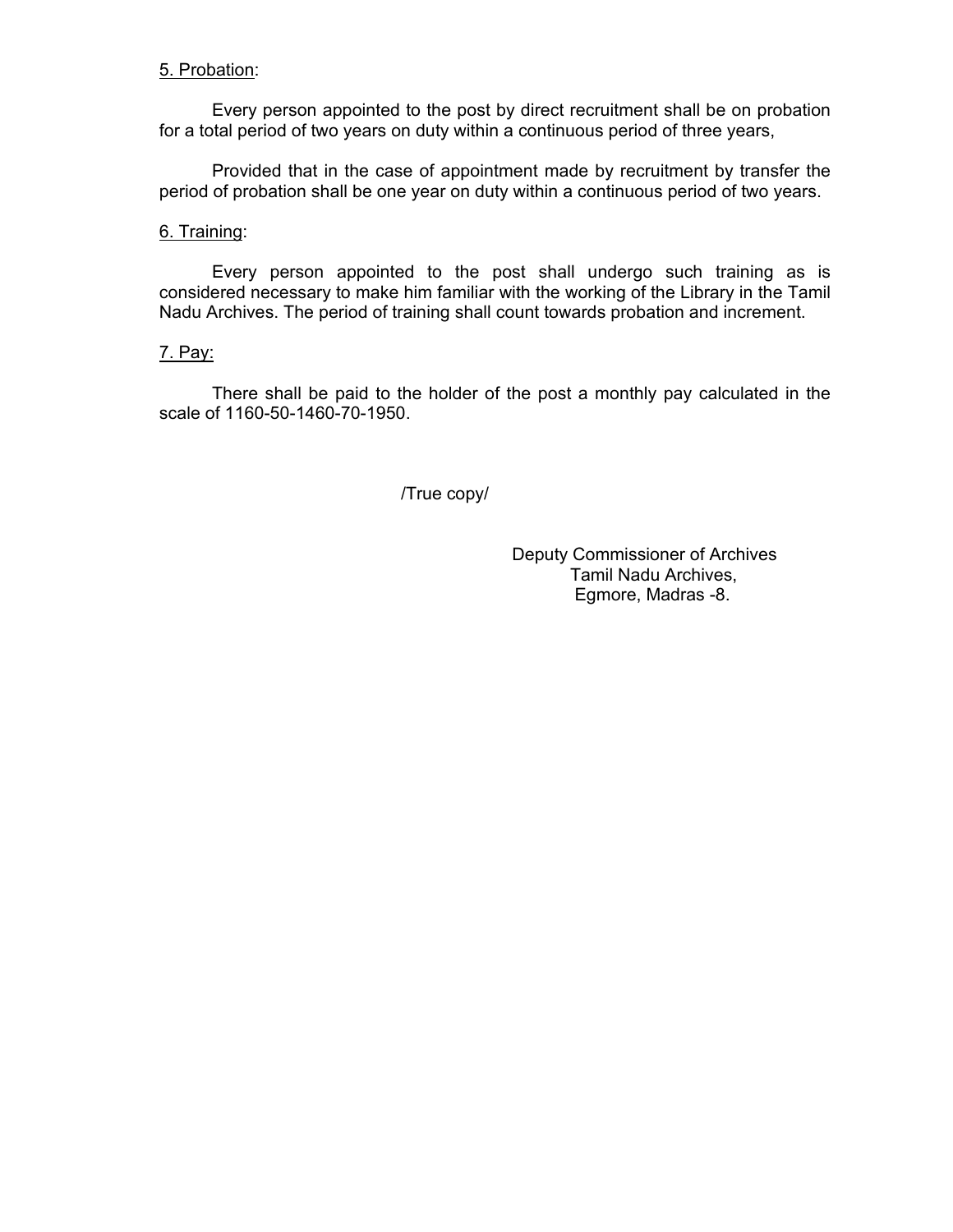5. Probation:

Every person appointed to the post by direct recruitment shall be on probation for a total period of two years on duty within a continuous period of three years,

Provided that in the case of appointment made by recruitment by transfer the period of probation shall be one year on duty within a continuous period of two years.

6. Training:

Every person appointed to the post shall undergo such training as is considered necessary to make him familiar with the working of the Library in the Tamil Nadu Archives. The period of training shall count towards probation and increment.

7. Pay:

There shall be paid to the holder of the post a monthly pay calculated in the scale of 1160-50-1460-70-1950.

/True copy/

Deputy Commissioner of Archives
Tamil Nadu Archives,
Egmore, Madras -8.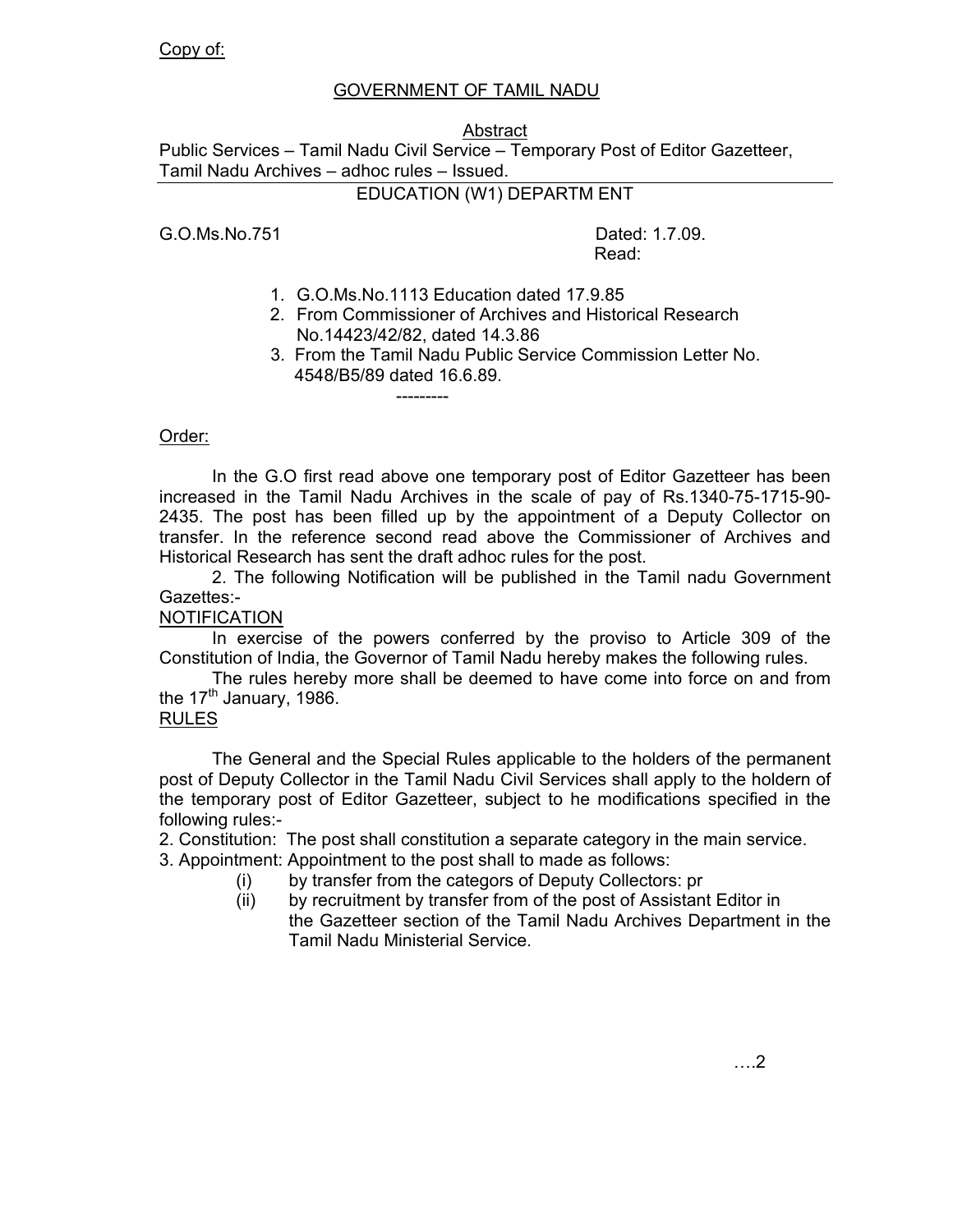Copy of:

GOVERNMENT OF TAMIL NADU

Abstract

Public Services – Tamil Nadu Civil Service – Temporary Post of Editor Gazetteer, Tamil Nadu Archives – adhoc rules – Issued.

EDUCATION (W1) DEPARTM ENT

G.O.Ms.No.751 Dated: 1.7.09.

Read:

1. G.O.Ms.No.1113 Education dated 17.9.85
2. From Commissioner of Archives and Historical Research No.14423/42/82, dated 14.3.86
3. From the Tamil Nadu Public Service Commission Letter No. 4548/B5/89 dated 16.6.89.

---------

Order:

In the G.O first read above one temporary post of Editor Gazetteer has been increased in the Tamil Nadu Archives in the scale of pay of Rs.1340-75-1715-90-2435. The post has been filled up by the appointment of a Deputy Collector on transfer. In the reference second read above the Commissioner of Archives and Historical Research has sent the draft adhoc rules for the post.

2. The following Notification will be published in the Tamil nadu Government Gazettes:-

NOTIFICATION

In exercise of the powers conferred by the proviso to Article 309 of the Constitution of India, the Governor of Tamil Nadu hereby makes the following rules.

The rules hereby more shall be deemed to have come into force on and from the 17th January, 1986.

RULES

The General and the Special Rules applicable to the holders of the permanent post of Deputy Collector in the Tamil Nadu Civil Services shall apply to the holdern of the temporary post of Editor Gazetteer, subject to he modifications specified in the following rules:-

2. Constitution: The post shall constitution a separate category in the main service.

3. Appointment: Appointment to the post shall to made as follows:

(i) by transfer from the categors of Deputy Collectors: pr

(ii) by recruitment by transfer from of the post of Assistant Editor in the Gazetteer section of the Tamil Nadu Archives Department in the Tamil Nadu Ministerial Service.

….2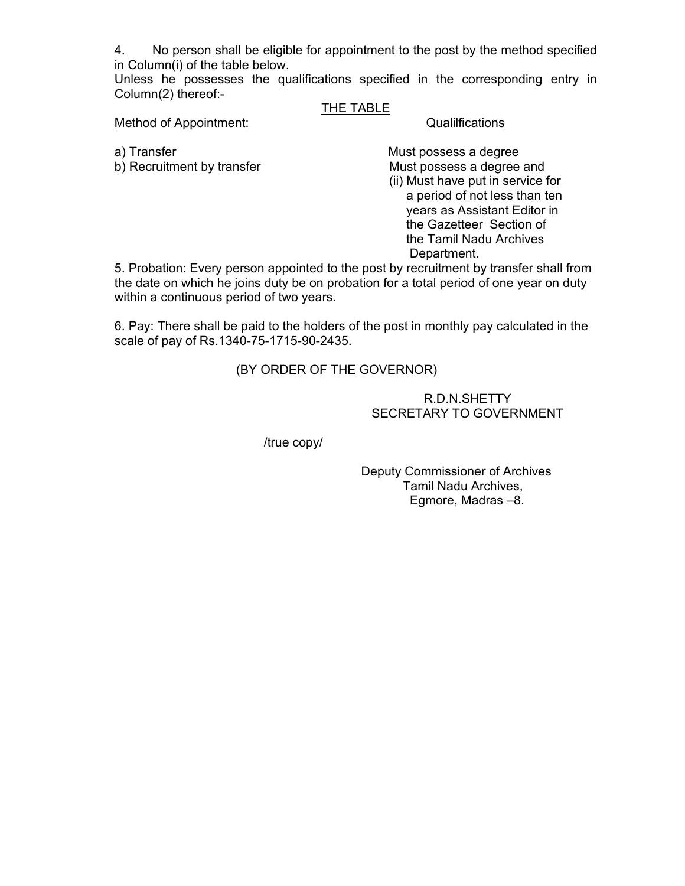4. No person shall be eligible for appointment to the post by the method specified in Column(i) of the table below.

Unless he possesses the qualifications specified in the corresponding entry in Column(2) thereof:-

THE TABLE

| Method of Appointment: | Qualilfications |
| --- | --- |
| a) Transfer | Must possess a degree |
| b) Recruitment by transfer | Must possess a degree and (ii) Must have put in service for a period of not less than ten years as Assistant Editor in the Gazetteer Section of the Tamil Nadu Archives Department. |

5. Probation: Every person appointed to the post by recruitment by transfer shall from the date on which he joins duty be on probation for a total period of one year on duty within a continuous period of two years.

6. Pay: There shall be paid to the holders of the post in monthly pay calculated in the scale of pay of Rs.1340-75-1715-90-2435.

(BY ORDER OF THE GOVERNOR)

R.D.N.SHETTY
SECRETARY TO GOVERNMENT

/true copy/

Deputy Commissioner of Archives
Tamil Nadu Archives,
Egmore, Madras –8.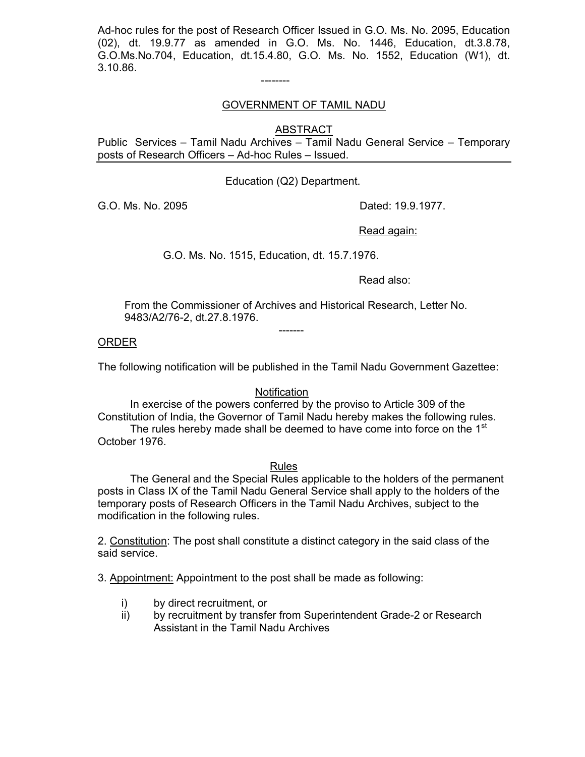Ad-hoc rules for the post of Research Officer Issued in G.O. Ms. No. 2095, Education (02), dt. 19.9.77 as amended in G.O. Ms. No. 1446, Education, dt.3.8.78, G.O.Ms.No.704, Education, dt.15.4.80, G.O. Ms. No. 1552, Education (W1), dt. 3.10.86.

--------

## GOVERNMENT OF TAMIL NADU

### ABSTRACT

Public Services – Tamil Nadu Archives – Tamil Nadu General Service – Temporary posts of Research Officers – Ad-hoc Rules – Issued.

Education (Q2) Department.

G.O. Ms. No. 2095 Dated: 19.9.1977.

Read again:

G.O. Ms. No. 1515, Education, dt. 15.7.1976.

Read also:

From the Commissioner of Archives and Historical Research, Letter No. 9483/A2/76-2, dt.27.8.1976.

-------

### ORDER

The following notification will be published in the Tamil Nadu Government Gazettee:

### Notification

In exercise of the powers conferred by the proviso to Article 309 of the Constitution of India, the Governor of Tamil Nadu hereby makes the following rules.

The rules hereby made shall be deemed to have come into force on the 1st October 1976.

### Rules

The General and the Special Rules applicable to the holders of the permanent posts in Class IX of the Tamil Nadu General Service shall apply to the holders of the temporary posts of Research Officers in the Tamil Nadu Archives, subject to the modification in the following rules.

2. Constitution: The post shall constitute a distinct category in the said class of the said service.

3. Appointment: Appointment to the post shall be made as following:

   i) by direct recruitment, or
   ii) by recruitment by transfer from Superintendent Grade-2 or Research Assistant in the Tamil Nadu Archives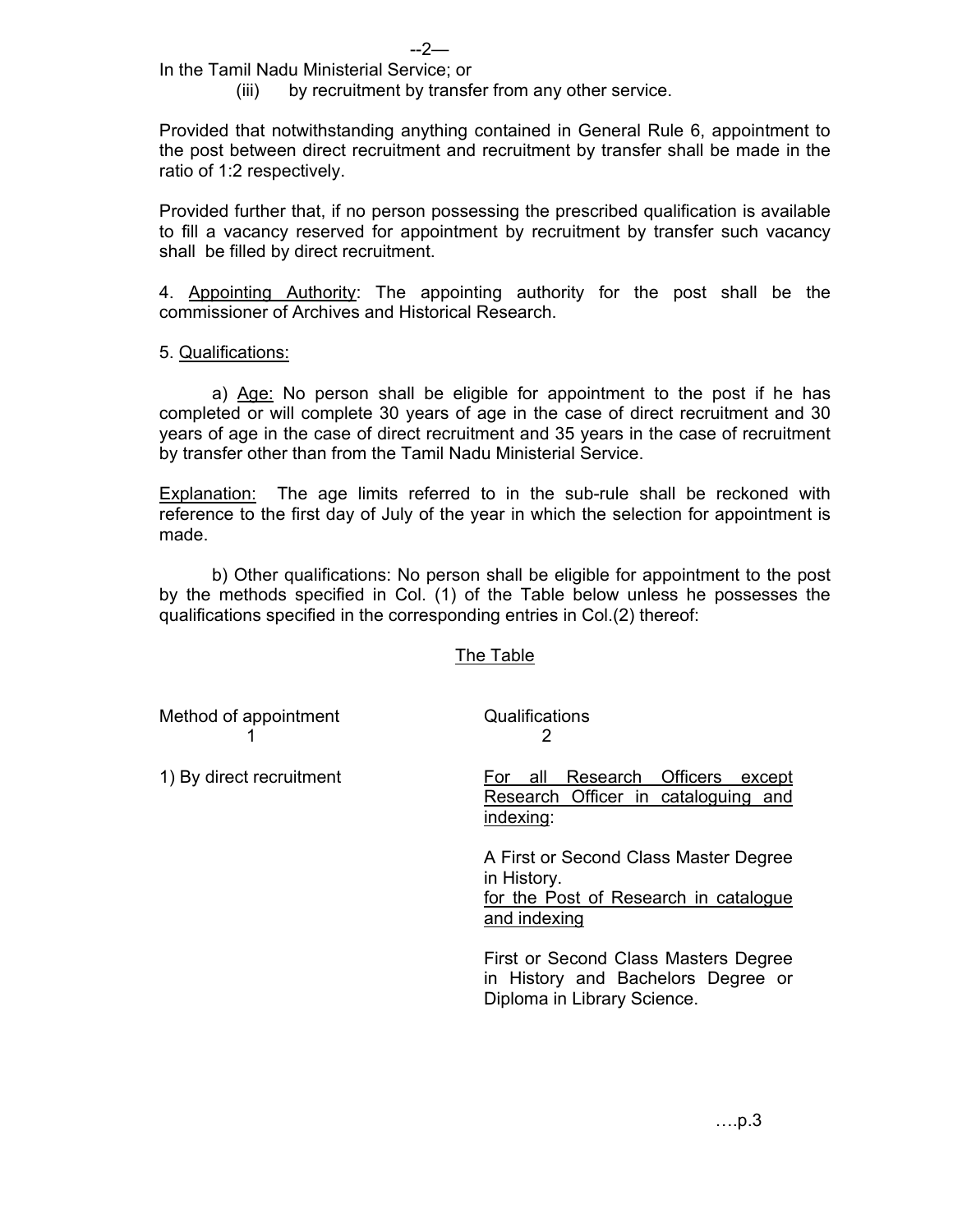In the Tamil Nadu Ministerial Service; or

(iii) by recruitment by transfer from any other service.

Provided that notwithstanding anything contained in General Rule 6, appointment to the post between direct recruitment and recruitment by transfer shall be made in the ratio of 1:2 respectively.

Provided further that, if no person possessing the prescribed qualification is available to fill a vacancy reserved for appointment by recruitment by transfer such vacancy shall be filled by direct recruitment.

4. Appointing Authority: The appointing authority for the post shall be the commissioner of Archives and Historical Research.

5. Qualifications:

a) Age: No person shall be eligible for appointment to the post if he has completed or will complete 30 years of age in the case of direct recruitment and 30 years of age in the case of direct recruitment and 35 years in the case of recruitment by transfer other than from the Tamil Nadu Ministerial Service.

Explanation: The age limits referred to in the sub-rule shall be reckoned with reference to the first day of July of the year in which the selection for appointment is made.

b) Other qualifications: No person shall be eligible for appointment to the post by the methods specified in Col. (1) of the Table below unless he possesses the qualifications specified in the corresponding entries in Col.(2) thereof:

The Table

| Method of appointment<br>1 | Qualifications<br>2 |
|---|---|
| 1) By direct recruitment | For all Research Officers except Research Officer in cataloguing and indexing:<br><br>A First or Second Class Master Degree in History.<br>for the Post of Research in catalogue and indexing<br><br>First or Second Class Masters Degree in History and Bachelors Degree or Diploma in Library Science. |

….p.3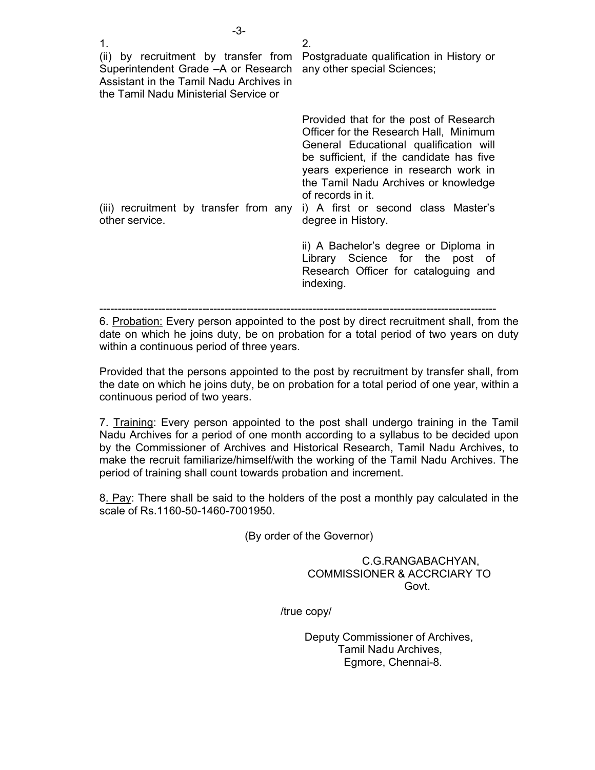| 1. | 2. |
| --- | --- |
| (ii) by recruitment by transfer from Superintendent Grade –A or Research Assistant in the Tamil Nadu Archives in the Tamil Nadu Ministerial Service or | Postgraduate qualification in History or any other special Sciences; |
| | Provided that for the post of Research Officer for the Research Hall, Minimum General Educational qualification will be sufficient, if the candidate has five years experience in research work in the Tamil Nadu Archives or knowledge of records in it. |
| (iii) recruitment by transfer from any other service. | i) A first or second class Master's degree in History. |
| | ii) A Bachelor's degree or Diploma in Library Science for the post of Research Officer for cataloguing and indexing. |

---

6. Probation: Every person appointed to the post by direct recruitment shall, from the date on which he joins duty, be on probation for a total period of two years on duty within a continuous period of three years.

Provided that the persons appointed to the post by recruitment by transfer shall, from the date on which he joins duty, be on probation for a total period of one year, within a continuous period of two years.

7. Training: Every person appointed to the post shall undergo training in the Tamil Nadu Archives for a period of one month according to a syllabus to be decided upon by the Commissioner of Archives and Historical Research, Tamil Nadu Archives, to make the recruit familiarize/himself/with the working of the Tamil Nadu Archives. The period of training shall count towards probation and increment.

8. Pay: There shall be said to the holders of the post a monthly pay calculated in the scale of Rs.1160-50-1460-7001950.

(By order of the Governor)

C.G.RANGABACHYAN,
COMMISSIONER & ACCRCIARY TO
Govt.

/true copy/

Deputy Commissioner of Archives,
Tamil Nadu Archives,
Egmore, Chennai-8.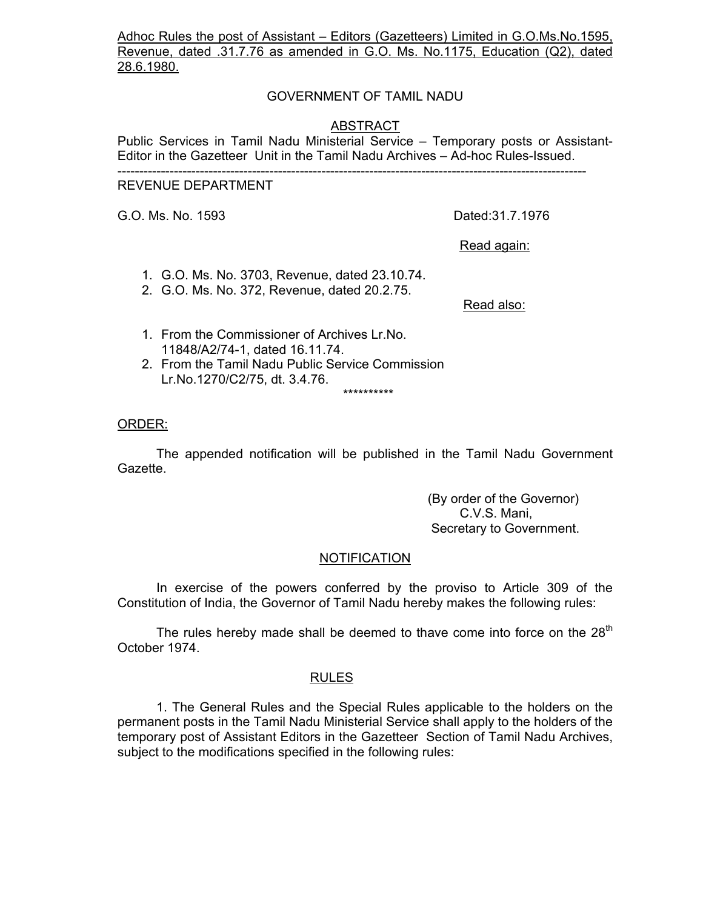Adhoc Rules the post of Assistant – Editors (Gazetteers) Limited in G.O.Ms.No.1595, Revenue, dated .31.7.76 as amended in G.O. Ms. No.1175, Education (Q2), dated 28.6.1980.

GOVERNMENT OF TAMIL NADU

ABSTRACT

Public Services in Tamil Nadu Ministerial Service – Temporary posts or Assistant-Editor in the Gazetteer Unit in the Tamil Nadu Archives – Ad-hoc Rules-Issued.

---

REVENUE DEPARTMENT

G.O. Ms. No. 1593 Dated:31.7.1976

Read again:

1. G.O. Ms. No. 3703, Revenue, dated 23.10.74.
2. G.O. Ms. No. 372, Revenue, dated 20.2.75.

Read also:

1. From the Commissioner of Archives Lr.No. 11848/A2/74-1, dated 16.11.74.
2. From the Tamil Nadu Public Service Commission Lr.No.1270/C2/75, dt. 3.4.76.

\*\*\*\*\*\*\*\*\*\*

ORDER:

The appended notification will be published in the Tamil Nadu Government Gazette.

(By order of the Governor)
C.V.S. Mani,
Secretary to Government.

NOTIFICATION

In exercise of the powers conferred by the proviso to Article 309 of the Constitution of India, the Governor of Tamil Nadu hereby makes the following rules:

The rules hereby made shall be deemed to thave come into force on the 28th October 1974.

RULES

1. The General Rules and the Special Rules applicable to the holders on the permanent posts in the Tamil Nadu Ministerial Service shall apply to the holders of the temporary post of Assistant Editors in the Gazetteer Section of Tamil Nadu Archives, subject to the modifications specified in the following rules: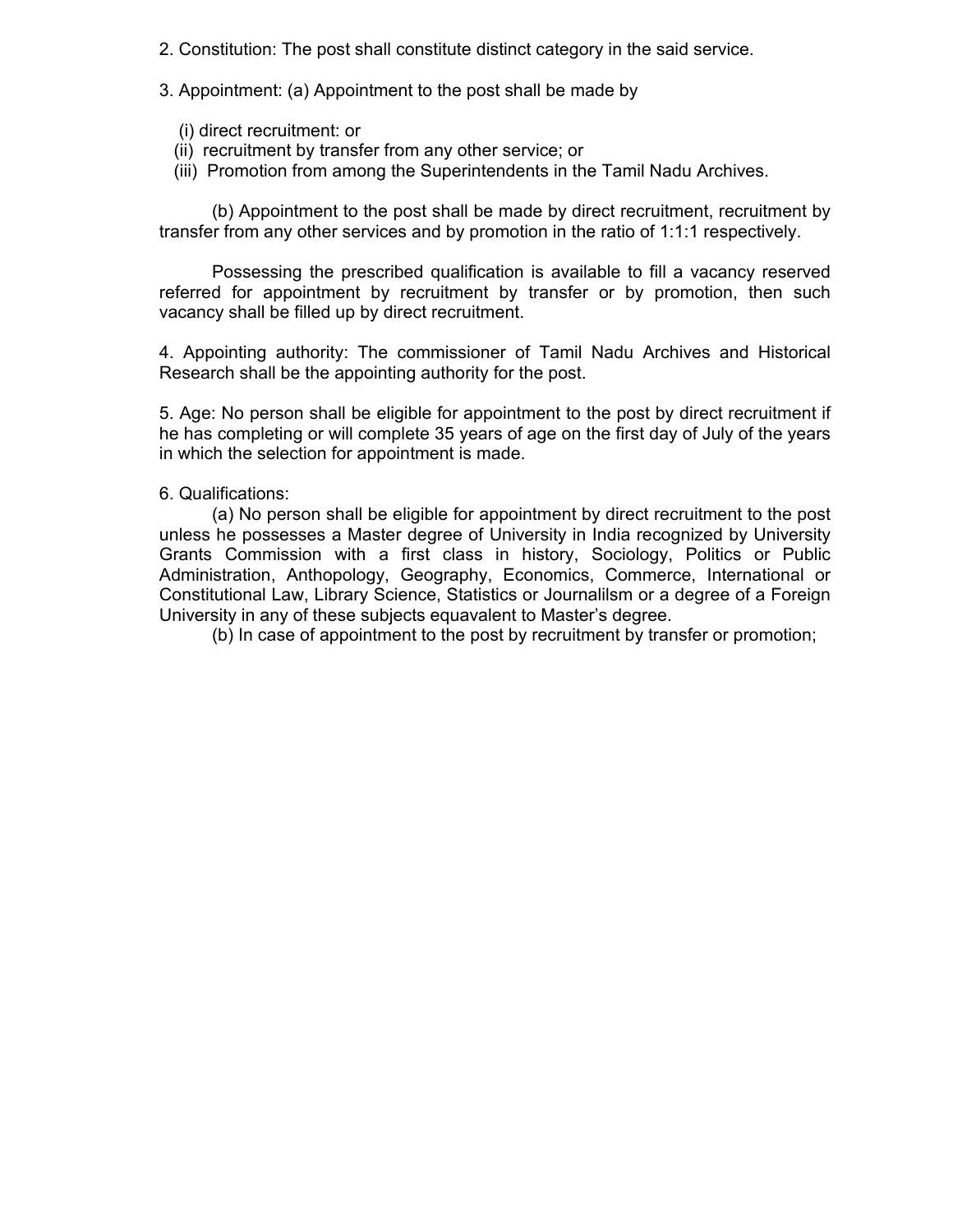2. Constitution: The post shall constitute distinct category in the said service.

3. Appointment: (a) Appointment to the post shall be made by

(i) direct recruitment: or
(ii) recruitment by transfer from any other service; or
(iii) Promotion from among the Superintendents in the Tamil Nadu Archives.

(b) Appointment to the post shall be made by direct recruitment, recruitment by transfer from any other services and by promotion in the ratio of 1:1:1 respectively.

Possessing the prescribed qualification is available to fill a vacancy reserved referred for appointment by recruitment by transfer or by promotion, then such vacancy shall be filled up by direct recruitment.

4. Appointing authority: The commissioner of Tamil Nadu Archives and Historical Research shall be the appointing authority for the post.

5. Age: No person shall be eligible for appointment to the post by direct recruitment if he has completing or will complete 35 years of age on the first day of July of the years in which the selection for appointment is made.

6. Qualifications:

(a) No person shall be eligible for appointment by direct recruitment to the post unless he possesses a Master degree of University in India recognized by University Grants Commission with a first class in history, Sociology, Politics or Public Administration, Anthopology, Geography, Economics, Commerce, International or Constitutional Law, Library Science, Statistics or Journalilsm or a degree of a Foreign University in any of these subjects equavalent to Master's degree.

(b) In case of appointment to the post by recruitment by transfer or promotion;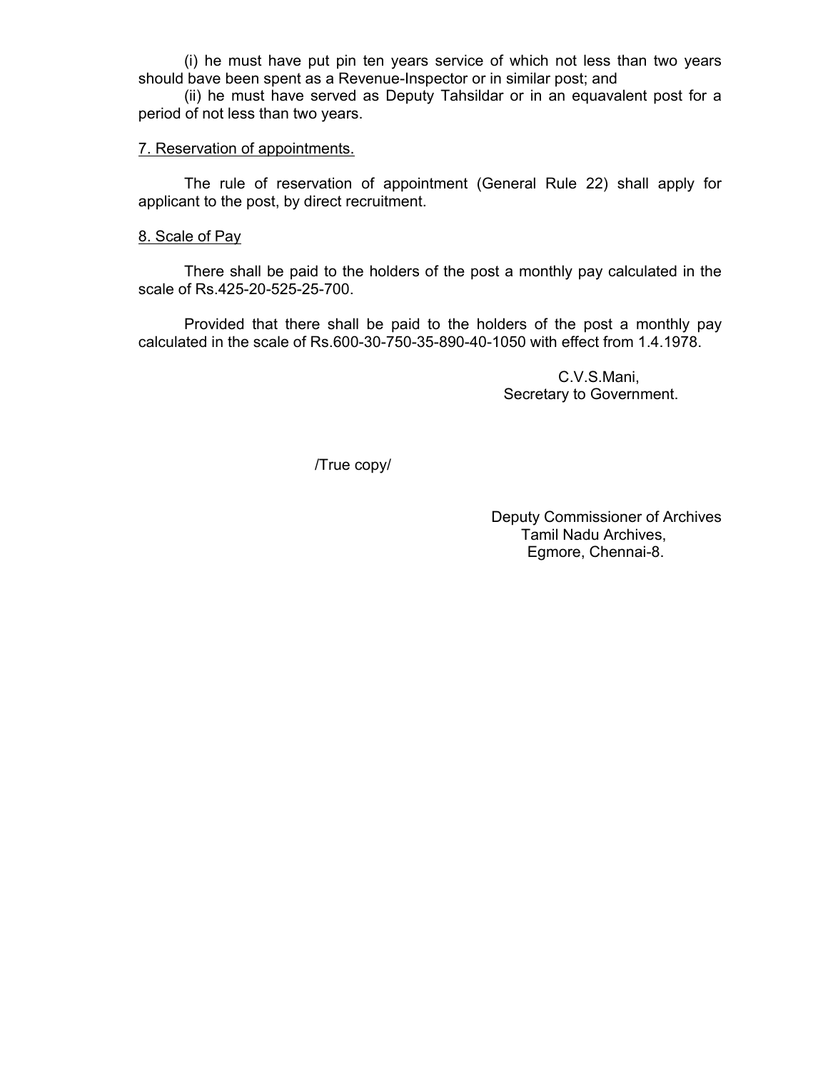(i) he must have put pin ten years service of which not less than two years should bave been spent as a Revenue-Inspector or in similar post; and

(ii) he must have served as Deputy Tahsildar or in an equavalent post for a period of not less than two years.

7. Reservation of appointments.

The rule of reservation of appointment (General Rule 22) shall apply for applicant to the post, by direct recruitment.

8. Scale of Pay

There shall be paid to the holders of the post a monthly pay calculated in the scale of Rs.425-20-525-25-700.

Provided that there shall be paid to the holders of the post a monthly pay calculated in the scale of Rs.600-30-750-35-890-40-1050 with effect from 1.4.1978.

C.V.S.Mani,
Secretary to Government.

/True copy/

Deputy Commissioner of Archives
Tamil Nadu Archives,
Egmore, Chennai-8.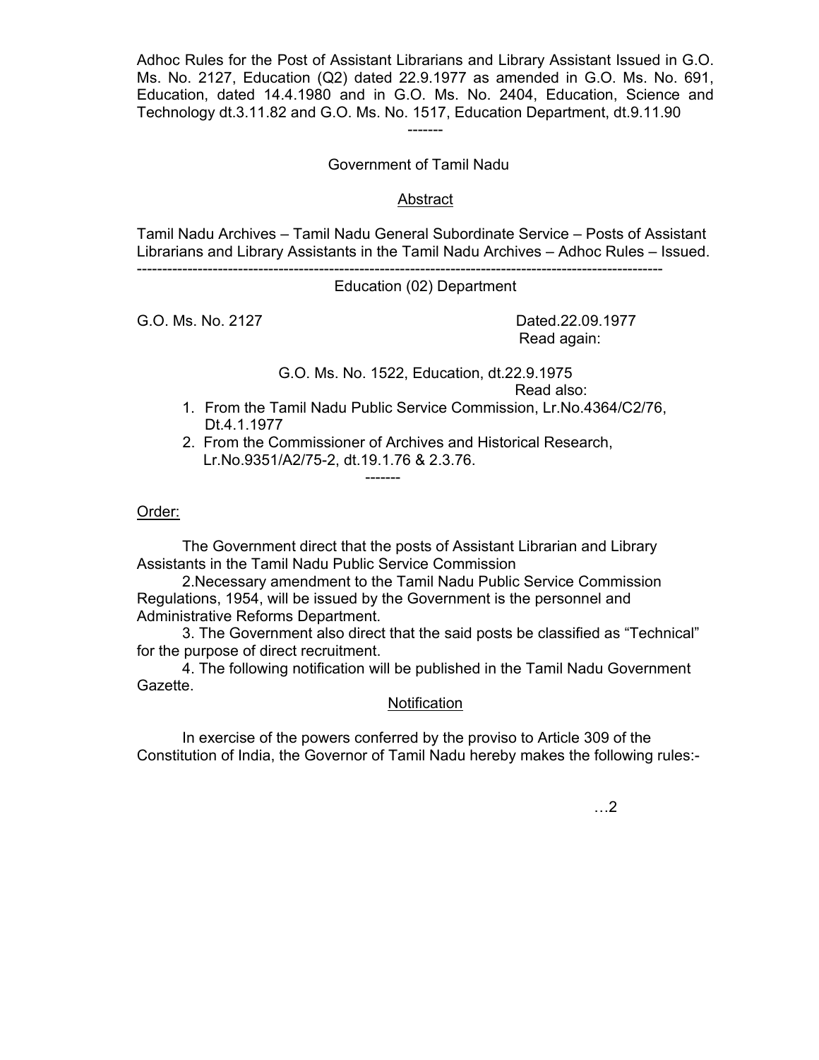Adhoc Rules for the Post of Assistant Librarians and Library Assistant Issued in G.O. Ms. No. 2127, Education (Q2) dated 22.9.1977 as amended in G.O. Ms. No. 691, Education, dated 14.4.1980 and in G.O. Ms. No. 2404, Education, Science and Technology dt.3.11.82 and G.O. Ms. No. 1517, Education Department, dt.9.11.90

-------

Government of Tamil Nadu

Abstract

Tamil Nadu Archives – Tamil Nadu General Subordinate Service – Posts of Assistant Librarians and Library Assistants in the Tamil Nadu Archives – Adhoc Rules – Issued.

---

Education (02) Department

G.O. Ms. No. 2127 Dated.22.09.1977

Read again:

G.O. Ms. No. 1522, Education, dt.22.9.1975

Read also:

1. From the Tamil Nadu Public Service Commission, Lr.No.4364/C2/76, Dt.4.1.1977
2. From the Commissioner of Archives and Historical Research, Lr.No.9351/A2/75-2, dt.19.1.76 & 2.3.76.

-------

Order:

The Government direct that the posts of Assistant Librarian and Library Assistants in the Tamil Nadu Public Service Commission

2.Necessary amendment to the Tamil Nadu Public Service Commission Regulations, 1954, will be issued by the Government is the personnel and Administrative Reforms Department.

3. The Government also direct that the said posts be classified as “Technical” for the purpose of direct recruitment.

4. The following notification will be published in the Tamil Nadu Government Gazette.

Notification

In exercise of the powers conferred by the proviso to Article 309 of the Constitution of India, the Governor of Tamil Nadu hereby makes the following rules:-

…2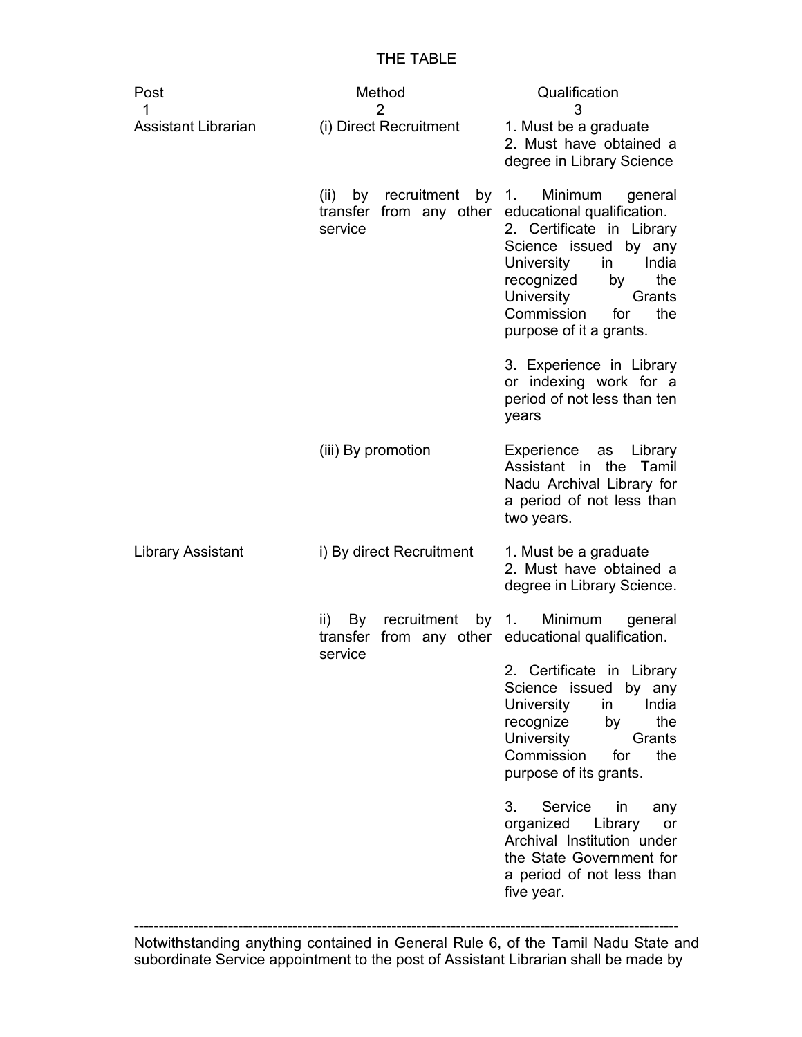## THE TABLE

| Post | Method | Qualification |
|---|---|---|
| 1 | 2 | 3 |
| Assistant Librarian | (i) Direct Recruitment | 1. Must be a graduate<br>2. Must have obtained a degree in Library Science |
| | (ii) by recruitment by transfer from any other service | 1. Minimum general educational qualification.<br>2. Certificate in Library Science issued by any University in India recognized by the University Grants Commission for the purpose of it a grants.<br><br>3. Experience in Library or indexing work for a period of not less than ten years |
| | (iii) By promotion | Experience as Library Assistant in the Tamil Nadu Archival Library for a period of not less than two years. |
| Library Assistant | i) By direct Recruitment | 1. Must be a graduate<br>2. Must have obtained a degree in Library Science. |
| | ii) By recruitment by transfer from any other service | 1. Minimum general educational qualification.<br><br>2. Certificate in Library Science issued by any University in India recognize by the University Grants Commission for the purpose of its grants.<br><br>3. Service in any organized Library or Archival Institution under the State Government for a period of not less than five year. |

---

Notwithstanding anything contained in General Rule 6, of the Tamil Nadu State and subordinate Service appointment to the post of Assistant Librarian shall be made by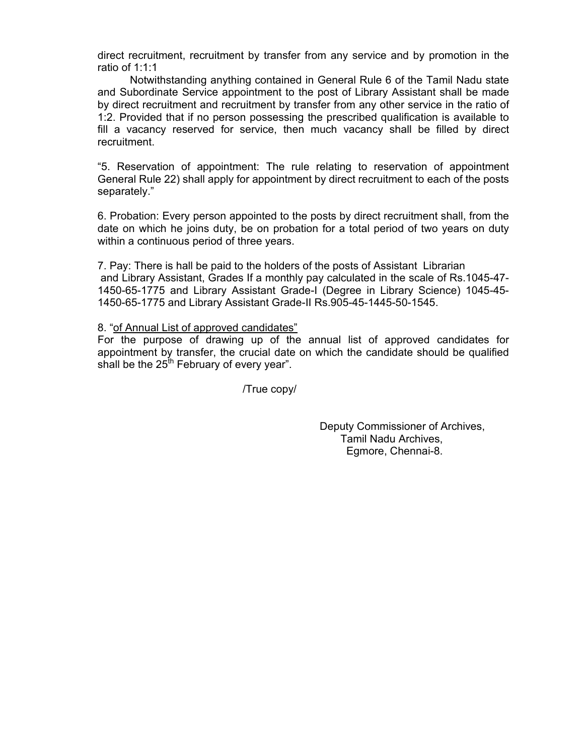direct recruitment, recruitment by transfer from any service and by promotion in the ratio of 1:1:1

Notwithstanding anything contained in General Rule 6 of the Tamil Nadu state and Subordinate Service appointment to the post of Library Assistant shall be made by direct recruitment and recruitment by transfer from any other service in the ratio of 1:2. Provided that if no person possessing the prescribed qualification is available to fill a vacancy reserved for service, then much vacancy shall be filled by direct recruitment.

"5. Reservation of appointment: The rule relating to reservation of appointment General Rule 22) shall apply for appointment by direct recruitment to each of the posts separately."

6. Probation: Every person appointed to the posts by direct recruitment shall, from the date on which he joins duty, be on probation for a total period of two years on duty within a continuous period of three years.

7. Pay: There is hall be paid to the holders of the posts of Assistant Librarian and Library Assistant, Grades If a monthly pay calculated in the scale of Rs.1045-47-1450-65-1775 and Library Assistant Grade-I (Degree in Library Science) 1045-45-1450-65-1775 and Library Assistant Grade-II Rs.905-45-1445-50-1545.

8. "<u>of Annual List of approved candidates"</u>

For the purpose of drawing up of the annual list of approved candidates for appointment by transfer, the crucial date on which the candidate should be qualified shall be the 25th February of every year".

/True copy/

Deputy Commissioner of Archives,
Tamil Nadu Archives,
Egmore, Chennai-8.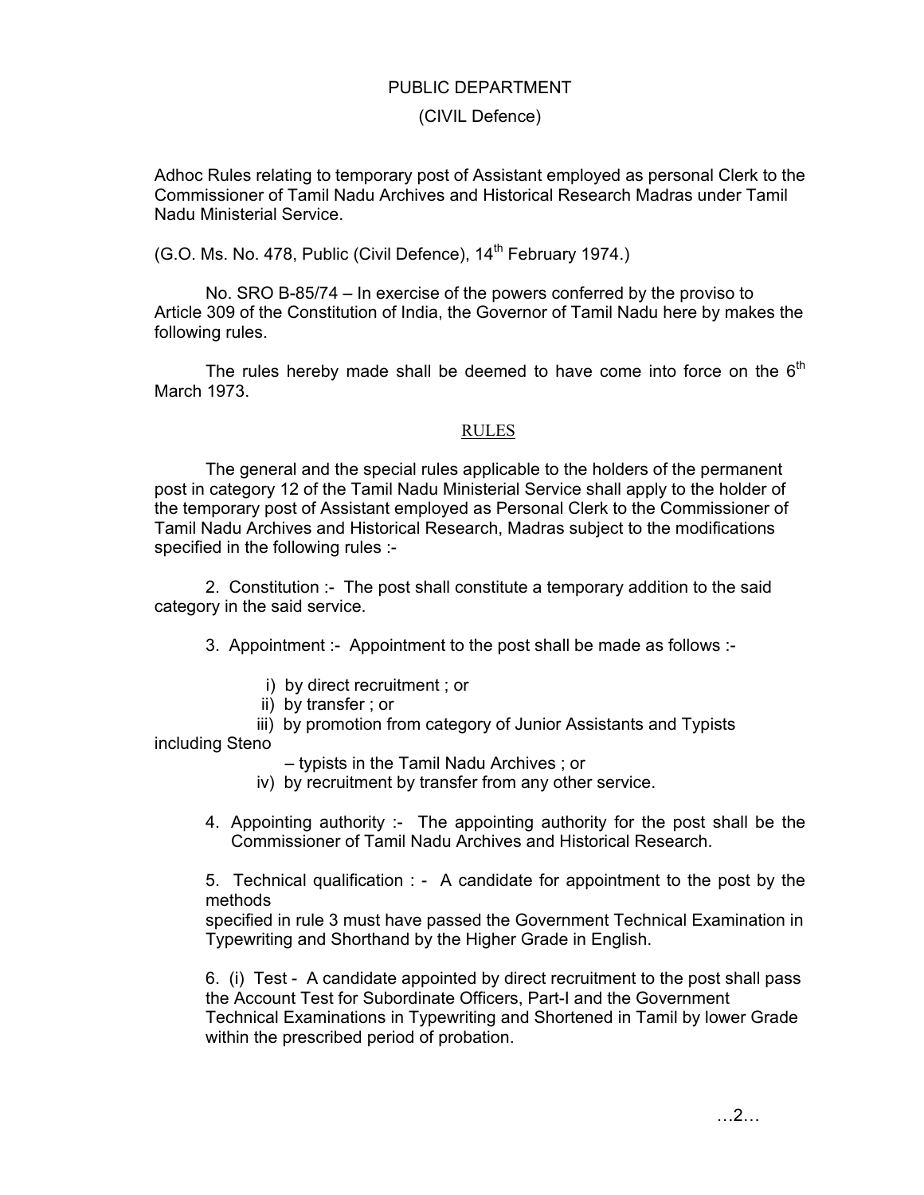PUBLIC DEPARTMENT

(CIVIL Defence)

Adhoc Rules relating to temporary post of Assistant employed as personal Clerk to the Commissioner of Tamil Nadu Archives and Historical Research Madras under Tamil Nadu Ministerial Service.

(G.O. Ms. No. 478, Public (Civil Defence), 14th February 1974.)

No. SRO B-85/74 – In exercise of the powers conferred by the proviso to Article 309 of the Constitution of India, the Governor of Tamil Nadu here by makes the following rules.

The rules hereby made shall be deemed to have come into force on the 6th March 1973.

RULES

The general and the special rules applicable to the holders of the permanent post in category 12 of the Tamil Nadu Ministerial Service shall apply to the holder of the temporary post of Assistant employed as Personal Clerk to the Commissioner of Tamil Nadu Archives and Historical Research, Madras subject to the modifications specified in the following rules :-

2. Constitution :- The post shall constitute a temporary addition to the said category in the said service.

3. Appointment :- Appointment to the post shall be made as follows :-

i) by direct recruitment ; or
ii) by transfer ; or
iii) by promotion from category of Junior Assistants and Typists including Steno – typists in the Tamil Nadu Archives ; or
iv) by recruitment by transfer from any other service.

4. Appointing authority :- The appointing authority for the post shall be the Commissioner of Tamil Nadu Archives and Historical Research.

5. Technical qualification : - A candidate for appointment to the post by the methods specified in rule 3 must have passed the Government Technical Examination in Typewriting and Shorthand by the Higher Grade in English.

6. (i) Test - A candidate appointed by direct recruitment to the post shall pass the Account Test for Subordinate Officers, Part-I and the Government Technical Examinations in Typewriting and Shortened in Tamil by lower Grade within the prescribed period of probation.

…2…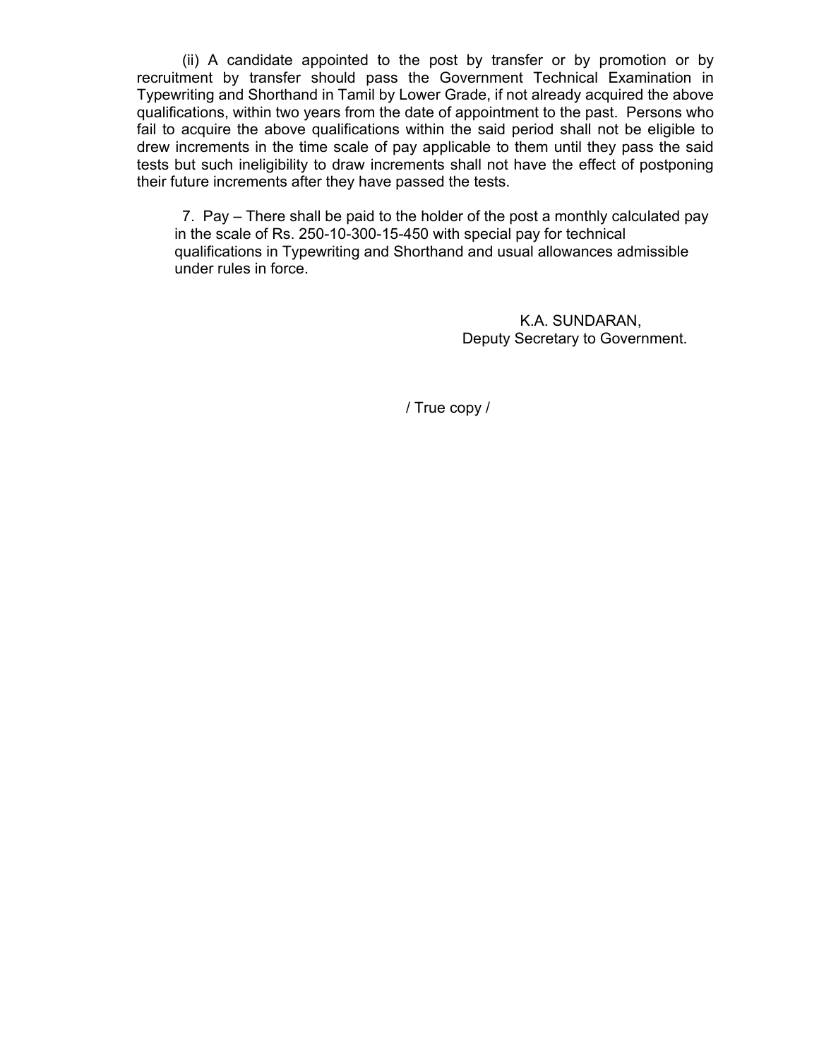(ii) A candidate appointed to the post by transfer or by promotion or by recruitment by transfer should pass the Government Technical Examination in Typewriting and Shorthand in Tamil by Lower Grade, if not already acquired the above qualifications, within two years from the date of appointment to the past. Persons who fail to acquire the above qualifications within the said period shall not be eligible to drew increments in the time scale of pay applicable to them until they pass the said tests but such ineligibility to draw increments shall not have the effect of postponing their future increments after they have passed the tests.

7. Pay – There shall be paid to the holder of the post a monthly calculated pay in the scale of Rs. 250-10-300-15-450 with special pay for technical qualifications in Typewriting and Shorthand and usual allowances admissible under rules in force.

K.A. SUNDARAN,
Deputy Secretary to Government.

/ True copy /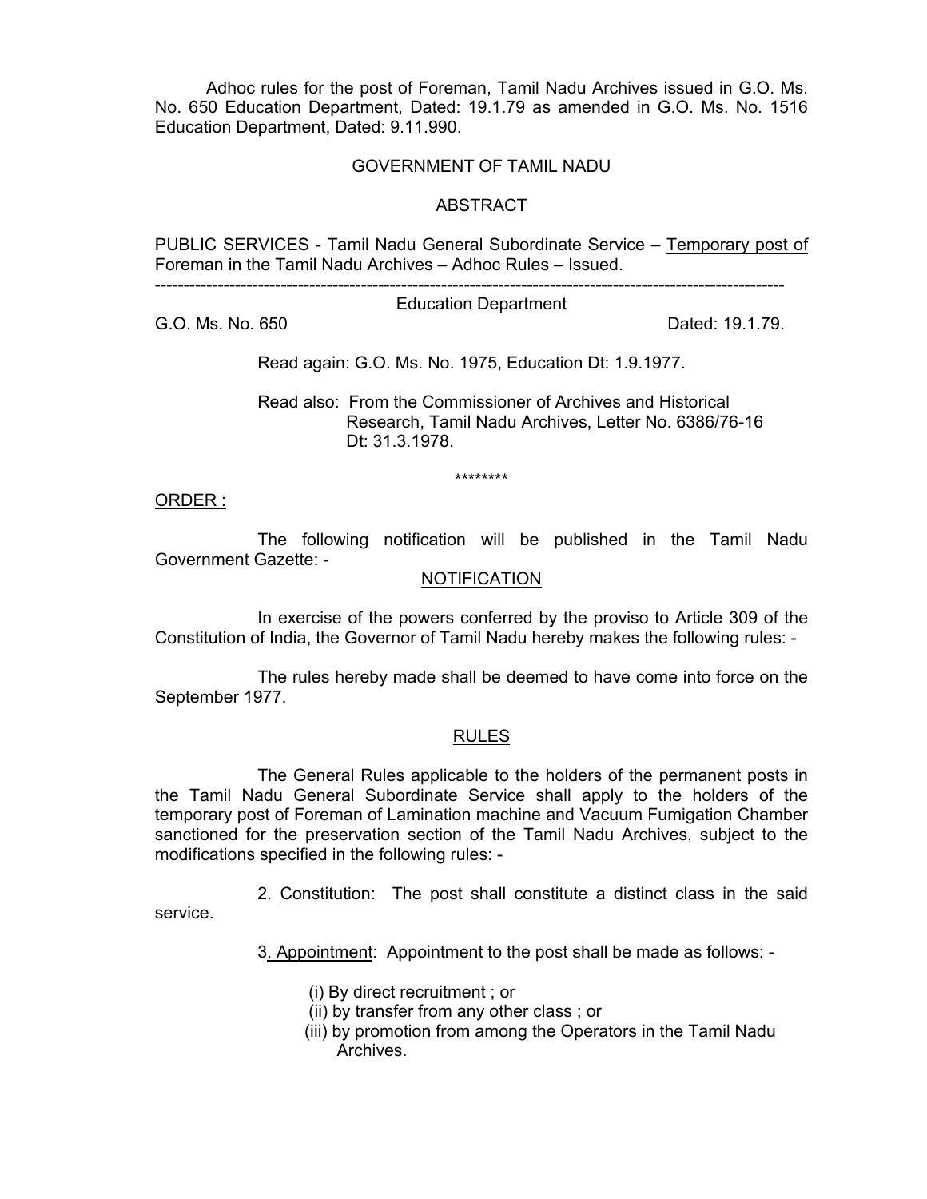Adhoc rules for the post of Foreman, Tamil Nadu Archives issued in G.O. Ms. No. 650 Education Department, Dated: 19.1.79 as amended in G.O. Ms. No. 1516 Education Department, Dated: 9.11.990.

GOVERNMENT OF TAMIL NADU

ABSTRACT

PUBLIC SERVICES - Tamil Nadu General Subordinate Service – Temporary post of Foreman in the Tamil Nadu Archives – Adhoc Rules – Issued.

---

Education Department

G.O. Ms. No. 650 Dated: 19.1.79.

Read again: G.O. Ms. No. 1975, Education Dt: 1.9.1977.

Read also: From the Commissioner of Archives and Historical Research, Tamil Nadu Archives, Letter No. 6386/76-16 Dt: 31.3.1978.

********

ORDER :

The following notification will be published in the Tamil Nadu Government Gazette: -

NOTIFICATION

In exercise of the powers conferred by the proviso to Article 309 of the Constitution of India, the Governor of Tamil Nadu hereby makes the following rules: -

The rules hereby made shall be deemed to have come into force on the September 1977.

RULES

The General Rules applicable to the holders of the permanent posts in the Tamil Nadu General Subordinate Service shall apply to the holders of the temporary post of Foreman of Lamination machine and Vacuum Fumigation Chamber sanctioned for the preservation section of the Tamil Nadu Archives, subject to the modifications specified in the following rules: -

2. Constitution: The post shall constitute a distinct class in the said service.

3. Appointment: Appointment to the post shall be made as follows: -

(i) By direct recruitment ; or
(ii) by transfer from any other class ; or
(iii) by promotion from among the Operators in the Tamil Nadu Archives.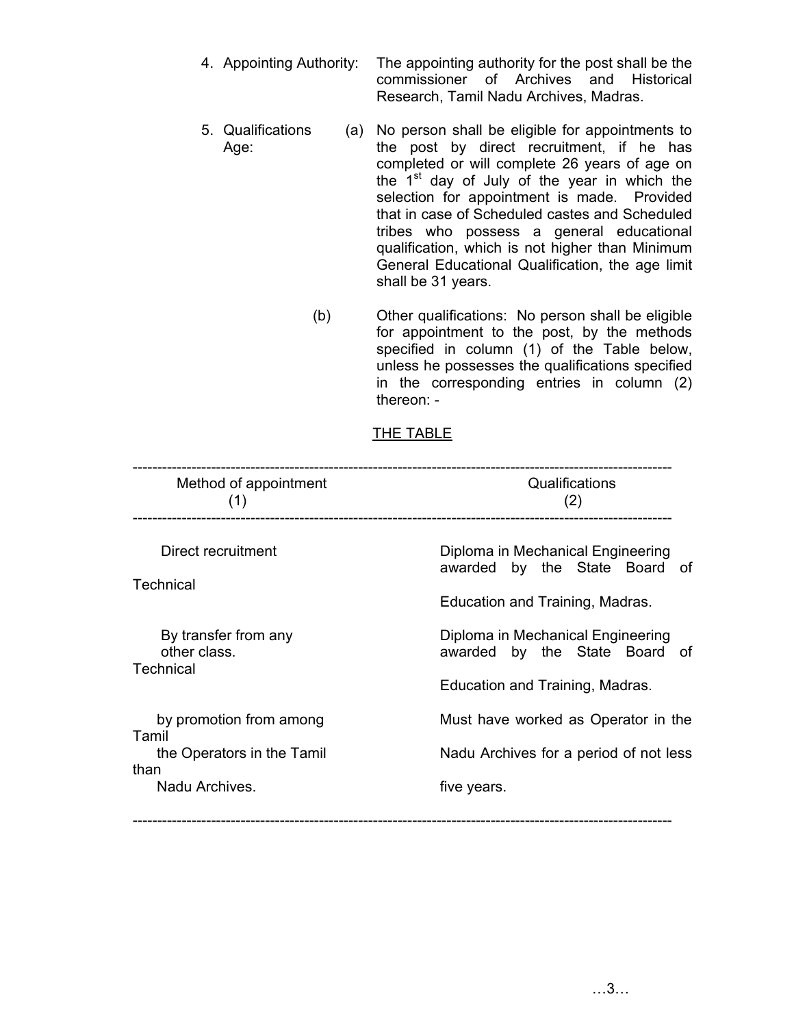4. Appointing Authority: The appointing authority for the post shall be the commissioner of Archives and Historical Research, Tamil Nadu Archives, Madras.

5. Qualifications Age:

   (a) No person shall be eligible for appointments to the post by direct recruitment, if he has completed or will complete 26 years of age on the 1st day of July of the year in which the selection for appointment is made. Provided that in case of Scheduled castes and Scheduled tribes who possess a general educational qualification, which is not higher than Minimum General Educational Qualification, the age limit shall be 31 years.

   (b) Other qualifications: No person shall be eligible for appointment to the post, by the methods specified in column (1) of the Table below, unless he possesses the qualifications specified in the corresponding entries in column (2) thereon: -

THE TABLE

| Method of appointment (1) | Qualifications (2) |
|---|---|
| Direct recruitment | Diploma in Mechanical Engineering awarded by the State Board of Technical Education and Training, Madras. |
| By transfer from any other class. | Diploma in Mechanical Engineering awarded by the State Board of Technical Education and Training, Madras. |
| by promotion from among the Operators in the Tamil Nadu Archives. | Must have worked as Operator in the Tamil Nadu Archives for a period of not less than five years. |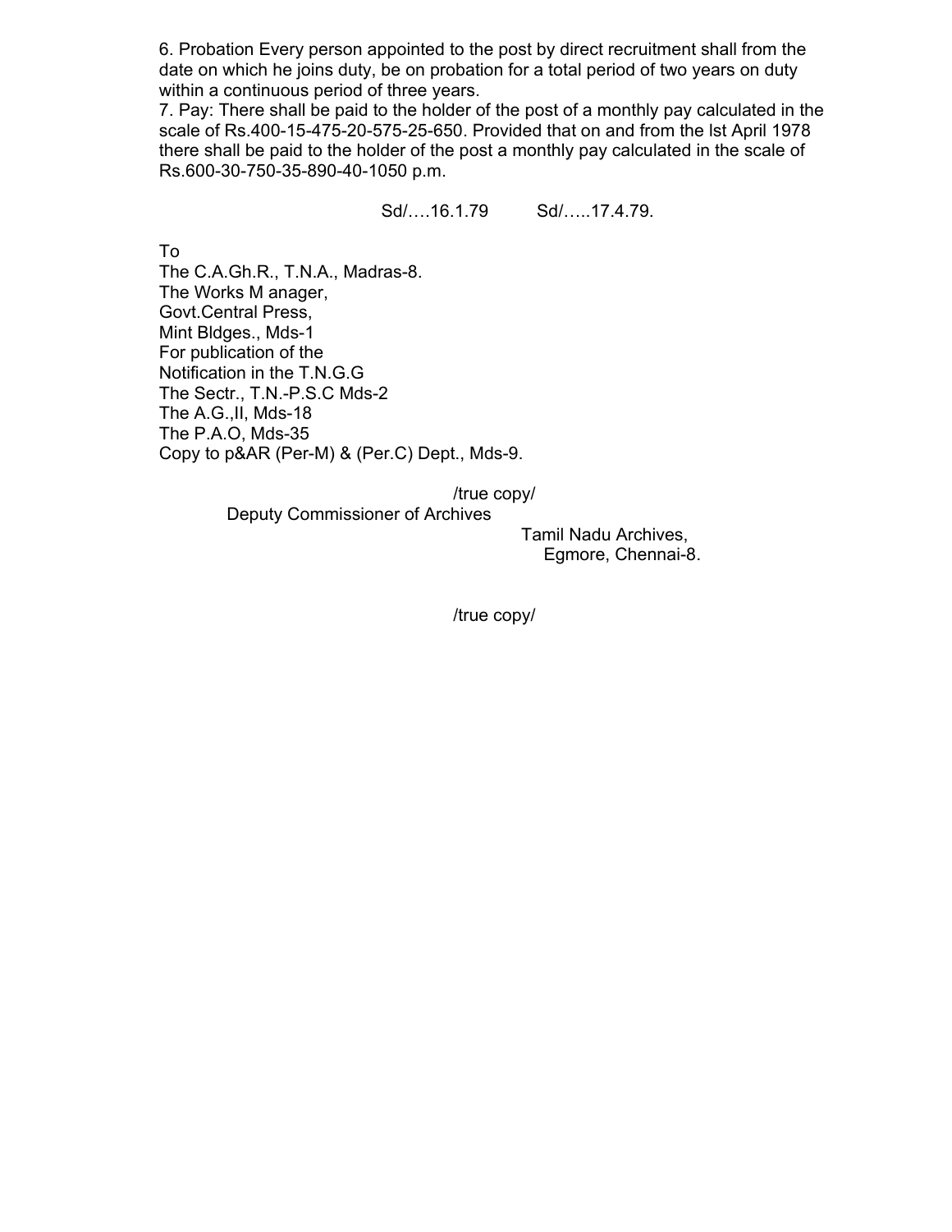6. Probation Every person appointed to the post by direct recruitment shall from the date on which he joins duty, be on probation for a total period of two years on duty within a continuous period of three years.

7. Pay: There shall be paid to the holder of the post of a monthly pay calculated in the scale of Rs.400-15-475-20-575-25-650. Provided that on and from the lst April 1978 there shall be paid to the holder of the post a monthly pay calculated in the scale of Rs.600-30-750-35-890-40-1050 p.m.

Sd/….16.1.79 Sd/…..17.4.79.

To
The C.A.Gh.R., T.N.A., Madras-8.
The Works M anager,
Govt.Central Press,
Mint Bldges., Mds-1
For publication of the
Notification in the T.N.G.G
The Sectr., T.N.-P.S.C Mds-2
The A.G.,II, Mds-18
The P.A.O, Mds-35
Copy to p&AR (Per-M) & (Per.C) Dept., Mds-9.

/true copy/

Deputy Commissioner of Archives
Tamil Nadu Archives,
Egmore, Chennai-8.

/true copy/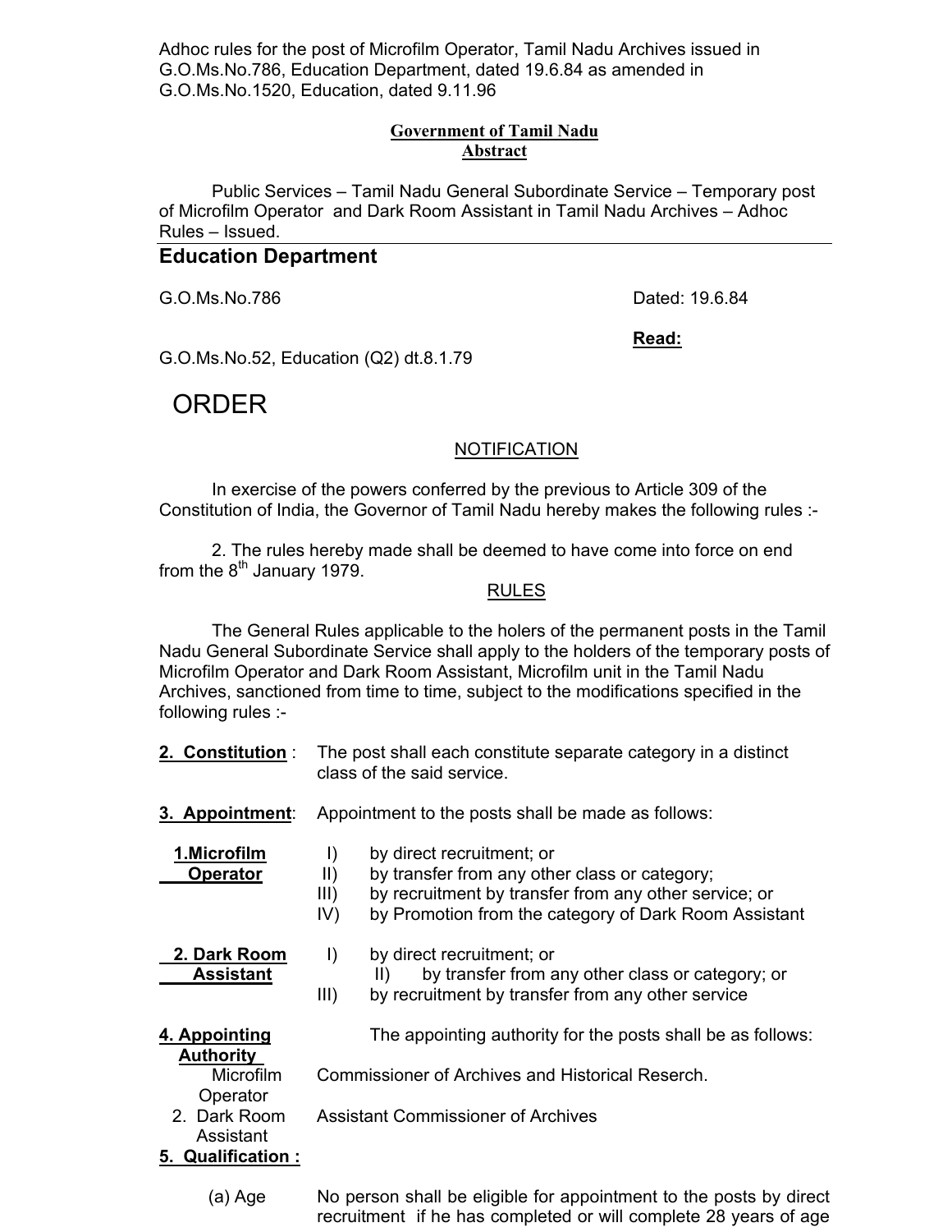Adhoc rules for the post of Microfilm Operator, Tamil Nadu Archives issued in G.O.Ms.No.786, Education Department, dated 19.6.84 as amended in G.O.Ms.No.1520, Education, dated 9.11.96

**Government of Tamil Nadu**
**Abstract**

Public Services – Tamil Nadu General Subordinate Service – Temporary post of Microfilm Operator and Dark Room Assistant in Tamil Nadu Archives – Adhoc Rules – Issued.

## Education Department

G.O.Ms.No.786 Dated: 19.6.84

**Read:**

G.O.Ms.No.52, Education (Q2) dt.8.1.79

# ORDER

NOTIFICATION

In exercise of the powers conferred by the previous to Article 309 of the Constitution of India, the Governor of Tamil Nadu hereby makes the following rules :-

2. The rules hereby made shall be deemed to have come into force on end from the 8th January 1979.

RULES

The General Rules applicable to the holers of the permanent posts in the Tamil Nadu General Subordinate Service shall apply to the holders of the temporary posts of Microfilm Operator and Dark Room Assistant, Microfilm unit in the Tamil Nadu Archives, sanctioned from time to time, subject to the modifications specified in the following rules :-

**2. Constitution** : The post shall each constitute separate category in a distinct class of the said service.

**3. Appointment**: Appointment to the posts shall be made as follows:

**1.Microfilm Operator**

I) by direct recruitment; or
II) by transfer from any other class or category;
III) by recruitment by transfer from any other service; or
IV) by Promotion from the category of Dark Room Assistant

**2. Dark Room Assistant**

I) by direct recruitment; or
II) by transfer from any other class or category; or
III) by recruitment by transfer from any other service

**4. Appointing Authority** The appointing authority for the posts shall be as follows:

Microfilm Operator — Commissioner of Archives and Historical Reserch.

2. Dark Room Assistant — Assistant Commissioner of Archives

**5. Qualification :**

(a) Age — No person shall be eligible for appointment to the posts by direct recruitment if he has completed or will complete 28 years of age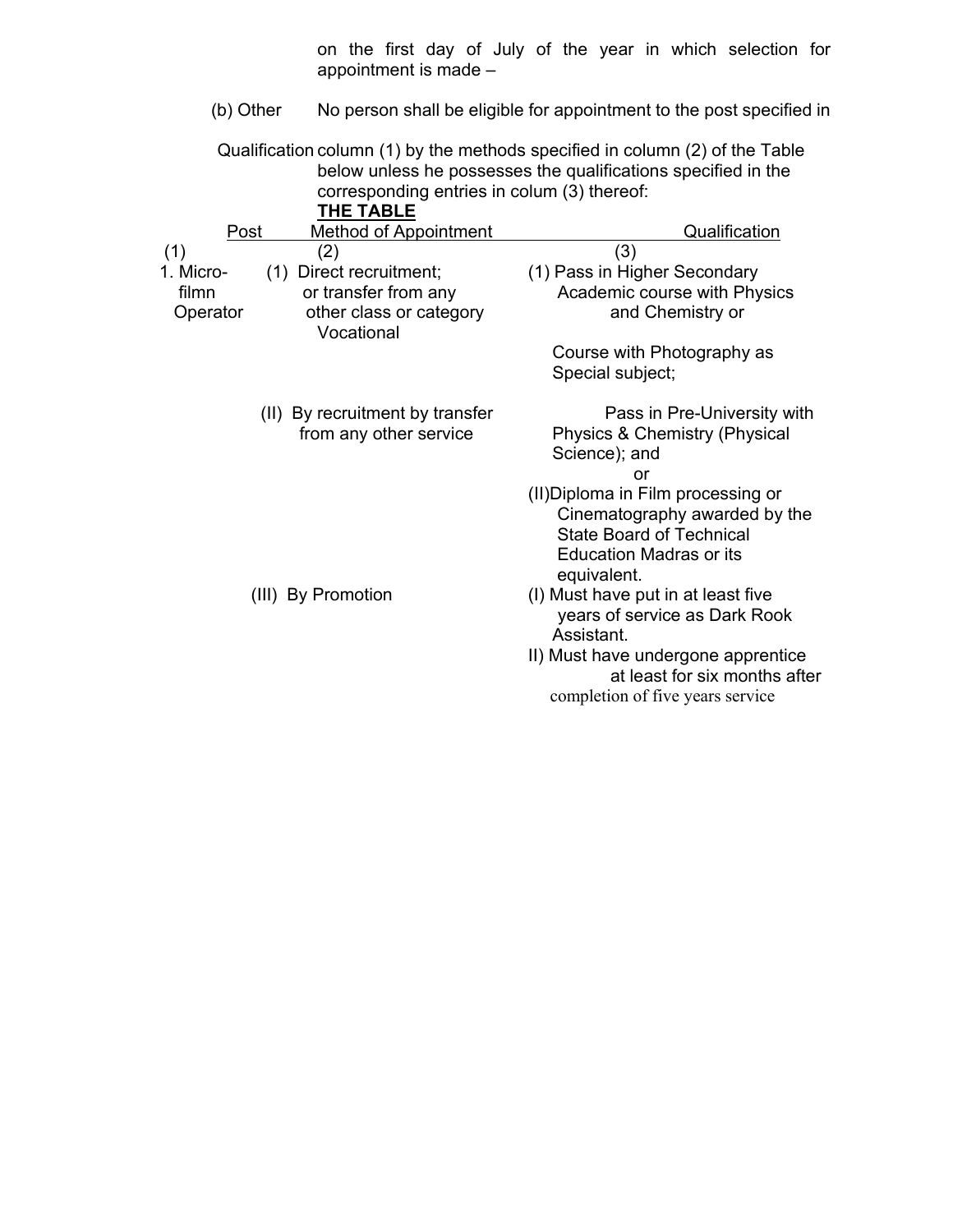on the first day of July of the year in which selection for appointment is made –

(b) Other Qualification No person shall be eligible for appointment to the post specified in column (1) by the methods specified in column (2) of the Table below unless he possesses the qualifications specified in the corresponding entries in colum (3) thereof:

**THE TABLE**

| Post | Method of Appointment | Qualification |
|---|---|---|
| (1) | (2) | (3) |
| 1. Micro-filmn Operator | (1) Direct recruitment; or transfer from any other class or category | (1) Pass in Higher Secondary Academic course with Physics and Chemistry or Vocational Course with Photography as Special subject; |
| | (II) By recruitment by transfer from any other service | Pass in Pre-University with Physics & Chemistry (Physical Science); and or (II)Diploma in Film processing or Cinematography awarded by the State Board of Technical Education Madras or its equivalent. |
| | (III) By Promotion | (I) Must have put in at least five years of service as Dark Rook Assistant. II) Must have undergone apprentice at least for six months after completion of five years service |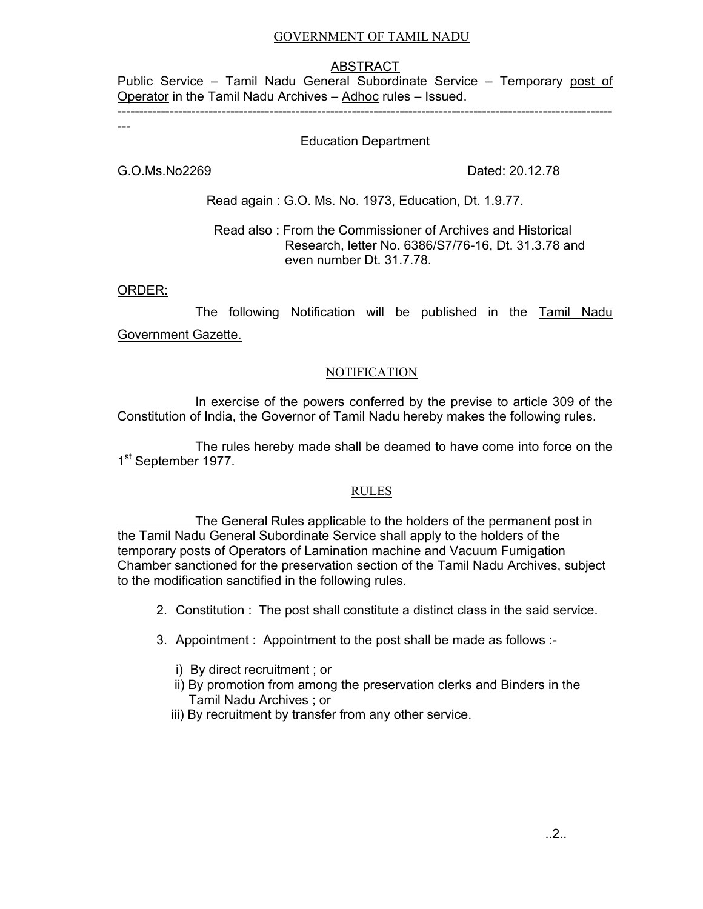GOVERNMENT OF TAMIL NADU

ABSTRACT

Public Service – Tamil Nadu General Subordinate Service – Temporary post of Operator in the Tamil Nadu Archives – Adhoc rules – Issued.

---

Education Department

G.O.Ms.No2269 Dated: 20.12.78

Read again : G.O. Ms. No. 1973, Education, Dt. 1.9.77.

Read also : From the Commissioner of Archives and Historical Research, letter No. 6386/S7/76-16, Dt. 31.3.78 and even number Dt. 31.7.78.

ORDER:

The following Notification will be published in the Tamil Nadu Government Gazette.

NOTIFICATION

In exercise of the powers conferred by the previse to article 309 of the Constitution of India, the Governor of Tamil Nadu hereby makes the following rules.

The rules hereby made shall be deamed to have come into force on the 1st September 1977.

RULES

The General Rules applicable to the holders of the permanent post in the Tamil Nadu General Subordinate Service shall apply to the holders of the temporary posts of Operators of Lamination machine and Vacuum Fumigation Chamber sanctioned for the preservation section of the Tamil Nadu Archives, subject to the modification sanctified in the following rules.

2. Constitution : The post shall constitute a distinct class in the said service.

3. Appointment : Appointment to the post shall be made as follows :-

   i) By direct recruitment ; or
   ii) By promotion from among the preservation clerks and Binders in the Tamil Nadu Archives ; or
   iii) By recruitment by transfer from any other service.

..2..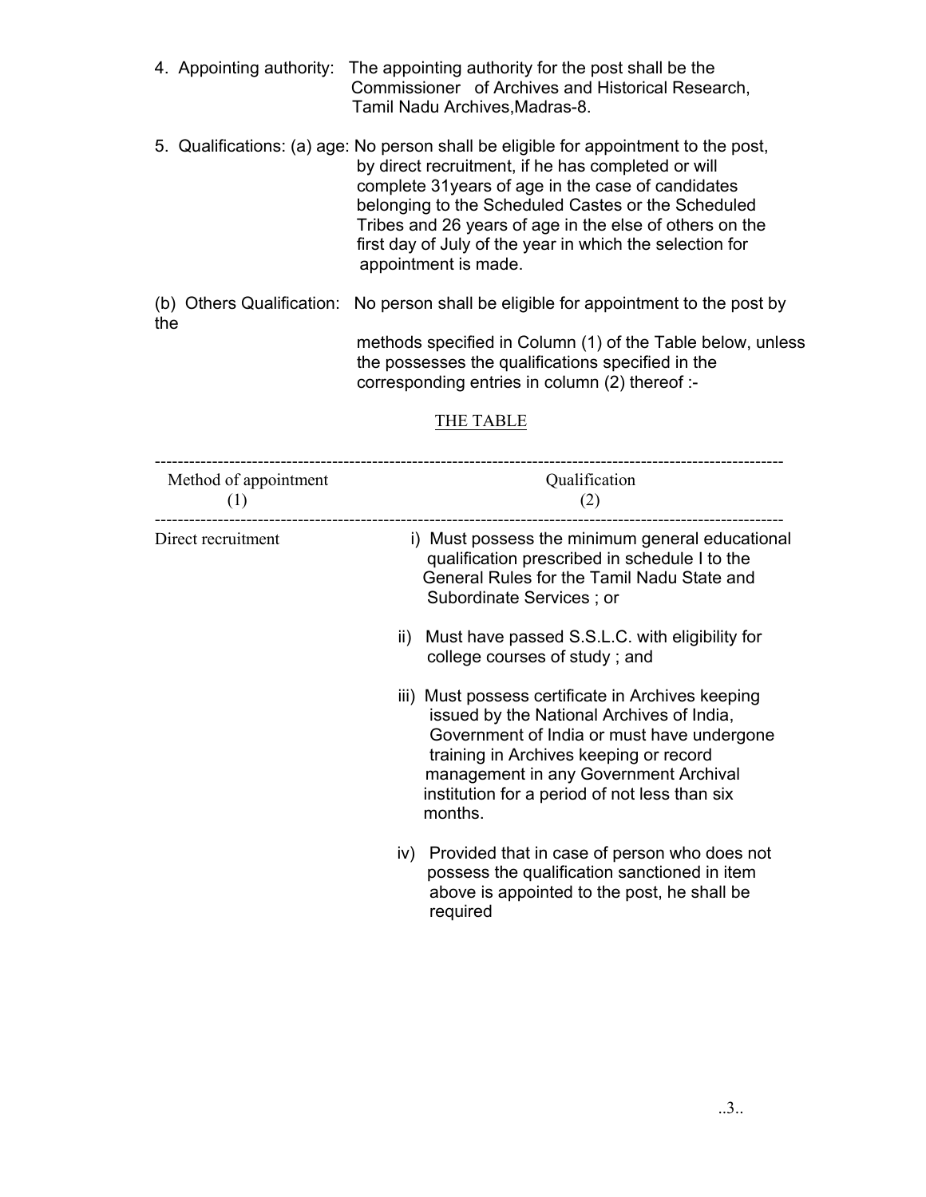4. Appointing authority: The appointing authority for the post shall be the Commissioner of Archives and Historical Research, Tamil Nadu Archives,Madras-8.

5. Qualifications: (a) age: No person shall be eligible for appointment to the post, by direct recruitment, if he has completed or will complete 31years of age in the case of candidates belonging to the Scheduled Castes or the Scheduled Tribes and 26 years of age in the else of others on the first day of July of the year in which the selection for appointment is made.

(b) Others Qualification: No person shall be eligible for appointment to the post by the methods specified in Column (1) of the Table below, unless the possesses the qualifications specified in the corresponding entries in column (2) thereof :-

THE TABLE

| Method of appointment (1) | Qualification (2) |
|---|---|
| Direct recruitment | i) Must possess the minimum general educational qualification prescribed in schedule I to the General Rules for the Tamil Nadu State and Subordinate Services ; or<br><br>ii) Must have passed S.S.L.C. with eligibility for college courses of study ; and<br><br>iii) Must possess certificate in Archives keeping issued by the National Archives of India, Government of India or must have undergone training in Archives keeping or record management in any Government Archival institution for a period of not less than six months.<br><br>iv) Provided that in case of person who does not possess the qualification sanctioned in item above is appointed to the post, he shall be required |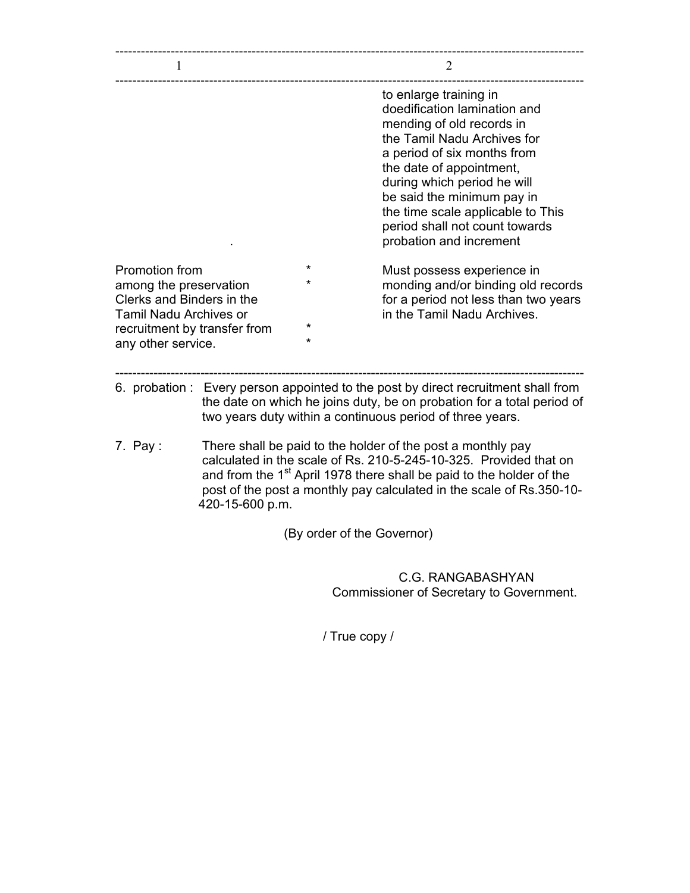| 1 | | 2 |
|---|---|---|
| . | | to enlarge training in doedification lamination and mending of old records in the Tamil Nadu Archives for a period of six months from the date of appointment, during which period he will be said the minimum pay in the time scale applicable to This period shall not count towards probation and increment |
| Promotion from among the preservation Clerks and Binders in the Tamil Nadu Archives or recruitment by transfer from any other service. | * * * * | Must possess experience in monding and/or binding old records for a period not less than two years in the Tamil Nadu Archives. |

6. probation : Every person appointed to the post by direct recruitment shall from the date on which he joins duty, be on probation for a total period of two years duty within a continuous period of three years.

7. Pay : There shall be paid to the holder of the post a monthly pay calculated in the scale of Rs. 210-5-245-10-325. Provided that on and from the 1st April 1978 there shall be paid to the holder of the post of the post a monthly pay calculated in the scale of Rs.350-10-420-15-600 p.m.

(By order of the Governor)

C.G. RANGABASHYAN
Commissioner of Secretary to Government.

/ True copy /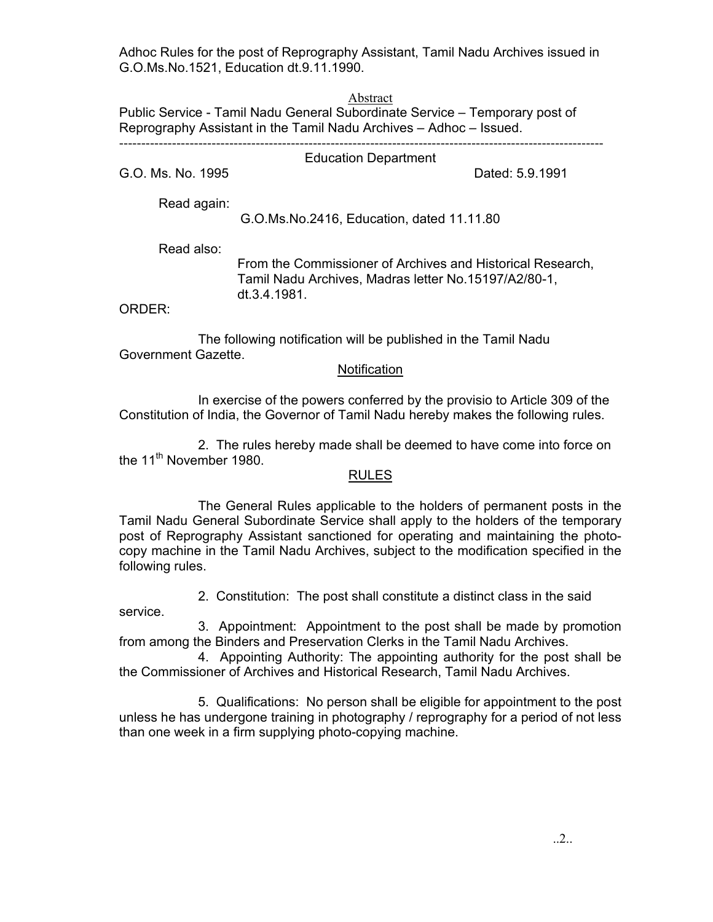Adhoc Rules for the post of Reprography Assistant, Tamil Nadu Archives issued in G.O.Ms.No.1521, Education dt.9.11.1990.

Abstract

Public Service - Tamil Nadu General Subordinate Service – Temporary post of Reprography Assistant in the Tamil Nadu Archives – Adhoc – Issued.

---

Education Department

G.O. Ms. No. 1995 Dated: 5.9.1991

Read again:

G.O.Ms.No.2416, Education, dated 11.11.80

Read also:

From the Commissioner of Archives and Historical Research, Tamil Nadu Archives, Madras letter No.15197/A2/80-1, dt.3.4.1981.

ORDER:

The following notification will be published in the Tamil Nadu Government Gazette.

Notification

In exercise of the powers conferred by the proviso to Article 309 of the Constitution of India, the Governor of Tamil Nadu hereby makes the following rules.

2. The rules hereby made shall be deemed to have come into force on the 11th November 1980.

RULES

The General Rules applicable to the holders of permanent posts in the Tamil Nadu General Subordinate Service shall apply to the holders of the temporary post of Reprography Assistant sanctioned for operating and maintaining the photo-copy machine in the Tamil Nadu Archives, subject to the modification specified in the following rules.

2. Constitution: The post shall constitute a distinct class in the said service.

3. Appointment: Appointment to the post shall be made by promotion from among the Binders and Preservation Clerks in the Tamil Nadu Archives.

4. Appointing Authority: The appointing authority for the post shall be the Commissioner of Archives and Historical Research, Tamil Nadu Archives.

5. Qualifications: No person shall be eligible for appointment to the post unless he has undergone training in photography / reprography for a period of not less than one week in a firm supplying photo-copying machine.

..2..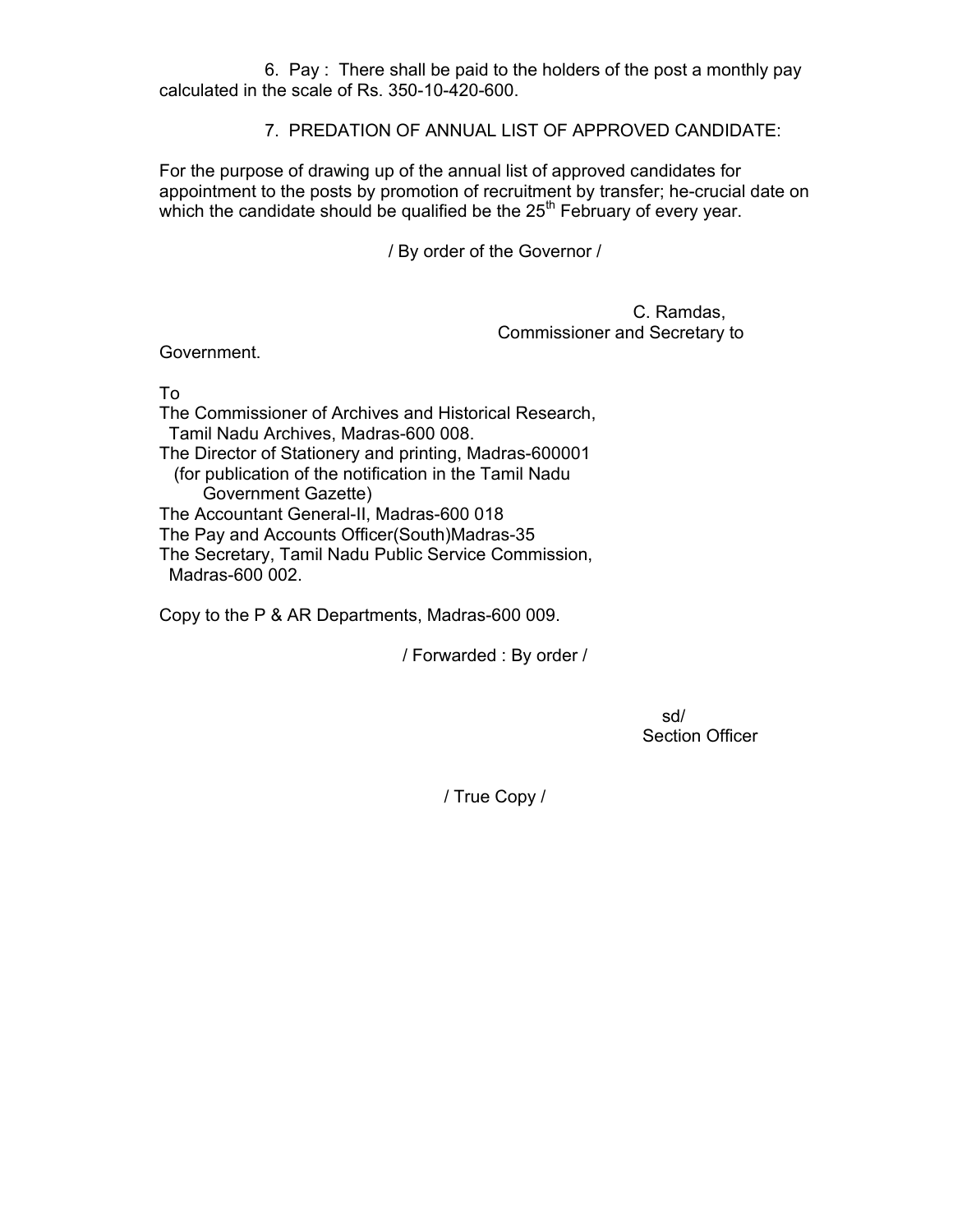6. Pay : There shall be paid to the holders of the post a monthly pay calculated in the scale of Rs. 350-10-420-600.

7. PREDATION OF ANNUAL LIST OF APPROVED CANDIDATE:

For the purpose of drawing up of the annual list of approved candidates for appointment to the posts by promotion of recruitment by transfer; he-crucial date on which the candidate should be qualified be the 25th February of every year.

/ By order of the Governor /

C. Ramdas,
Commissioner and Secretary to Government.

To
The Commissioner of Archives and Historical Research,
Tamil Nadu Archives, Madras-600 008.
The Director of Stationery and printing, Madras-600001
(for publication of the notification in the Tamil Nadu Government Gazette)
The Accountant General-II, Madras-600 018
The Pay and Accounts Officer(South)Madras-35
The Secretary, Tamil Nadu Public Service Commission,
Madras-600 002.

Copy to the P & AR Departments, Madras-600 009.

/ Forwarded : By order /

sd/
Section Officer

/ True Copy /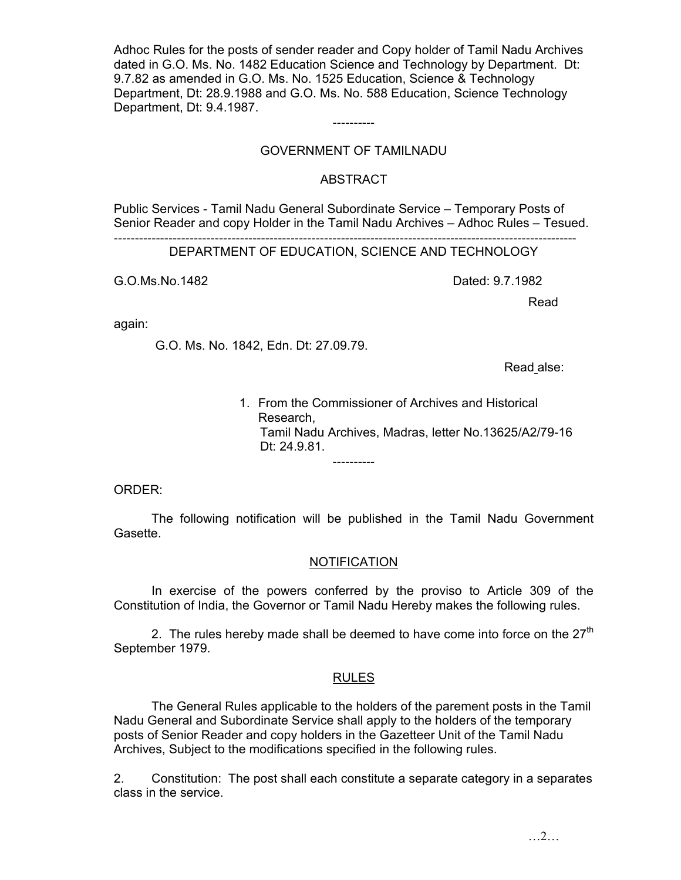Adhoc Rules for the posts of sender reader and Copy holder of Tamil Nadu Archives dated in G.O. Ms. No. 1482 Education Science and Technology by Department. Dt: 9.7.82 as amended in G.O. Ms. No. 1525 Education, Science & Technology Department, Dt: 28.9.1988 and G.O. Ms. No. 588 Education, Science Technology Department, Dt: 9.4.1987.

----------

GOVERNMENT OF TAMILNADU

ABSTRACT

Public Services - Tamil Nadu General Subordinate Service – Temporary Posts of Senior Reader and copy Holder in the Tamil Nadu Archives – Adhoc Rules – Tesued.

---

DEPARTMENT OF EDUCATION, SCIENCE AND TECHNOLOGY

G.O.Ms.No.1482 Dated: 9.7.1982

Read again:

G.O. Ms. No. 1842, Edn. Dt: 27.09.79.

Read alse:

1. From the Commissioner of Archives and Historical Research, Tamil Nadu Archives, Madras, letter No.13625/A2/79-16 Dt: 24.9.81.

----------

ORDER:

The following notification will be published in the Tamil Nadu Government Gasette.

NOTIFICATION

In exercise of the powers conferred by the proviso to Article 309 of the Constitution of India, the Governor or Tamil Nadu Hereby makes the following rules.

2. The rules hereby made shall be deemed to have come into force on the 27th September 1979.

RULES

The General Rules applicable to the holders of the parement posts in the Tamil Nadu General and Subordinate Service shall apply to the holders of the temporary posts of Senior Reader and copy holders in the Gazetteer Unit of the Tamil Nadu Archives, Subject to the modifications specified in the following rules.

2. Constitution: The post shall each constitute a separate category in a separates class in the service.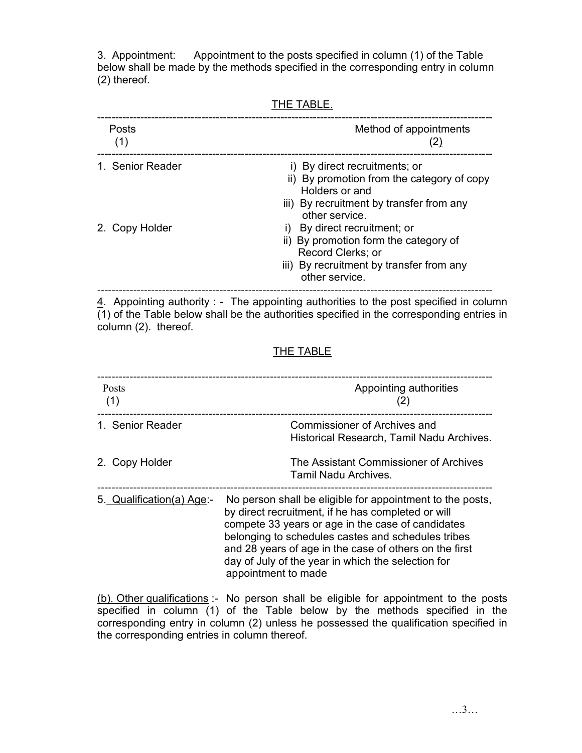3. Appointment: Appointment to the posts specified in column (1) of the Table below shall be made by the methods specified in the corresponding entry in column (2) thereof.

THE TABLE.

| Posts (1) | Method of appointments (2) |
|---|---|
| 1. Senior Reader | i) By direct recruitments; or<br>ii) By promotion from the category of copy Holders or and<br>iii) By recruitment by transfer from any other service. |
| 2. Copy Holder | i) By direct recruitment; or<br>ii) By promotion form the category of Record Clerks; or<br>iii) By recruitment by transfer from any other service. |

4. Appointing authority : - The appointing authorities to the post specified in column (1) of the Table below shall be the authorities specified in the corresponding entries in column (2). thereof.

THE TABLE

| Posts (1) | Appointing authorities (2) |
|---|---|
| 1. Senior Reader | Commissioner of Archives and Historical Research, Tamil Nadu Archives. |
| 2. Copy Holder | The Assistant Commissioner of Archives Tamil Nadu Archives. |

5. Qualification(a) Age:- No person shall be eligible for appointment to the posts, by direct recruitment, if he has completed or will compete 33 years or age in the case of candidates belonging to schedules castes and schedules tribes and 28 years of age in the case of others on the first day of July of the year in which the selection for appointment to made

(b). Other qualifications :- No person shall be eligible for appointment to the posts specified in column (1) of the Table below by the methods specified in the corresponding entry in column (2) unless he possessed the qualification specified in the corresponding entries in column thereof.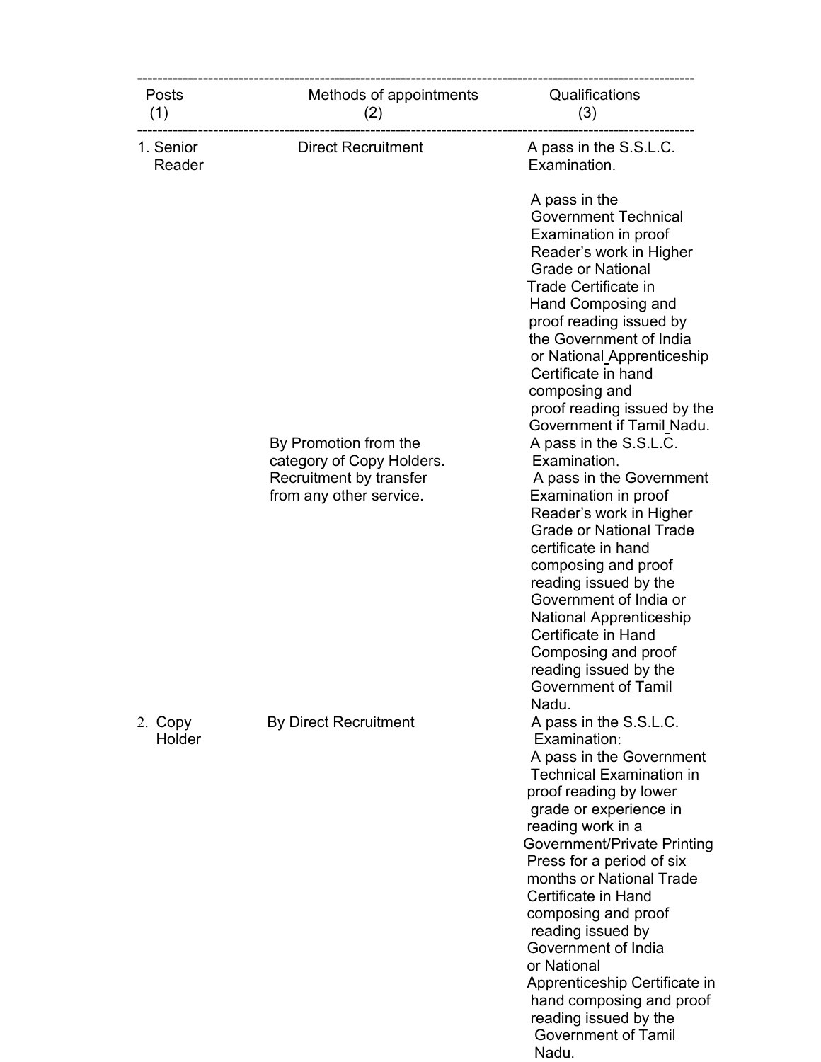| Posts (1) | Methods of appointments (2) | Qualifications (3) |
| --- | --- | --- |
| 1. Senior Reader | Direct Recruitment | A pass in the S.S.L.C. Examination. A pass in the Government Technical Examination in proof Reader's work in Higher Grade or National Trade Certificate in Hand Composing and proof reading issued by the Government of India or National Apprenticeship Certificate in hand composing and proof reading issued by the Government if Tamil Nadu. |
| | By Promotion from the category of Copy Holders. Recruitment by transfer from any other service. | A pass in the S.S.L.C. Examination. A pass in the Government Examination in proof Reader's work in Higher Grade or National Trade certificate in hand composing and proof reading issued by the Government of India or National Apprenticeship Certificate in Hand Composing and proof reading issued by the Government of Tamil Nadu. |
| 2. Copy Holder | By Direct Recruitment | A pass in the S.S.L.C. Examination: A pass in the Government Technical Examination in proof reading by lower grade or experience in reading work in a Government/Private Printing Press for a period of six months or National Trade Certificate in Hand composing and proof reading issued by Government of India or National Apprenticeship Certificate in hand composing and proof reading issued by the Government of Tamil Nadu. |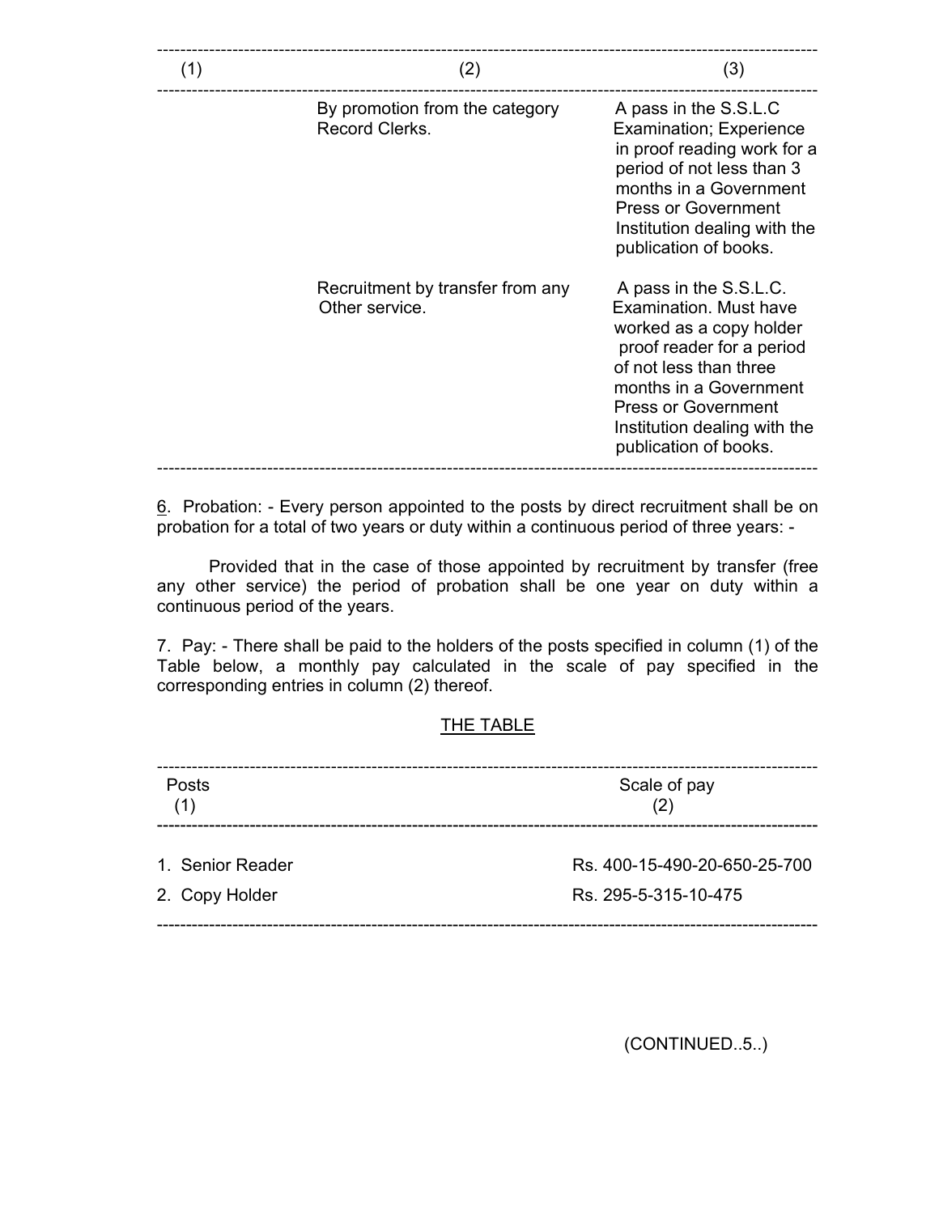| (1) | (2) | (3) |
|---|---|---|
| | By promotion from the category Record Clerks. | A pass in the S.S.L.C Examination; Experience in proof reading work for a period of not less than 3 months in a Government Press or Government Institution dealing with the publication of books. |
| | Recruitment by transfer from any Other service. | A pass in the S.S.L.C. Examination. Must have worked as a copy holder proof reader for a period of not less than three months in a Government Press or Government Institution dealing with the publication of books. |

6. Probation: - Every person appointed to the posts by direct recruitment shall be on probation for a total of two years or duty within a continuous period of three years: -

Provided that in the case of those appointed by recruitment by transfer (free any other service) the period of probation shall be one year on duty within a continuous period of the years.

7. Pay: - There shall be paid to the holders of the posts specified in column (1) of the Table below, a monthly pay calculated in the scale of pay specified in the corresponding entries in column (2) thereof.

THE TABLE

| Posts (1) | Scale of pay (2) |
|---|---|
| 1. Senior Reader | Rs. 400-15-490-20-650-25-700 |
| 2. Copy Holder | Rs. 295-5-315-10-475 |

(CONTINUED..5..)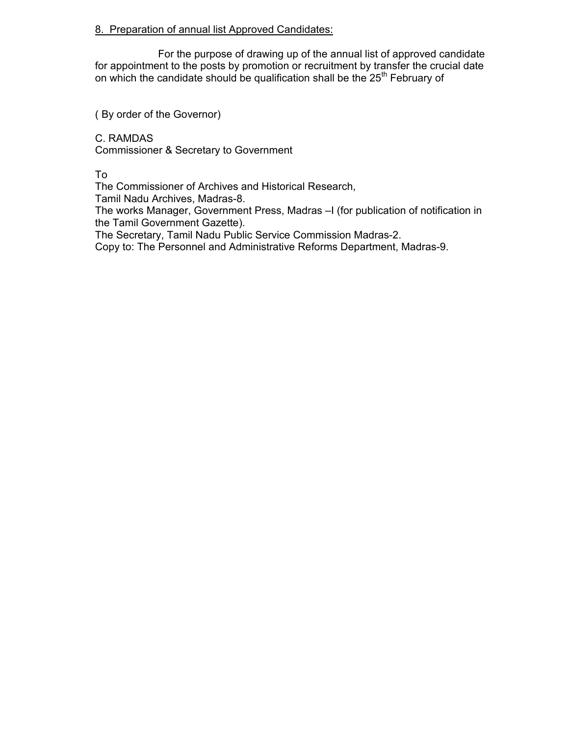8. <u>Preparation of annual list Approved Candidates:</u>

For the purpose of drawing up of the annual list of approved candidate for appointment to the posts by promotion or recruitment by transfer the crucial date on which the candidate should be qualification shall be the $25^{th}$ February of

( By order of the Governor)

C. RAMDAS  
Commissioner & Secretary to Government

To  
The Commissioner of Archives and Historical Research,  
Tamil Nadu Archives, Madras-8.  
The works Manager, Government Press, Madras –I (for publication of notification in the Tamil Government Gazette).  
The Secretary, Tamil Nadu Public Service Commission Madras-2.  
Copy to: The Personnel and Administrative Reforms Department, Madras-9.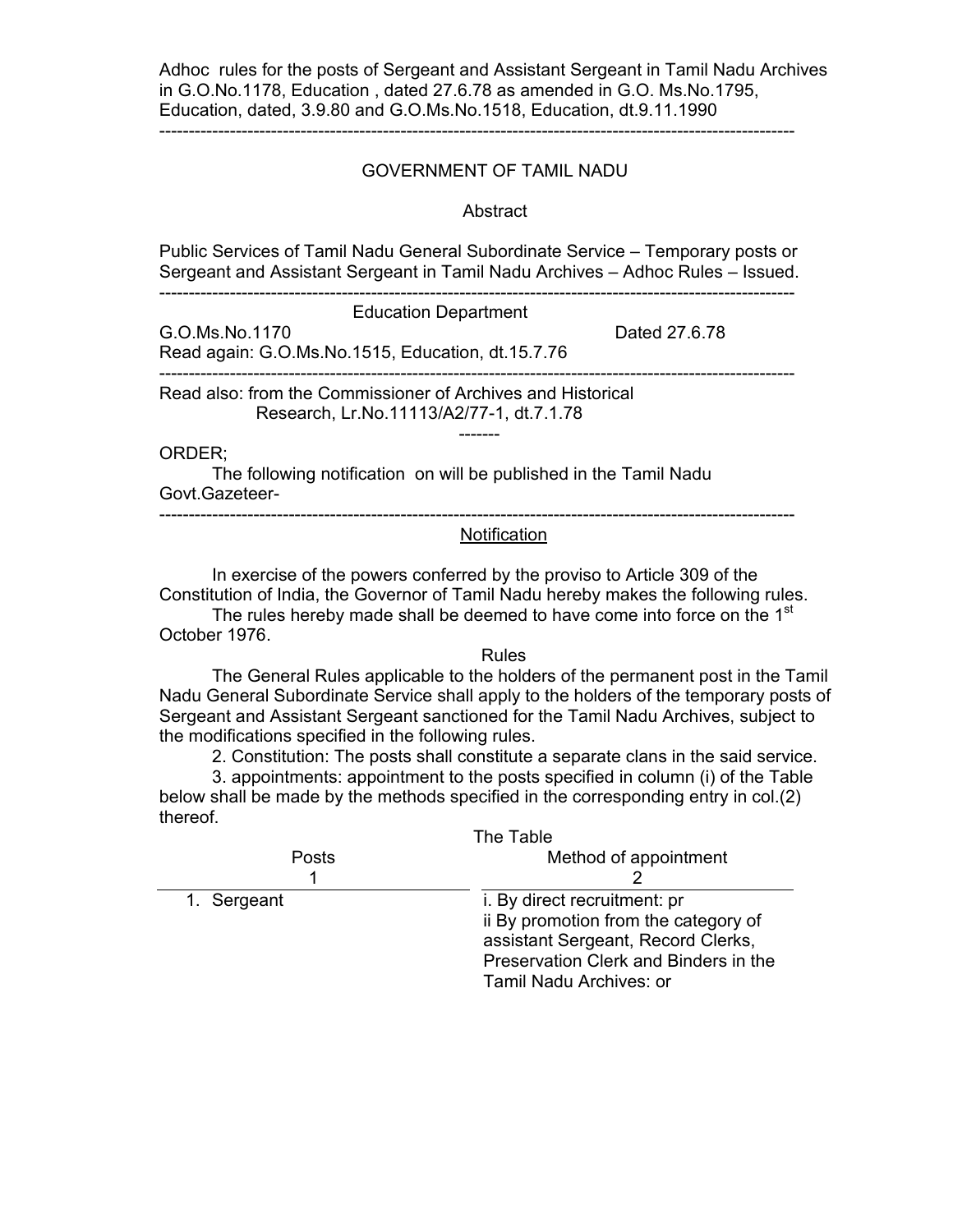Adhoc rules for the posts of Sergeant and Assistant Sergeant in Tamil Nadu Archives in G.O.No.1178, Education , dated 27.6.78 as amended in G.O. Ms.No.1795, Education, dated, 3.9.80 and G.O.Ms.No.1518, Education, dt.9.11.1990

---

GOVERNMENT OF TAMIL NADU

Abstract

Public Services of Tamil Nadu General Subordinate Service – Temporary posts or Sergeant and Assistant Sergeant in Tamil Nadu Archives – Adhoc Rules – Issued.

---

Education Department

G.O.Ms.No.1170 Dated 27.6.78

Read again: G.O.Ms.No.1515, Education, dt.15.7.76

---

Read also: from the Commissioner of Archives and Historical Research, Lr.No.11113/A2/77-1, dt.7.1.78

-------

ORDER;

The following notification on will be published in the Tamil Nadu Govt.Gazeteer-

---

Notification

In exercise of the powers conferred by the proviso to Article 309 of the Constitution of India, the Governor of Tamil Nadu hereby makes the following rules.

The rules hereby made shall be deemed to have come into force on the 1st October 1976.

Rules

The General Rules applicable to the holders of the permanent post in the Tamil Nadu General Subordinate Service shall apply to the holders of the temporary posts of Sergeant and Assistant Sergeant sanctioned for the Tamil Nadu Archives, subject to the modifications specified in the following rules.

2. Constitution: The posts shall constitute a separate clans in the said service.

3. appointments: appointment to the posts specified in column (i) of the Table below shall be made by the methods specified in the corresponding entry in col.(2) thereof.

The Table

| Posts<br>1 | Method of appointment<br>2 |
|---|---|
| 1. Sergeant | i. By direct recruitment: pr<br>ii By promotion from the category of assistant Sergeant, Record Clerks, Preservation Clerk and Binders in the Tamil Nadu Archives: or |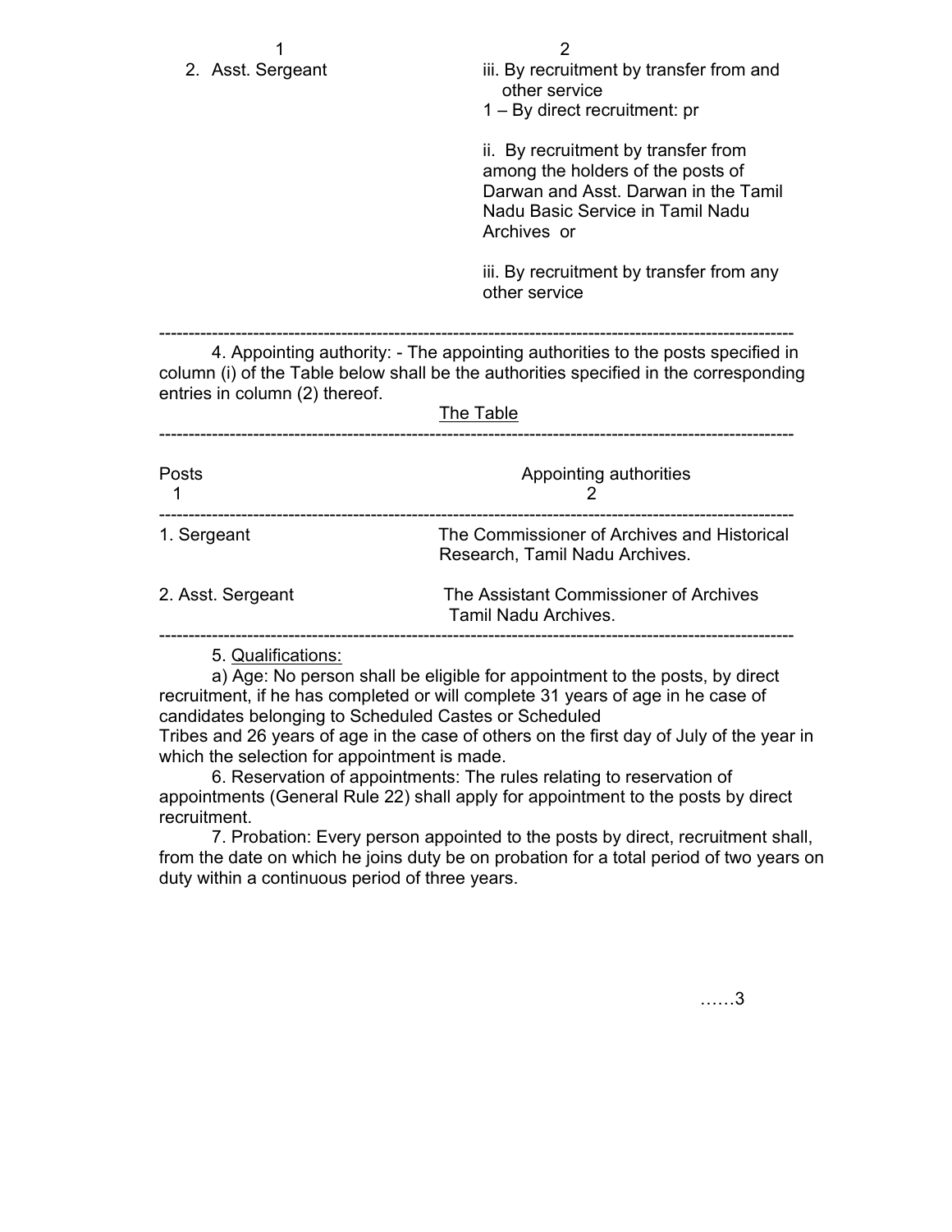| 1 | 2 |
|---|---|
| 2. Asst. Sergeant | iii. By recruitment by transfer from and other service<br>1 – By direct recruitment: pr<br><br>ii. By recruitment by transfer from among the holders of the posts of Darwan and Asst. Darwan in the Tamil Nadu Basic Service in Tamil Nadu Archives or<br><br>iii. By recruitment by transfer from any other service |

4. Appointing authority: - The appointing authorities to the posts specified in column (i) of the Table below shall be the authorities specified in the corresponding entries in column (2) thereof.

<u>The Table</u>

| Posts<br>1 | Appointing authorities<br>2 |
|---|---|
| 1. Sergeant | The Commissioner of Archives and Historical Research, Tamil Nadu Archives. |
| 2. Asst. Sergeant | The Assistant Commissioner of Archives Tamil Nadu Archives. |

5. <u>Qualifications:</u>

a) Age: No person shall be eligible for appointment to the posts, by direct recruitment, if he has completed or will complete 31 years of age in he case of candidates belonging to Scheduled Castes or Scheduled Tribes and 26 years of age in the case of others on the first day of July of the year in which the selection for appointment is made.

6. Reservation of appointments: The rules relating to reservation of appointments (General Rule 22) shall apply for appointment to the posts by direct recruitment.

7. Probation: Every person appointed to the posts by direct, recruitment shall, from the date on which he joins duty be on probation for a total period of two years on duty within a continuous period of three years.

……3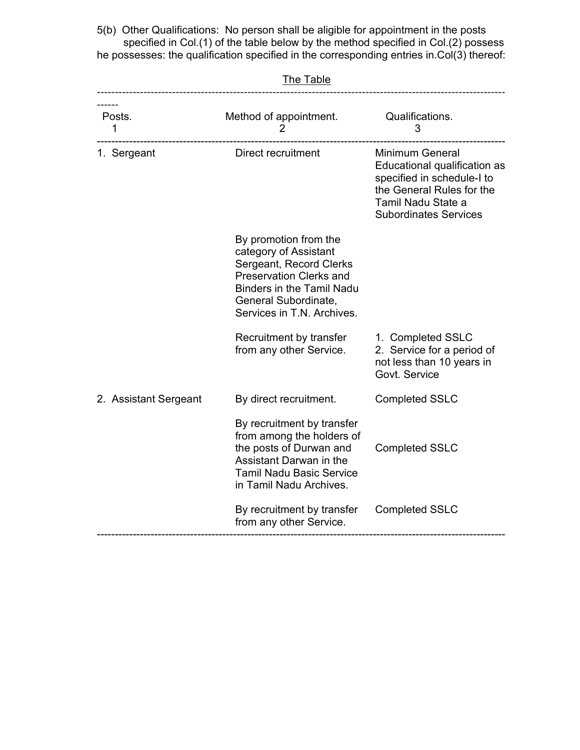5(b) Other Qualifications: No person shall be aligible for appointment in the posts specified in Col.(1) of the table below by the method specified in Col.(2) possess he possesses: the qualification specified in the corresponding entries in.Col(3) thereof:

The Table

| Posts.<br>1 | Method of appointment.<br>2 | Qualifications.<br>3 |
|---|---|---|
| 1. Sergeant | Direct recruitment | Minimum General Educational qualification as specified in schedule-I to the General Rules for the Tamil Nadu State a Subordinates Services |
| | By promotion from the category of Assistant Sergeant, Record Clerks Preservation Clerks and Binders in the Tamil Nadu General Subordinate, Services in T.N. Archives. | |
| | Recruitment by transfer from any other Service. | 1. Completed SSLC<br>2. Service for a period of not less than 10 years in Govt. Service |
| 2. Assistant Sergeant | By direct recruitment. | Completed SSLC |
| | By recruitment by transfer from among the holders of the posts of Durwan and Assistant Darwan in the Tamil Nadu Basic Service in Tamil Nadu Archives. | Completed SSLC |
| | By recruitment by transfer from any other Service. | Completed SSLC |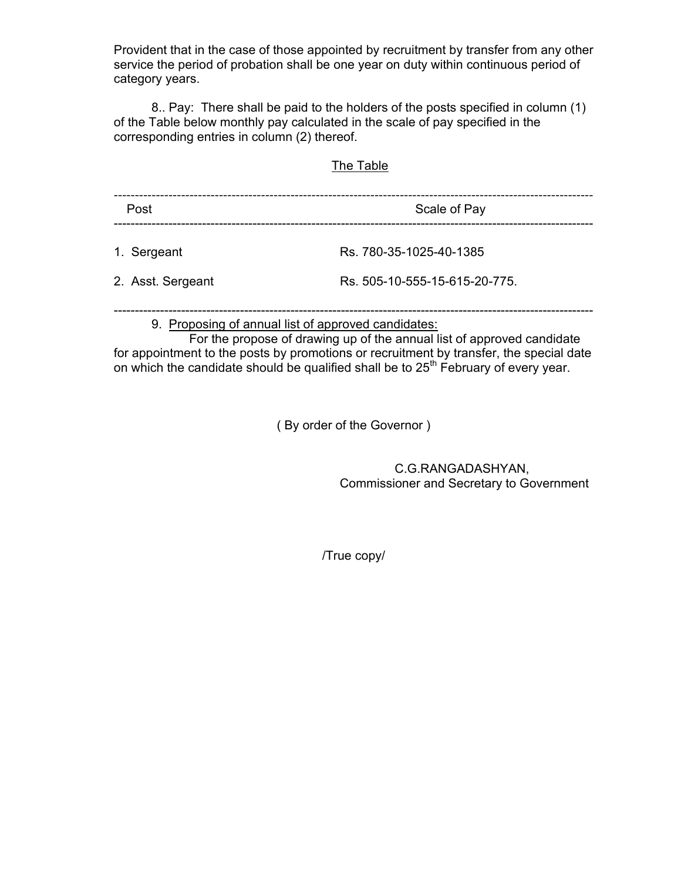Provident that in the case of those appointed by recruitment by transfer from any other service the period of probation shall be one year on duty within continuous period of category years.

8.. Pay: There shall be paid to the holders of the posts specified in column (1) of the Table below monthly pay calculated in the scale of pay specified in the corresponding entries in column (2) thereof.

The Table

| Post | Scale of Pay |
|---|---|
| 1. Sergeant | Rs. 780-35-1025-40-1385 |
| 2. Asst. Sergeant | Rs. 505-10-555-15-615-20-775. |

9. Proposing of annual list of approved candidates:

For the propose of drawing up of the annual list of approved candidate for appointment to the posts by promotions or recruitment by transfer, the special date on which the candidate should be qualified shall be to 25th February of every year.

( By order of the Governor )

C.G.RANGADASHYAN,
Commissioner and Secretary to Government

/True copy/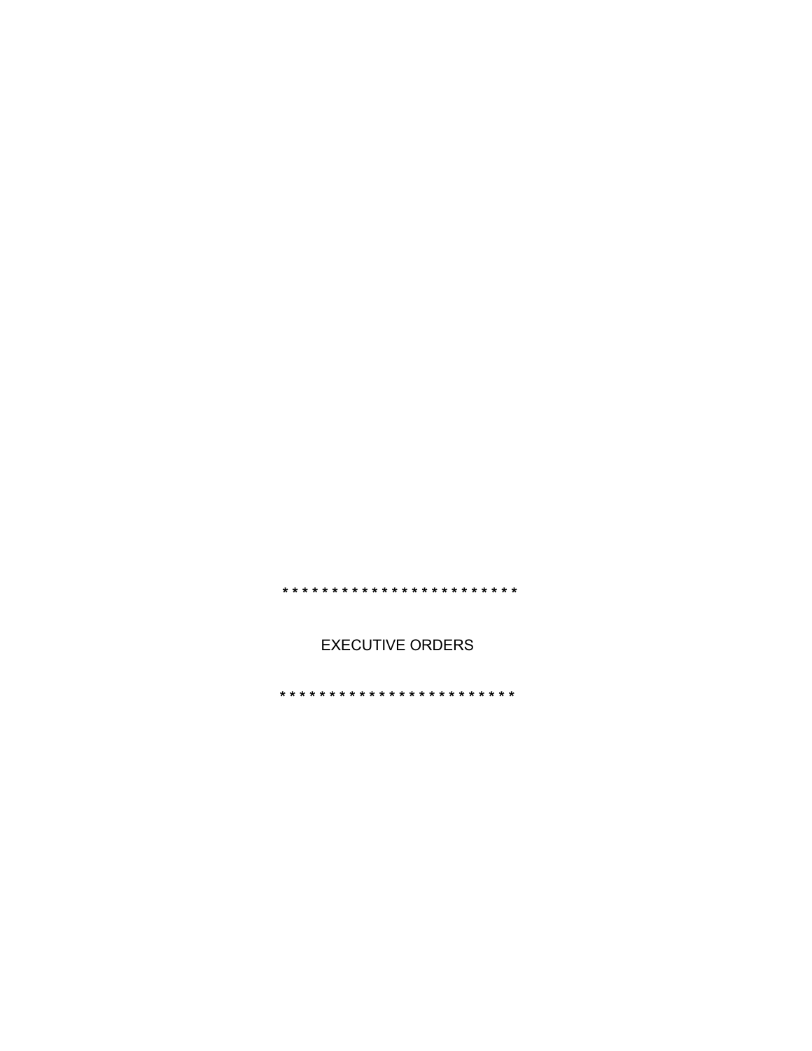* * * * * * * * * * * * * * * * * * * * * * * * *

# EXECUTIVE ORDERS

* * * * * * * * * * * * * * * * * * * * * * * * *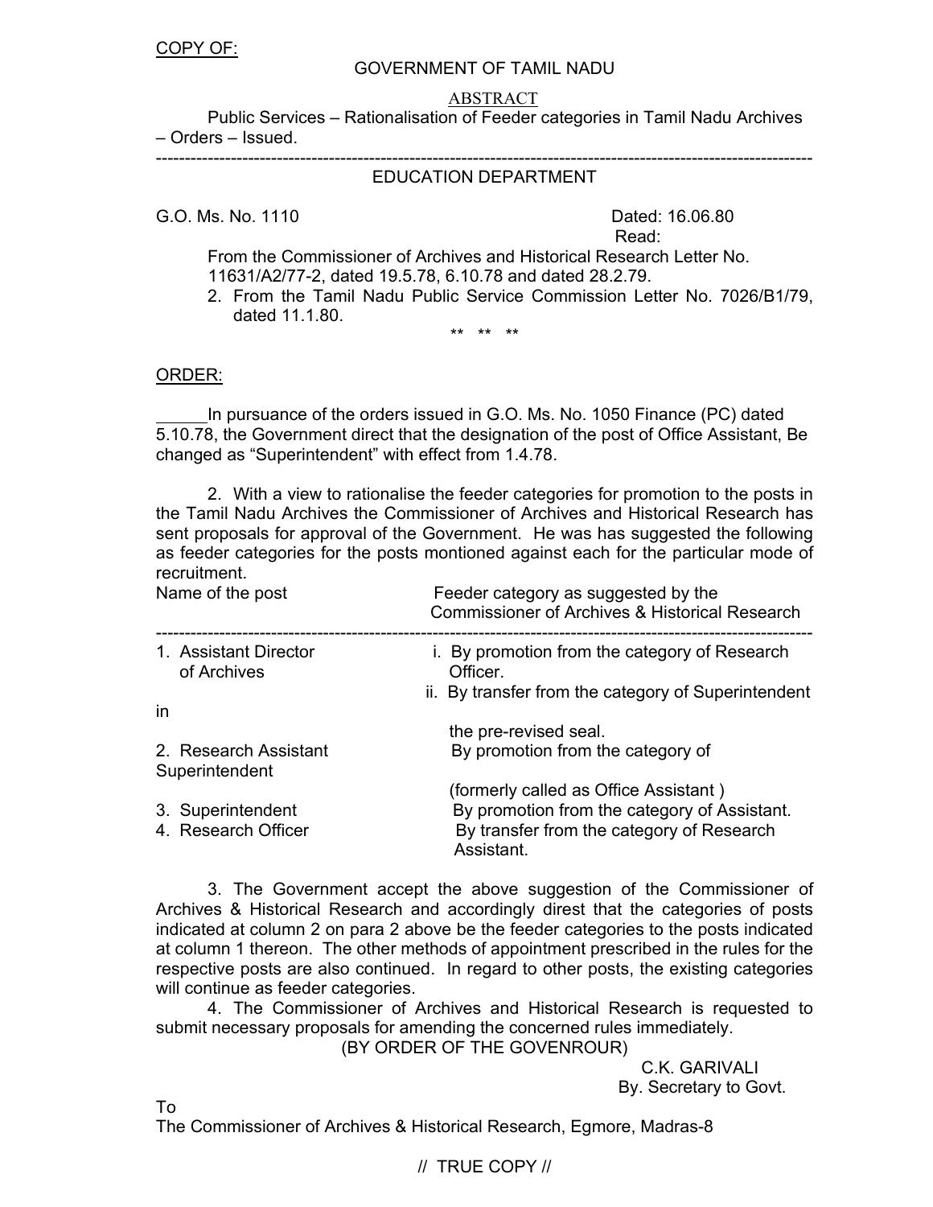COPY OF:

GOVERNMENT OF TAMIL NADU

ABSTRACT

Public Services – Rationalisation of Feeder categories in Tamil Nadu Archives – Orders – Issued.

---

EDUCATION DEPARTMENT

G.O. Ms. No. 1110 Dated: 16.06.80

Read:

From the Commissioner of Archives and Historical Research Letter No. 11631/A2/77-2, dated 19.5.78, 6.10.78 and dated 28.2.79.

2. From the Tamil Nadu Public Service Commission Letter No. 7026/B1/79, dated 11.1.80.

** ** **

ORDER:

In pursuance of the orders issued in G.O. Ms. No. 1050 Finance (PC) dated 5.10.78, the Government direct that the designation of the post of Office Assistant, Be changed as "Superintendent" with effect from 1.4.78.

2. With a view to rationalise the feeder categories for promotion to the posts in the Tamil Nadu Archives the Commissioner of Archives and Historical Research has sent proposals for approval of the Government. He was has suggested the following as feeder categories for the posts montioned against each for the particular mode of recruitment.

| Name of the post | Feeder category as suggested by the Commissioner of Archives & Historical Research |
|---|---|
| 1. Assistant Director of Archives | i. By promotion from the category of Research Officer.<br>ii. By transfer from the category of Superintendent in the pre-revised seal. |
| 2. Research Assistant | By promotion from the category of Superintendent (formerly called as Office Assistant ) |
| 3. Superintendent | By promotion from the category of Assistant. |
| 4. Research Officer | By transfer from the category of Research Assistant. |

3. The Government accept the above suggestion of the Commissioner of Archives & Historical Research and accordingly direst that the categories of posts indicated at column 2 on para 2 above be the feeder categories to the posts indicated at column 1 thereon. The other methods of appointment prescribed in the rules for the respective posts are also continued. In regard to other posts, the existing categories will continue as feeder categories.

4. The Commissioner of Archives and Historical Research is requested to submit necessary proposals for amending the concerned rules immediately.

(BY ORDER OF THE GOVENROUR)

C.K. GARIVALI
By. Secretary to Govt.

To
The Commissioner of Archives & Historical Research, Egmore, Madras-8

// TRUE COPY //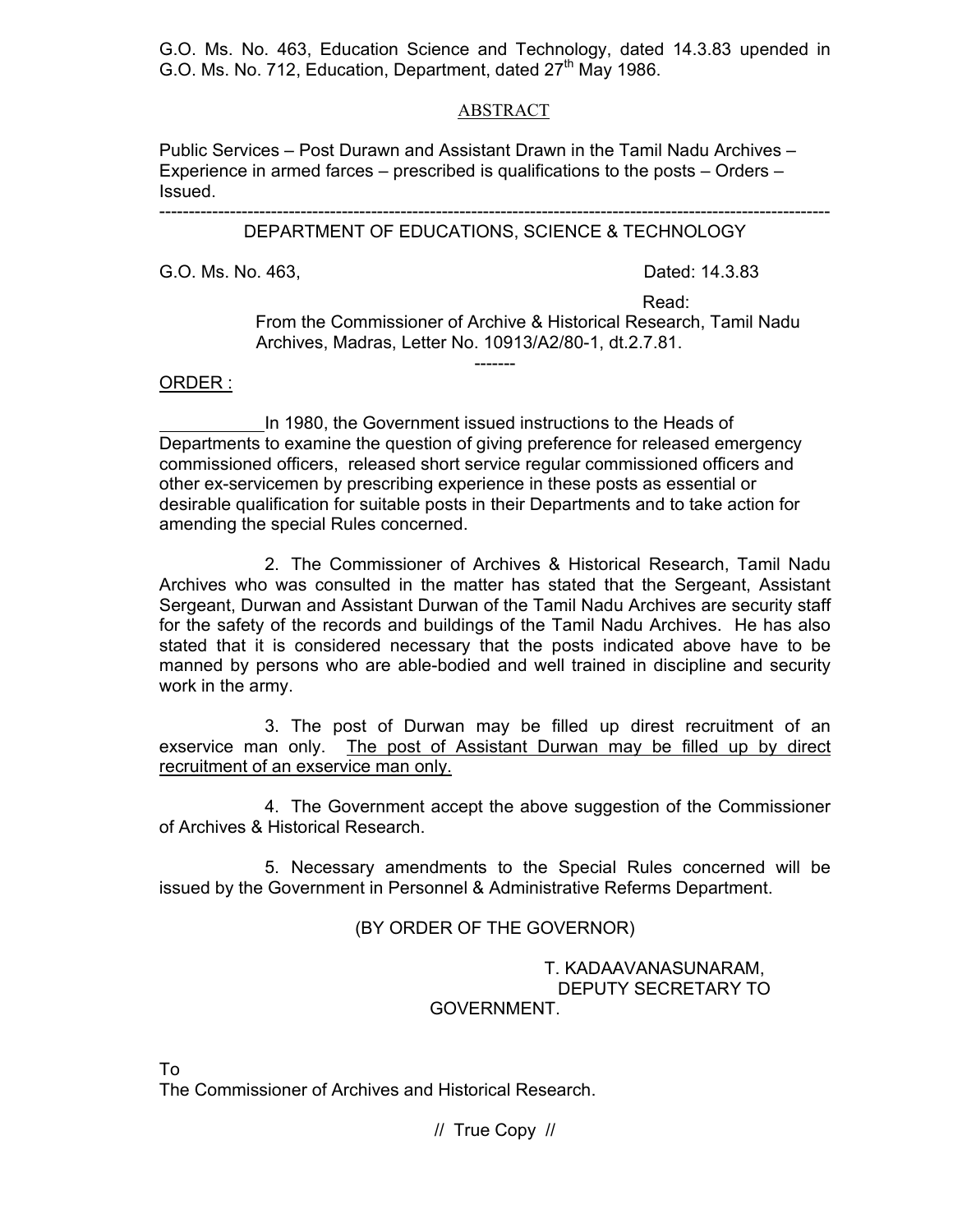G.O. Ms. No. 463, Education Science and Technology, dated 14.3.83 upended in G.O. Ms. No. 712, Education, Department, dated 27[th] May 1986.

ABSTRACT

Public Services – Post Durawn and Assistant Drawn in the Tamil Nadu Archives – Experience in armed farces – prescribed is qualifications to the posts – Orders – Issued.

---

DEPARTMENT OF EDUCATIONS, SCIENCE & TECHNOLOGY

G.O. Ms. No. 463, Dated: 14.3.83

Read:

From the Commissioner of Archive & Historical Research, Tamil Nadu Archives, Madras, Letter No. 10913/A2/80-1, dt.2.7.81.

-------

ORDER :

In 1980, the Government issued instructions to the Heads of Departments to examine the question of giving preference for released emergency commissioned officers, released short service regular commissioned officers and other ex-servicemen by prescribing experience in these posts as essential or desirable qualification for suitable posts in their Departments and to take action for amending the special Rules concerned.

2. The Commissioner of Archives & Historical Research, Tamil Nadu Archives who was consulted in the matter has stated that the Sergeant, Assistant Sergeant, Durwan and Assistant Durwan of the Tamil Nadu Archives are security staff for the safety of the records and buildings of the Tamil Nadu Archives. He has also stated that it is considered necessary that the posts indicated above have to be manned by persons who are able-bodied and well trained in discipline and security work in the army.

3. The post of Durwan may be filled up direst recruitment of an exservice man only. The post of Assistant Durwan may be filled up by direct recruitment of an exservice man only.

4. The Government accept the above suggestion of the Commissioner of Archives & Historical Research.

5. Necessary amendments to the Special Rules concerned will be issued by the Government in Personnel & Administrative Referms Department.

(BY ORDER OF THE GOVERNOR)

T. KADAAVANASUNARAM,
DEPUTY SECRETARY TO GOVERNMENT.

To
The Commissioner of Archives and Historical Research.

// True Copy //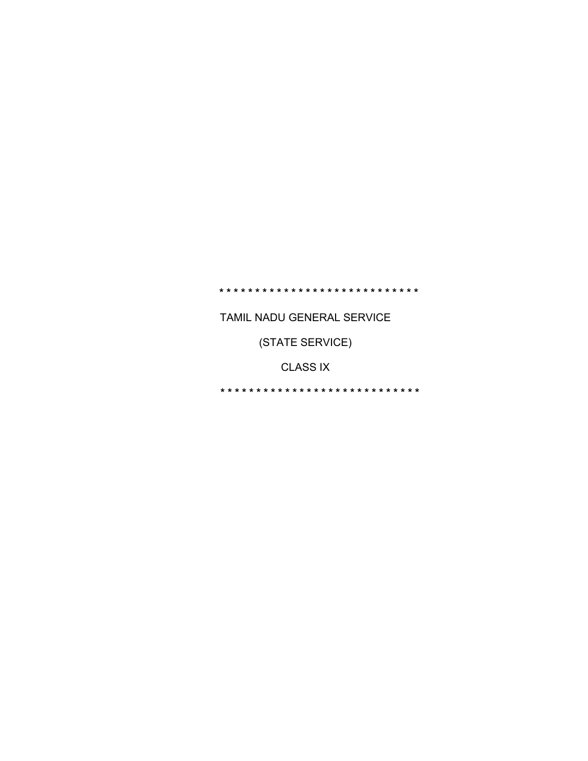* * * * * * * * * * * * * * * * * * * * * * * * * * * * *

TAMIL NADU GENERAL SERVICE

(STATE SERVICE)

CLASS IX

* * * * * * * * * * * * * * * * * * * * * * * * * * * * *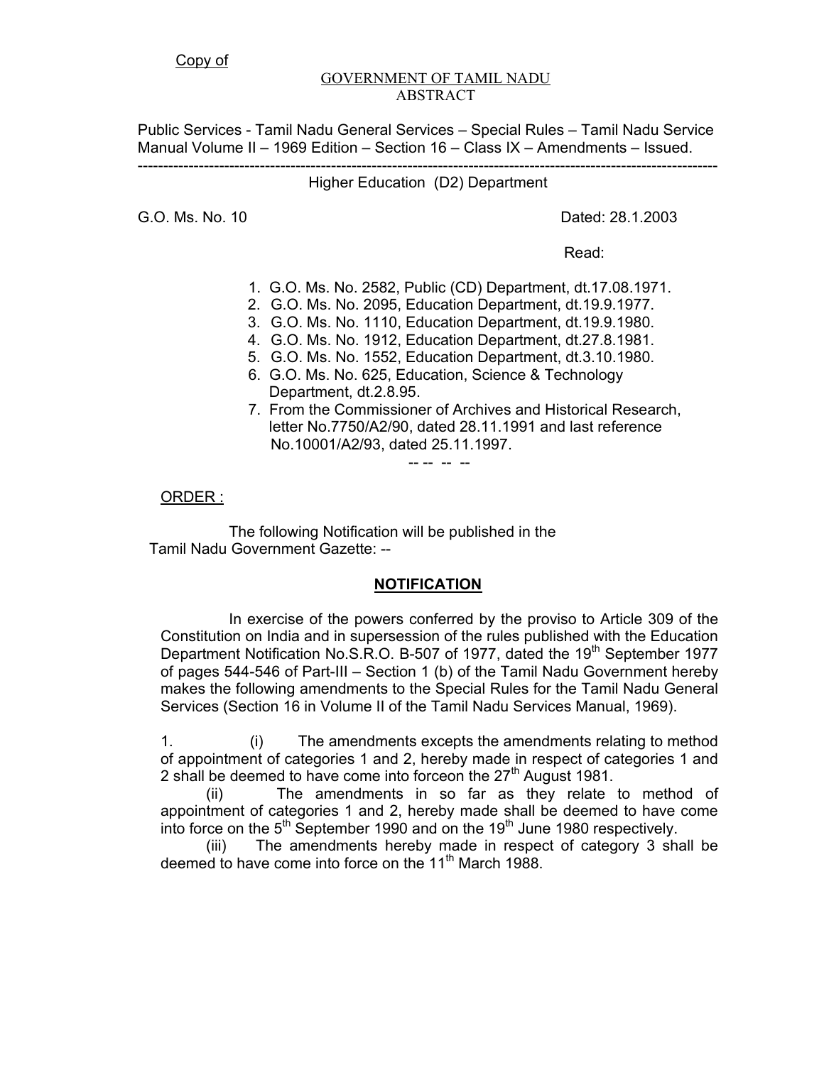Copy of

GOVERNMENT OF TAMIL NADU
ABSTRACT

Public Services - Tamil Nadu General Services – Special Rules – Tamil Nadu Service Manual Volume II – 1969 Edition – Section 16 – Class IX – Amendments – Issued.

---

Higher Education (D2) Department

G.O. Ms. No. 10 Dated: 28.1.2003

Read:

1. G.O. Ms. No. 2582, Public (CD) Department, dt.17.08.1971.
2. G.O. Ms. No. 2095, Education Department, dt.19.9.1977.
3. G.O. Ms. No. 1110, Education Department, dt.19.9.1980.
4. G.O. Ms. No. 1912, Education Department, dt.27.8.1981.
5. G.O. Ms. No. 1552, Education Department, dt.3.10.1980.
6. G.O. Ms. No. 625, Education, Science & Technology Department, dt.2.8.95.
7. From the Commissioner of Archives and Historical Research, letter No.7750/A2/90, dated 28.11.1991 and last reference No.10001/A2/93, dated 25.11.1997.

-- -- -- --

ORDER :

The following Notification will be published in the Tamil Nadu Government Gazette: --

**NOTIFICATION**

In exercise of the powers conferred by the proviso to Article 309 of the Constitution on India and in supersession of the rules published with the Education Department Notification No.S.R.O. B-507 of 1977, dated the 19th September 1977 of pages 544-546 of Part-III – Section 1 (b) of the Tamil Nadu Government hereby makes the following amendments to the Special Rules for the Tamil Nadu General Services (Section 16 in Volume II of the Tamil Nadu Services Manual, 1969).

1. (i) The amendments excepts the amendments relating to method of appointment of categories 1 and 2, hereby made in respect of categories 1 and 2 shall be deemed to have come into forceon the 27th August 1981.

(ii) The amendments in so far as they relate to method of appointment of categories 1 and 2, hereby made shall be deemed to have come into force on the 5th September 1990 and on the 19th June 1980 respectively.

(iii) The amendments hereby made in respect of category 3 shall be deemed to have come into force on the 11th March 1988.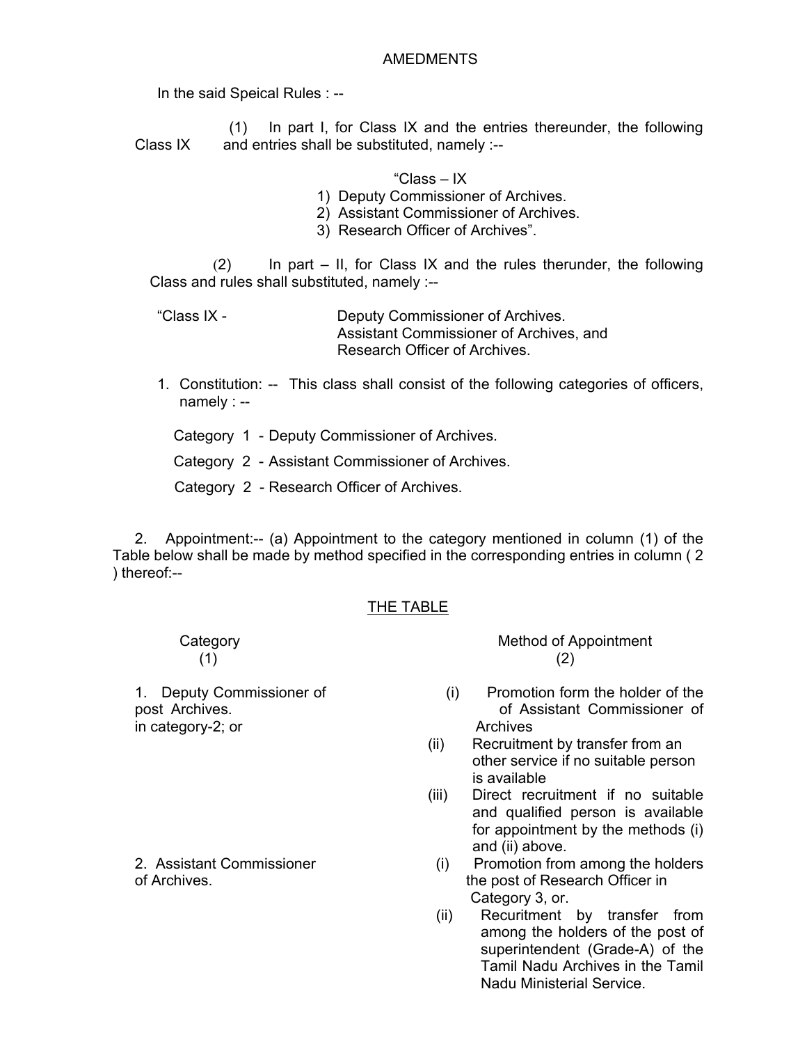AMEDMENTS

In the said Speical Rules : --

Class IX (1) In part I, for Class IX and the entries thereunder, the following and entries shall be substituted, namely :--

"Class – IX

1) Deputy Commissioner of Archives.
2) Assistant Commissioner of Archives.
3) Research Officer of Archives".

(2) In part – II, for Class IX and the rules therunder, the following Class and rules shall substituted, namely :--

"Class IX - Deputy Commissioner of Archives.
Assistant Commissioner of Archives, and
Research Officer of Archives.

1. Constitution: -- This class shall consist of the following categories of officers, namely : --

Category 1 - Deputy Commissioner of Archives.

Category 2 - Assistant Commissioner of Archives.

Category 2 - Research Officer of Archives.

2. Appointment:-- (a) Appointment to the category mentioned in column (1) of the Table below shall be made by method specified in the corresponding entries in column ( 2 ) thereof:--

THE TABLE

| Category (1) | Method of Appointment (2) |
|---|---|
| 1. Deputy Commissioner of Archives. | (i) Promotion form the holder of the post of Assistant Commissioner of Archives in category-2; or<br>(ii) Recruitment by transfer from an other service if no suitable person is available<br>(iii) Direct recruitment if no suitable and qualified person is available for appointment by the methods (i) and (ii) above. |
| 2. Assistant Commissioner of Archives. | (i) Promotion from among the holders the post of Research Officer in Category 3, or.<br>(ii) Recuritment by transfer from among the holders of the post of superintendent (Grade-A) of the Tamil Nadu Archives in the Tamil Nadu Ministerial Service. |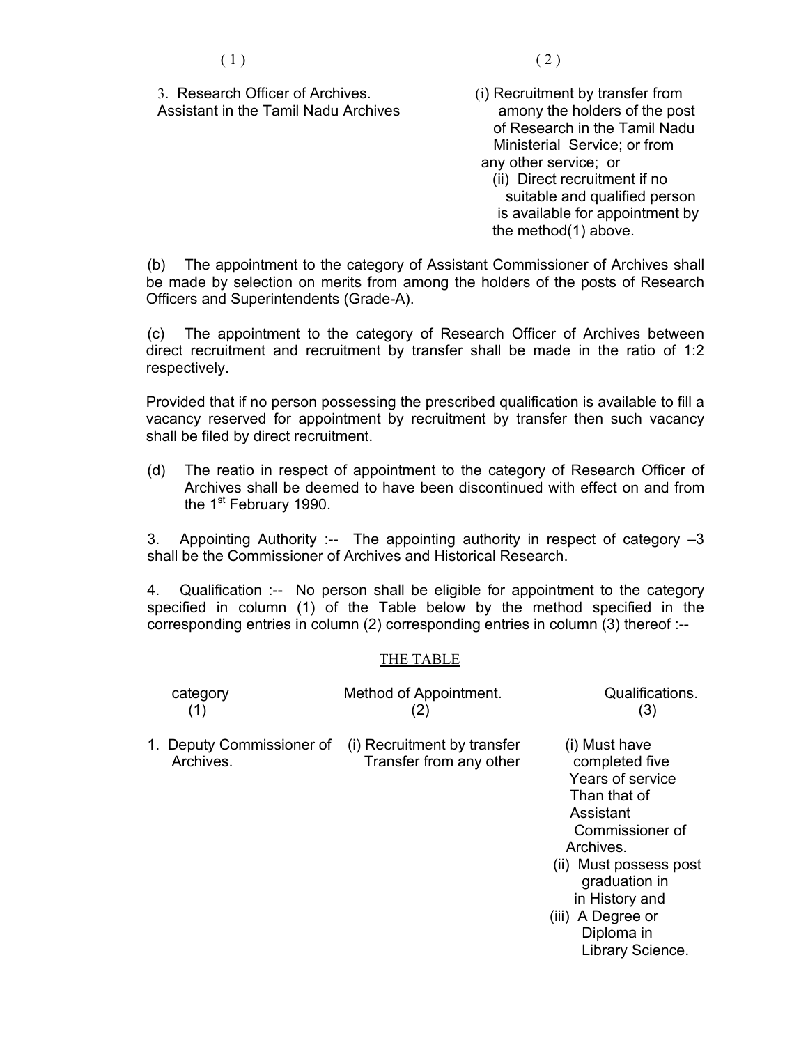| (1) | (2) |
|---|---|
| 3. Research Officer of Archives. Assistant in the Tamil Nadu Archives | (i) Recruitment by transfer from amony the holders of the post of Research in the Tamil Nadu Ministerial Service; or from any other service; or (ii) Direct recruitment if no suitable and qualified person is available for appointment by the method(1) above. |

(b) The appointment to the category of Assistant Commissioner of Archives shall be made by selection on merits from among the holders of the posts of Research Officers and Superintendents (Grade-A).

(c) The appointment to the category of Research Officer of Archives between direct recruitment and recruitment by transfer shall be made in the ratio of 1:2 respectively.

Provided that if no person possessing the prescribed qualification is available to fill a vacancy reserved for appointment by recruitment by transfer then such vacancy shall be filed by direct recruitment.

(d) The reatio in respect of appointment to the category of Research Officer of Archives shall be deemed to have been discontinued with effect on and from the 1st February 1990.

3. Appointing Authority :-- The appointing authority in respect of category –3 shall be the Commissioner of Archives and Historical Research.

4. Qualification :-- No person shall be eligible for appointment to the category specified in column (1) of the Table below by the method specified in the corresponding entries in column (2) corresponding entries in column (3) thereof :--

THE TABLE

| category (1) | Method of Appointment. (2) | Qualifications. (3) |
|---|---|---|
| 1. Deputy Commissioner of Archives. | (i) Recruitment by transfer Transfer from any other | (i) Must have completed five Years of service Than that of Assistant Commissioner of Archives. (ii) Must possess post graduation in in History and (iii) A Degree or Diploma in Library Science. |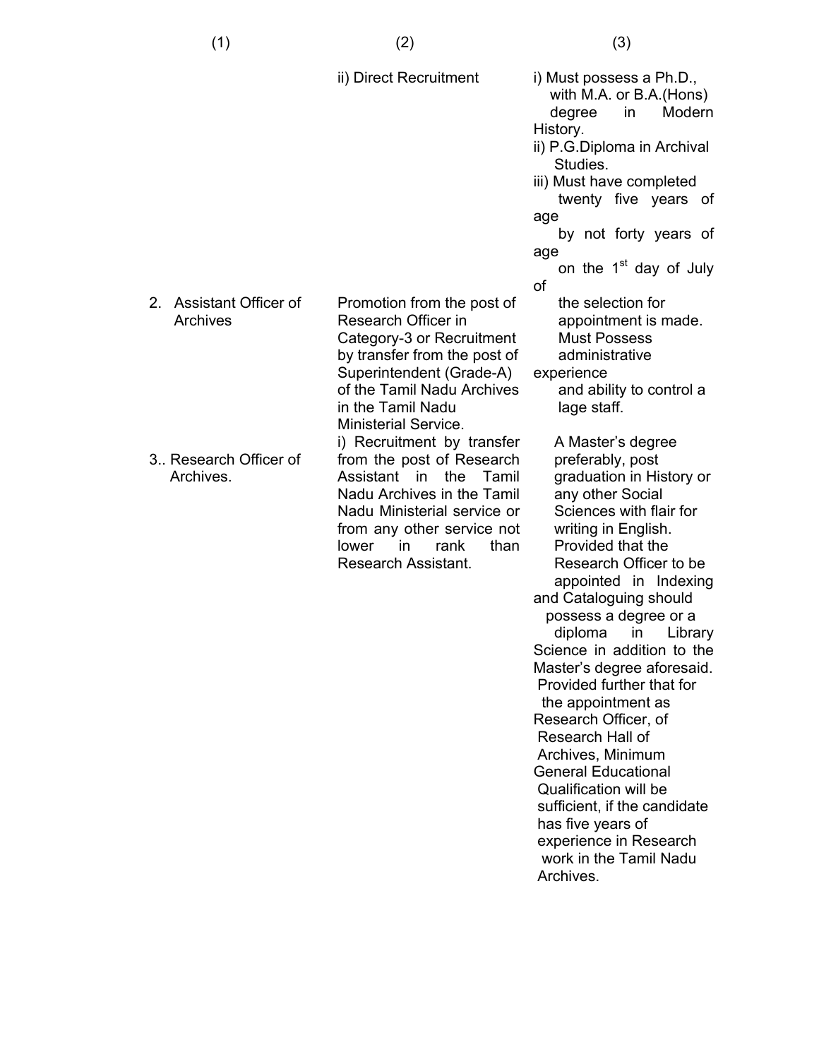| (1) | (2) | (3) |
|---|---|---|
| | ii) Direct Recruitment | i) Must possess a Ph.D., with M.A. or B.A.(Hons) degree in Modern History.<br>ii) P.G.Diploma in Archival Studies.<br>iii) Must have completed twenty five years of age by not forty years of age on the 1st day of July of the selection for appointment is made. |
| 2. Assistant Officer of Archives | Promotion from the post of Research Officer in Category-3 or Recruitment by transfer from the post of Superintendent (Grade-A) of the Tamil Nadu Archives in the Tamil Nadu Ministerial Service. | Must Possess administrative experience and ability to control a lage staff. |
| 3.. Research Officer of Archives. | i) Recruitment by transfer from the post of Research Assistant in the Tamil Nadu Archives in the Tamil Nadu Ministerial service or from any other service not lower in rank than Research Assistant. | A Master's degree preferably, post graduation in History or any other Social Sciences with flair for writing in English.<br>Provided that the Research Officer to be appointed in Indexing and Cataloguing should possess a degree or a diploma in Library Science in addition to the Master's degree aforesaid.<br>Provided further that for the appointment as Research Officer, of Research Hall of Archives, Minimum General Educational Qualification will be sufficient, if the candidate has five years of experience in Research work in the Tamil Nadu Archives. |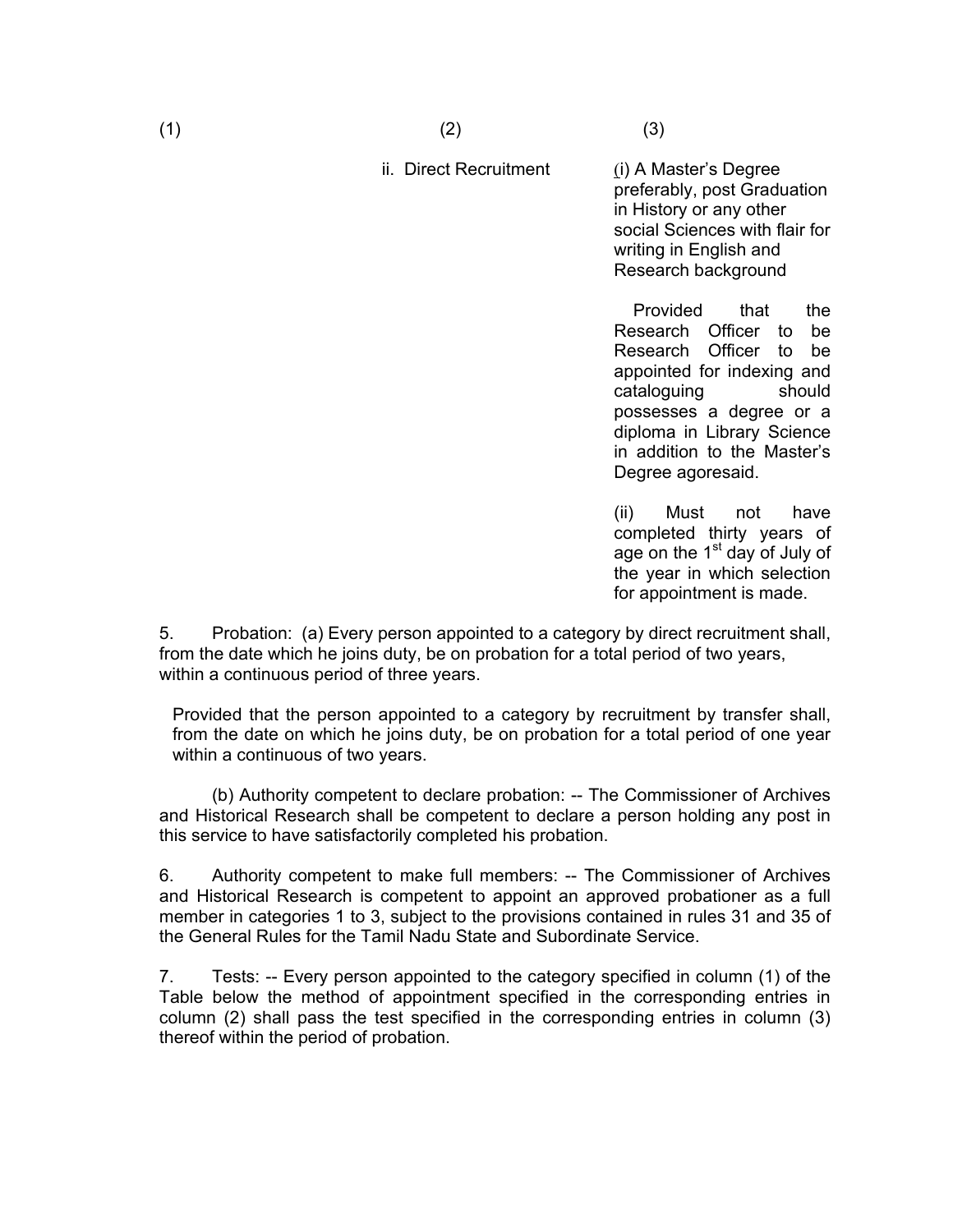| (1) | (2) | (3) |
|---|---|---|
| | ii. Direct Recruitment | (i) A Master's Degree preferably, post Graduation in History or any other social Sciences with flair for writing in English and Research background<br><br>Provided that the Research Officer to be Research Officer to be appointed for indexing and cataloguing should possesses a degree or a diploma in Library Science in addition to the Master's Degree agoresaid.<br><br>(ii) Must not have completed thirty years of age on the 1st day of July of the year in which selection for appointment is made. |

5. Probation: (a) Every person appointed to a category by direct recruitment shall, from the date which he joins duty, be on probation for a total period of two years, within a continuous period of three years.

Provided that the person appointed to a category by recruitment by transfer shall, from the date on which he joins duty, be on probation for a total period of one year within a continuous of two years.

(b) Authority competent to declare probation: -- The Commissioner of Archives and Historical Research shall be competent to declare a person holding any post in this service to have satisfactorily completed his probation.

6. Authority competent to make full members: -- The Commissioner of Archives and Historical Research is competent to appoint an approved probationer as a full member in categories 1 to 3, subject to the provisions contained in rules 31 and 35 of the General Rules for the Tamil Nadu State and Subordinate Service.

7. Tests: -- Every person appointed to the category specified in column (1) of the Table below the method of appointment specified in the corresponding entries in column (2) shall pass the test specified in the corresponding entries in column (3) thereof within the period of probation.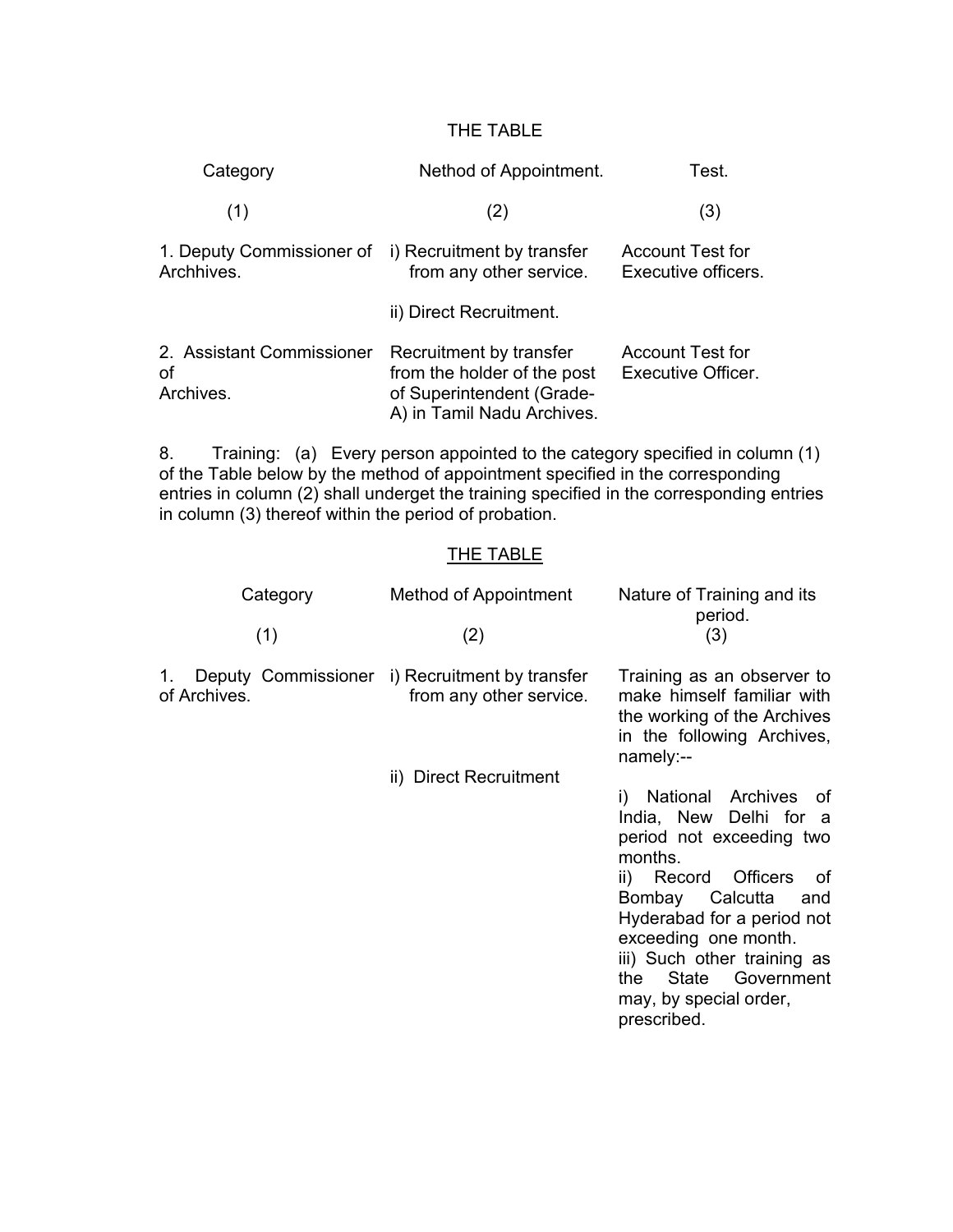THE TABLE

| Category | Nethod of Appointment. | Test. |
|---|---|---|
| (1) | (2) | (3) |
| 1. Deputy Commissioner of Archhives. | i) Recruitment by transfer from any other service. | Account Test for Executive officers. |
| | ii) Direct Recruitment. | |
| 2. Assistant Commissioner of Archives. | Recruitment by transfer from the holder of the post of Superintendent (Grade-A) in Tamil Nadu Archives. | Account Test for Executive Officer. |

8. Training: (a) Every person appointed to the category specified in column (1) of the Table below by the method of appointment specified in the corresponding entries in column (2) shall underget the training specified in the corresponding entries in column (3) thereof within the period of probation.

THE TABLE

| Category | Method of Appointment | Nature of Training and its period. |
|---|---|---|
| (1) | (2) | (3) |
| 1. Deputy Commissioner of Archives. | i) Recruitment by transfer from any other service.<br>ii) Direct Recruitment | Training as an observer to make himself familiar with the working of the Archives in the following Archives, namely:--<br>i) National Archives of India, New Delhi for a period not exceeding two months.<br>ii) Record Officers of Bombay Calcutta and Hyderabad for a period not exceeding one month.<br>iii) Such other training as the State Government may, by special order, prescribed. |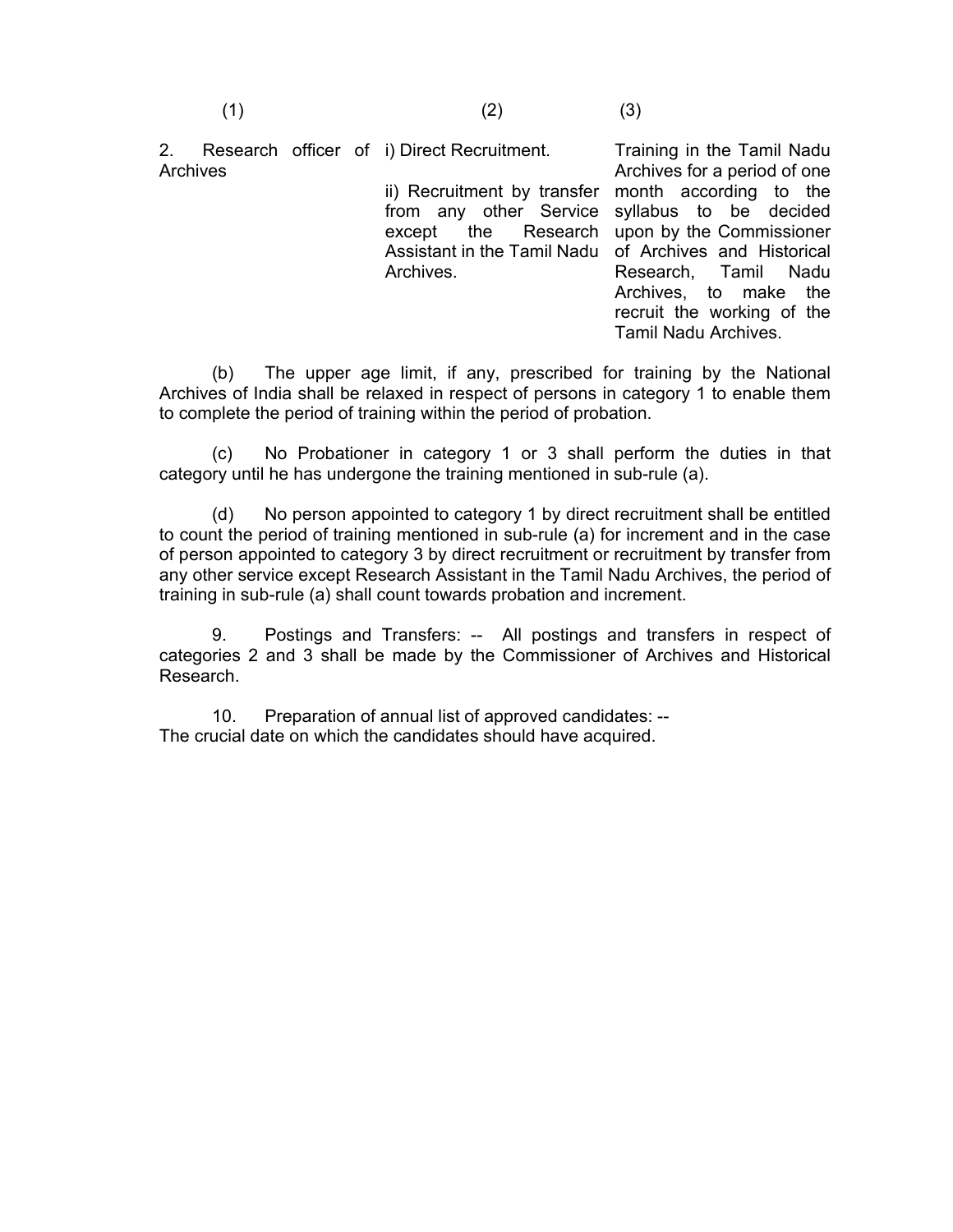| (1) | (2) | (3) |
|---|---|---|
| 2. Research officer of Archives | i) Direct Recruitment.<br><br>ii) Recruitment by transfer from any other Service except the Research Assistant in the Tamil Nadu Archives. | Training in the Tamil Nadu Archives for a period of one month according to the syllabus to be decided upon by the Commissioner of Archives and Historical Research, Tamil Nadu Archives, to make the recruit the working of the Tamil Nadu Archives. |

(b) The upper age limit, if any, prescribed for training by the National Archives of India shall be relaxed in respect of persons in category 1 to enable them to complete the period of training within the period of probation.

(c) No Probationer in category 1 or 3 shall perform the duties in that category until he has undergone the training mentioned in sub-rule (a).

(d) No person appointed to category 1 by direct recruitment shall be entitled to count the period of training mentioned in sub-rule (a) for increment and in the case of person appointed to category 3 by direct recruitment or recruitment by transfer from any other service except Research Assistant in the Tamil Nadu Archives, the period of training in sub-rule (a) shall count towards probation and increment.

9. Postings and Transfers: -- All postings and transfers in respect of categories 2 and 3 shall be made by the Commissioner of Archives and Historical Research.

10. Preparation of annual list of approved candidates: --
The crucial date on which the candidates should have acquired.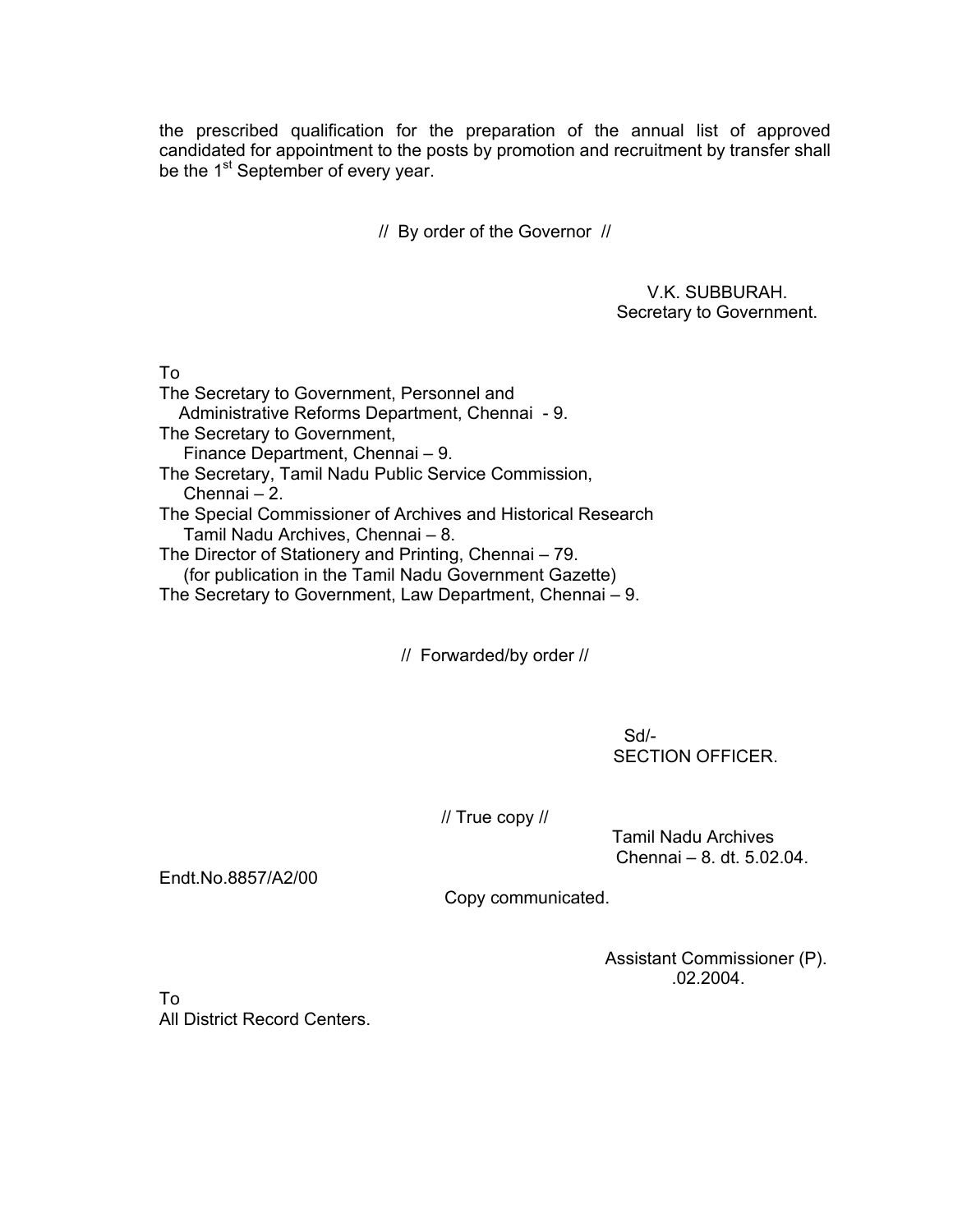the prescribed qualification for the preparation of the annual list of approved candidated for appointment to the posts by promotion and recruitment by transfer shall be the 1st September of every year.

// By order of the Governor //

V.K. SUBBURAH.
Secretary to Government.

To
The Secretary to Government, Personnel and
Administrative Reforms Department, Chennai - 9.
The Secretary to Government,
Finance Department, Chennai – 9.
The Secretary, Tamil Nadu Public Service Commission,
Chennai – 2.
The Special Commissioner of Archives and Historical Research
Tamil Nadu Archives, Chennai – 8.
The Director of Stationery and Printing, Chennai – 79.
(for publication in the Tamil Nadu Government Gazette)
The Secretary to Government, Law Department, Chennai – 9.

// Forwarded/by order //

Sd/-
SECTION OFFICER.

// True copy //

Tamil Nadu Archives
Chennai – 8. dt. 5.02.04.

Endt.No.8857/A2/00

Copy communicated.

Assistant Commissioner (P).
.02.2004.

To
All District Record Centers.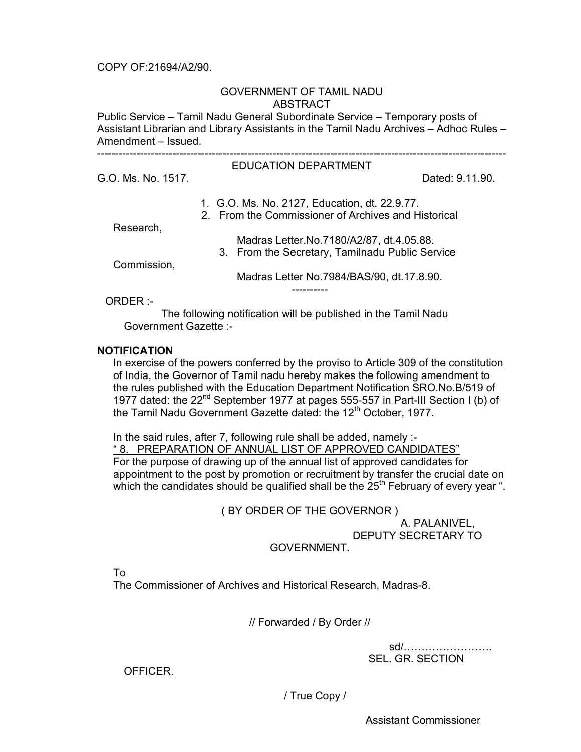COPY OF:21694/A2/90.

GOVERNMENT OF TAMIL NADU
ABSTRACT

Public Service – Tamil Nadu General Subordinate Service – Temporary posts of Assistant Librarian and Library Assistants in the Tamil Nadu Archives – Adhoc Rules – Amendment – Issued.

---

EDUCATION DEPARTMENT

G.O. Ms. No. 1517. Dated: 9.11.90.

1. G.O. Ms. No. 2127, Education, dt. 22.9.77.
2. From the Commissioner of Archives and Historical Research, Madras Letter.No.7180/A2/87, dt.4.05.88.
3. From the Secretary, Tamilnadu Public Service Commission, Madras Letter No.7984/BAS/90, dt.17.8.90.

----------

ORDER :-

The following notification will be published in the Tamil Nadu Government Gazette :-

**NOTIFICATION**

In exercise of the powers conferred by the proviso to Article 309 of the constitution of India, the Governor of Tamil nadu hereby makes the following amendment to the rules published with the Education Department Notification SRO.No.B/519 of 1977 dated: the 22nd September 1977 at pages 555-557 in Part-III Section I (b) of the Tamil Nadu Government Gazette dated: the 12th October, 1977.

In the said rules, after 7, following rule shall be added, namely :-

" 8. PREPARATION OF ANNUAL LIST OF APPROVED CANDIDATES"

For the purpose of drawing up of the annual list of approved candidates for appointment to the post by promotion or recruitment by transfer the crucial date on which the candidates should be qualified shall be the 25th February of every year ".

( BY ORDER OF THE GOVERNOR )

A. PALANIVEL,
DEPUTY SECRETARY TO GOVERNMENT.

To
The Commissioner of Archives and Historical Research, Madras-8.

// Forwarded / By Order //

sd/…………………….
SEL. GR. SECTION OFFICER.

/ True Copy /

Assistant Commissioner